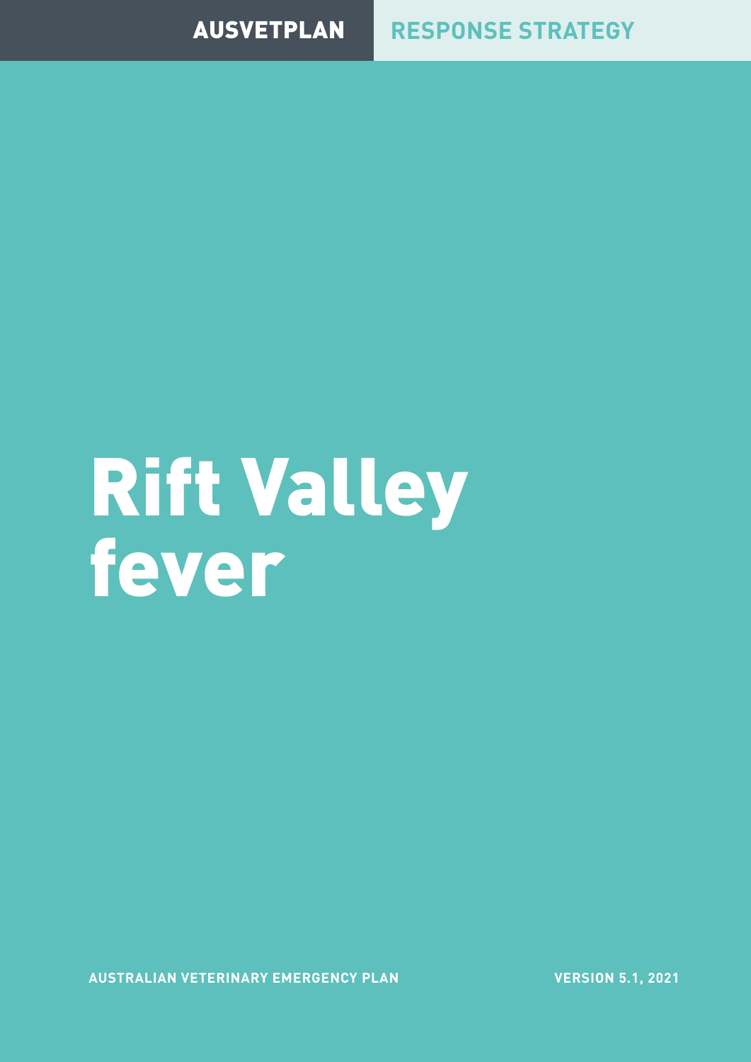AUSVETPLAN RESPONSE STRATEGY

# Rift Valley fever

AUSTRALIAN VETERINARY EMERGENCY PLAN

VERSION 5.1, 2021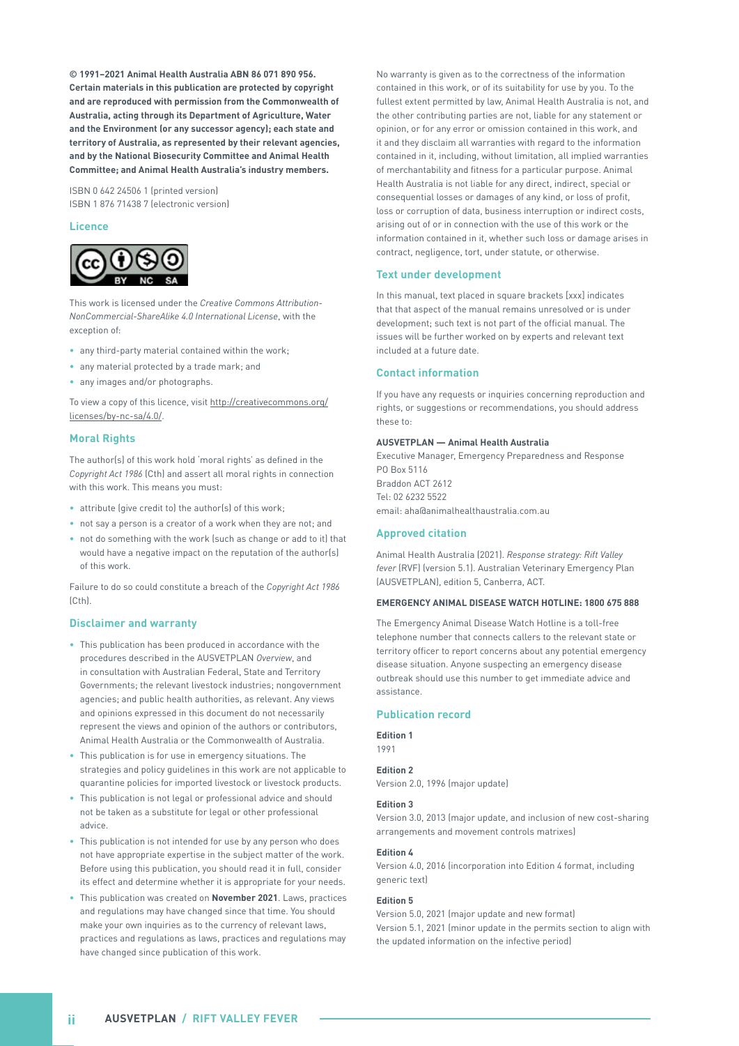**© 1991–2021 Animal Health Australia ABN 86 071 890 956. Certain materials in this publication are protected by copyright and are reproduced with permission from the Commonwealth of Australia, acting through its Department of Agriculture, Water and the Environment (or any successor agency); each state and territory of Australia, as represented by their relevant agencies, and by the National Biosecurity Committee and Animal Health Committee; and Animal Health Australia's industry members.**

ISBN 0 642 24506 1 (printed version)
ISBN 1 876 71438 7 (electronic version)

### Licence

This work is licensed under the *Creative Commons Attribution-NonCommercial-ShareAlike 4.0 International License*, with the exception of:

- any third-party material contained within the work;
- any material protected by a trade mark; and
- any images and/or photographs.

To view a copy of this licence, visit http://creativecommons.org/licenses/by-nc-sa/4.0/.

### Moral Rights

The author(s) of this work hold 'moral rights' as defined in the *Copyright Act 1986* (Cth) and assert all moral rights in connection with this work. This means you must:

- attribute (give credit to) the author(s) of this work;
- not say a person is a creator of a work when they are not; and
- not do something with the work (such as change or add to it) that would have a negative impact on the reputation of the author(s) of this work.

Failure to do so could constitute a breach of the *Copyright Act 1986* (Cth).

### Disclaimer and warranty

- This publication has been produced in accordance with the procedures described in the AUSVETPLAN *Overview*, and in consultation with Australian Federal, State and Territory Governments; the relevant livestock industries; nongovernment agencies; and public health authorities, as relevant. Any views and opinions expressed in this document do not necessarily represent the views and opinion of the authors or contributors, Animal Health Australia or the Commonwealth of Australia.
- This publication is for use in emergency situations. The strategies and policy guidelines in this work are not applicable to quarantine policies for imported livestock or livestock products.
- This publication is not legal or professional advice and should not be taken as a substitute for legal or other professional advice.
- This publication is not intended for use by any person who does not have appropriate expertise in the subject matter of the work. Before using this publication, you should read it in full, consider its effect and determine whether it is appropriate for your needs.
- This publication was created on **November 2021**. Laws, practices and regulations may have changed since that time. You should make your own inquiries as to the currency of relevant laws, practices and regulations as laws, practices and regulations may have changed since publication of this work.

No warranty is given as to the correctness of the information contained in this work, or of its suitability for use by you. To the fullest extent permitted by law, Animal Health Australia is not, and the other contributing parties are not, liable for any statement or opinion, or for any error or omission contained in this work, and it and they disclaim all warranties with regard to the information contained in it, including, without limitation, all implied warranties of merchantability and fitness for a particular purpose. Animal Health Australia is not liable for any direct, indirect, special or consequential losses or damages of any kind, or loss of profit, loss or corruption of data, business interruption or indirect costs, arising out of or in connection with the use of this work or the information contained in it, whether such loss or damage arises in contract, negligence, tort, under statute, or otherwise.

### Text under development

In this manual, text placed in square brackets [xxx] indicates that that aspect of the manual remains unresolved or is under development; such text is not part of the official manual. The issues will be further worked on by experts and relevant text included at a future date.

### Contact information

If you have any requests or inquiries concerning reproduction and rights, or suggestions or recommendations, you should address these to:

**AUSVETPLAN — Animal Health Australia**
Executive Manager, Emergency Preparedness and Response
PO Box 5116
Braddon ACT 2612
Tel: 02 6232 5522
email: aha@animalhealthaustralia.com.au

### Approved citation

Animal Health Australia (2021). *Response strategy: Rift Valley fever* (RVF) (version 5.1). Australian Veterinary Emergency Plan (AUSVETPLAN), edition 5, Canberra, ACT.

**EMERGENCY ANIMAL DISEASE WATCH HOTLINE: 1800 675 888**

The Emergency Animal Disease Watch Hotline is a toll-free telephone number that connects callers to the relevant state or territory officer to report concerns about any potential emergency disease situation. Anyone suspecting an emergency disease outbreak should use this number to get immediate advice and assistance.

### Publication record

**Edition 1**
1991

**Edition 2**
Version 2.0, 1996 (major update)

**Edition 3**
Version 3.0, 2013 (major update, and inclusion of new cost-sharing arrangements and movement controls matrixes)

**Edition 4**
Version 4.0, 2016 (incorporation into Edition 4 format, including generic text)

**Edition 5**
Version 5.0, 2021 (major update and new format)
Version 5.1, 2021 (minor update in the permits section to align with the updated information on the infective period)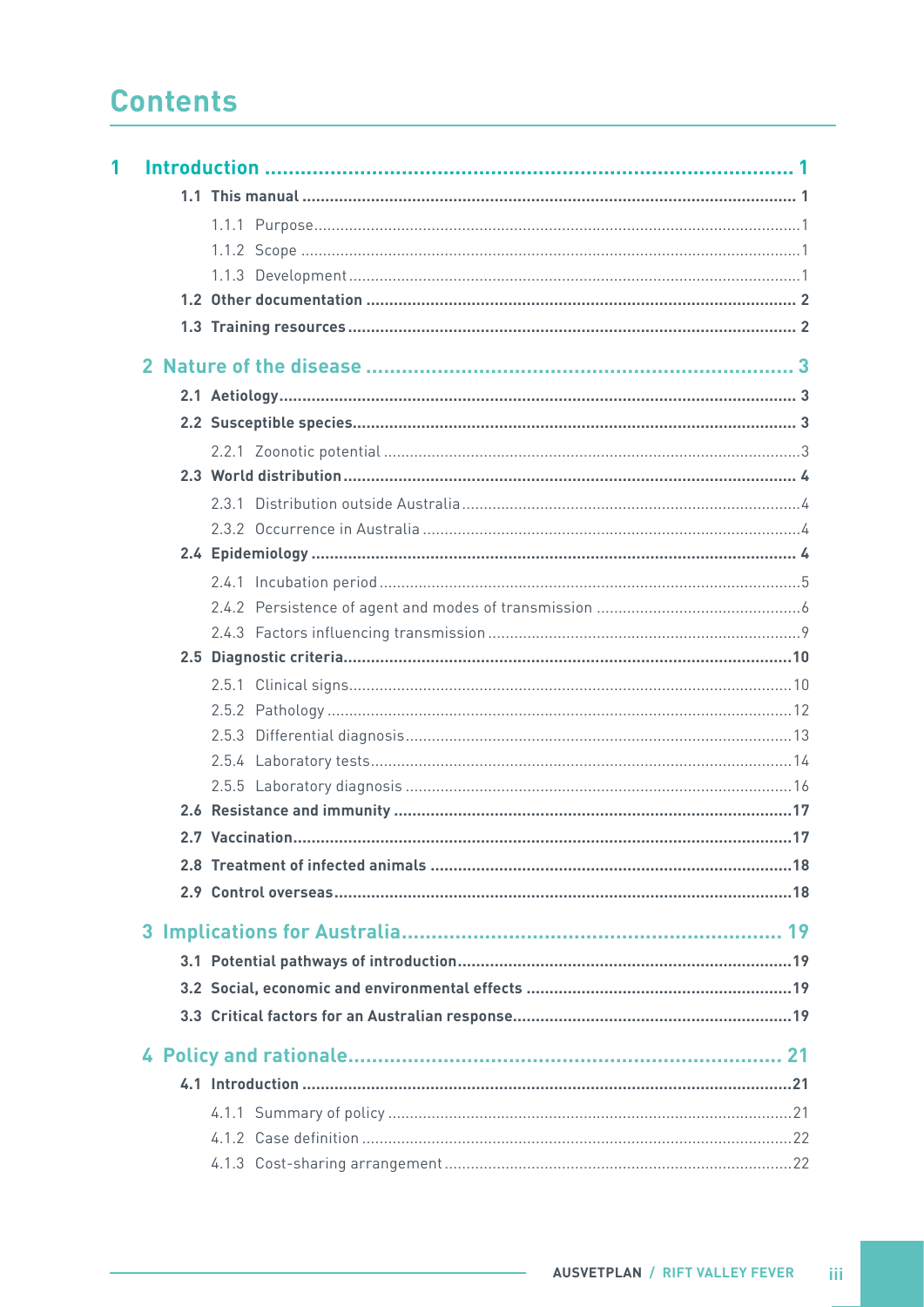# Contents

**1 Introduction** .......... **1**

- **1.1 This manual** .......... **1**
  - 1.1.1 Purpose .......... 1
  - 1.1.2 Scope .......... 1
  - 1.1.3 Development .......... 1
- **1.2 Other documentation** .......... **2**
- **1.3 Training resources** .......... **2**

**2 Nature of the disease** .......... **3**

- **2.1 Aetiology** .......... **3**
- **2.2 Susceptible species** .......... **3**
  - 2.2.1 Zoonotic potential .......... 3
- **2.3 World distribution** .......... **4**
  - 2.3.1 Distribution outside Australia .......... 4
  - 2.3.2 Occurrence in Australia .......... 4
- **2.4 Epidemiology** .......... **4**
  - 2.4.1 Incubation period .......... 5
  - 2.4.2 Persistence of agent and modes of transmission .......... 6
  - 2.4.3 Factors influencing transmission .......... 9
- **2.5 Diagnostic criteria** .......... **10**
  - 2.5.1 Clinical signs .......... 10
  - 2.5.2 Pathology .......... 12
  - 2.5.3 Differential diagnosis .......... 13
  - 2.5.4 Laboratory tests .......... 14
  - 2.5.5 Laboratory diagnosis .......... 16
- **2.6 Resistance and immunity** .......... **17**
- **2.7 Vaccination** .......... **17**
- **2.8 Treatment of infected animals** .......... **18**
- **2.9 Control overseas** .......... **18**

**3 Implications for Australia** .......... **19**

- **3.1 Potential pathways of introduction** .......... **19**
- **3.2 Social, economic and environmental effects** .......... **19**
- **3.3 Critical factors for an Australian response** .......... **19**

**4 Policy and rationale** .......... **21**

- **4.1 Introduction** .......... **21**
  - 4.1.1 Summary of policy .......... 21
  - 4.1.2 Case definition .......... 22
  - 4.1.3 Cost-sharing arrangement .......... 22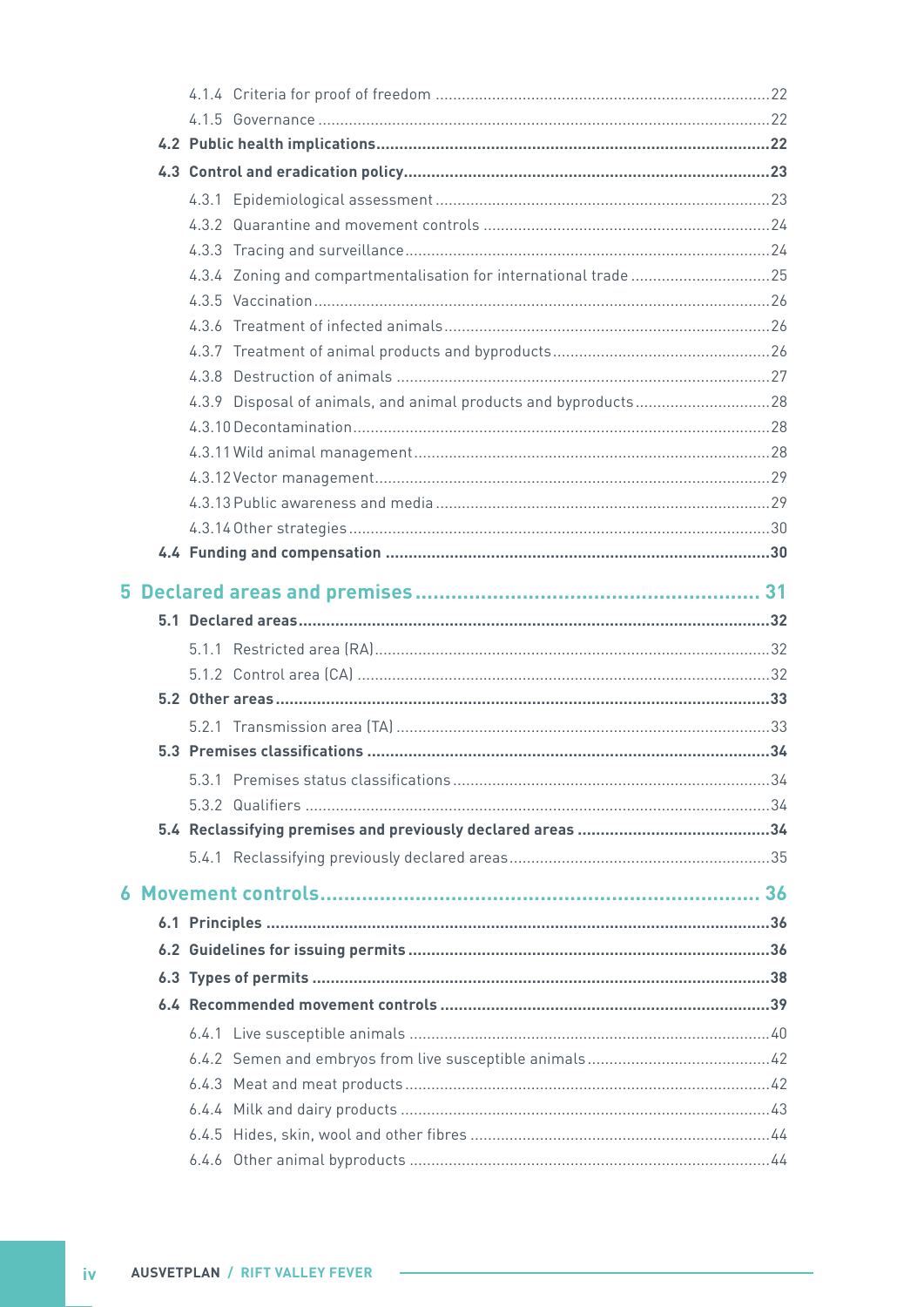- 4.1.4 Criteria for proof of freedom ....................................................................22
- 4.1.5 Governance ....................................................................22

**4.2 Public health implications ....................................................................22**

**4.3 Control and eradication policy ....................................................................23**

- 4.3.1 Epidemiological assessment ....................................................................23
- 4.3.2 Quarantine and movement controls ....................................................................24
- 4.3.3 Tracing and surveillance ....................................................................24
- 4.3.4 Zoning and compartmentalisation for international trade ....................................................................25
- 4.3.5 Vaccination ....................................................................26
- 4.3.6 Treatment of infected animals ....................................................................26
- 4.3.7 Treatment of animal products and byproducts ....................................................................26
- 4.3.8 Destruction of animals ....................................................................27
- 4.3.9 Disposal of animals, and animal products and byproducts ....................................................................28
- 4.3.10 Decontamination ....................................................................28
- 4.3.11 Wild animal management ....................................................................28
- 4.3.12 Vector management ....................................................................29
- 4.3.13 Public awareness and media ....................................................................29
- 4.3.14 Other strategies ....................................................................30

**4.4 Funding and compensation ....................................................................30**

## 5 Declared areas and premises .................................................... 31

**5.1 Declared areas ....................................................................32**

- 5.1.1 Restricted area (RA) ....................................................................32
- 5.1.2 Control area (CA) ....................................................................32

**5.2 Other areas ....................................................................33**

- 5.2.1 Transmission area (TA) ....................................................................33

**5.3 Premises classifications ....................................................................34**

- 5.3.1 Premises status classifications ....................................................................34
- 5.3.2 Qualifiers ....................................................................34

**5.4 Reclassifying premises and previously declared areas ....................................................................34**

- 5.4.1 Reclassifying previously declared areas ....................................................................35

## 6 Movement controls .................................................... 36

**6.1 Principles ....................................................................36**

**6.2 Guidelines for issuing permits ....................................................................36**

**6.3 Types of permits ....................................................................38**

**6.4 Recommended movement controls ....................................................................39**

- 6.4.1 Live susceptible animals ....................................................................40
- 6.4.2 Semen and embryos from live susceptible animals ....................................................................42
- 6.4.3 Meat and meat products ....................................................................42
- 6.4.4 Milk and dairy products ....................................................................43
- 6.4.5 Hides, skin, wool and other fibres ....................................................................44
- 6.4.6 Other animal byproducts ....................................................................44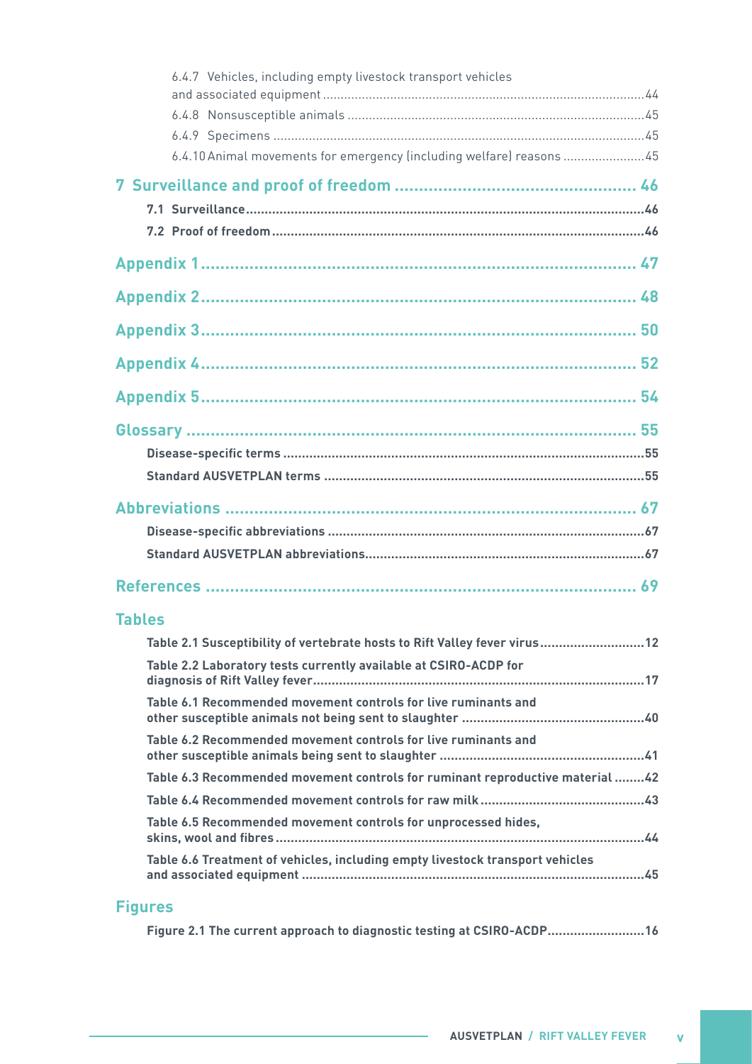6.4.7 Vehicles, including empty livestock transport vehicles and associated equipment ........ 44

6.4.8 Nonsusceptible animals ........ 45

6.4.9 Specimens ........ 45

6.4.10 Animal movements for emergency (including welfare) reasons ........ 45

**7 Surveillance and proof of freedom ........ 46**

**7.1 Surveillance ........ 46**

**7.2 Proof of freedom ........ 46**

**Appendix 1 ........ 47**

**Appendix 2 ........ 48**

**Appendix 3 ........ 50**

**Appendix 4 ........ 52**

**Appendix 5 ........ 54**

**Glossary ........ 55**

**Disease-specific terms ........ 55**

**Standard AUSVETPLAN terms ........ 55**

**Abbreviations ........ 67**

**Disease-specific abbreviations ........ 67**

**Standard AUSVETPLAN abbreviations ........ 67**

**References ........ 69**

## Tables

**Table 2.1 Susceptibility of vertebrate hosts to Rift Valley fever virus ........ 12**

**Table 2.2 Laboratory tests currently available at CSIRO-ACDP for diagnosis of Rift Valley fever ........ 17**

**Table 6.1 Recommended movement controls for live ruminants and other susceptible animals not being sent to slaughter ........ 40**

**Table 6.2 Recommended movement controls for live ruminants and other susceptible animals being sent to slaughter ........ 41**

**Table 6.3 Recommended movement controls for ruminant reproductive material ........ 42**

**Table 6.4 Recommended movement controls for raw milk ........ 43**

**Table 6.5 Recommended movement controls for unprocessed hides, skins, wool and fibres ........ 44**

**Table 6.6 Treatment of vehicles, including empty livestock transport vehicles and associated equipment ........ 45**

## Figures

**Figure 2.1 The current approach to diagnostic testing at CSIRO-ACDP ........ 16**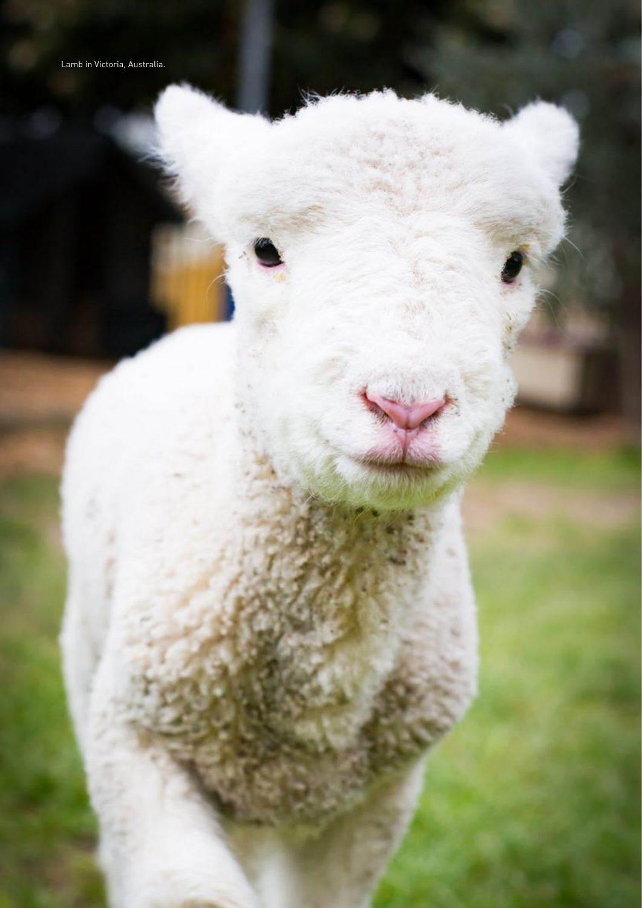Lamb in Victoria, Australia.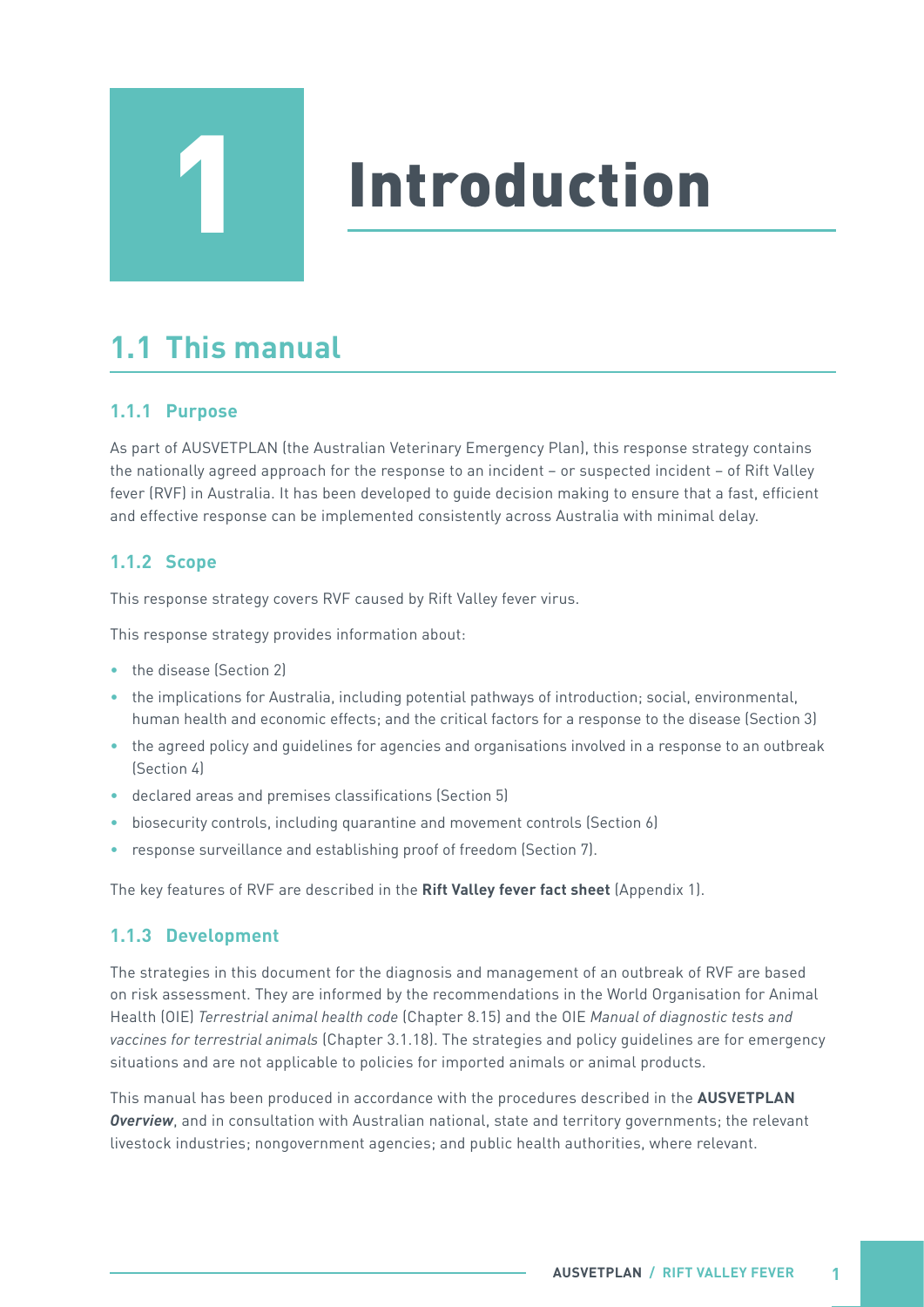# 1 Introduction

## 1.1 This manual

### 1.1.1 Purpose

As part of AUSVETPLAN (the Australian Veterinary Emergency Plan), this response strategy contains the nationally agreed approach for the response to an incident – or suspected incident – of Rift Valley fever (RVF) in Australia. It has been developed to guide decision making to ensure that a fast, efficient and effective response can be implemented consistently across Australia with minimal delay.

### 1.1.2 Scope

This response strategy covers RVF caused by Rift Valley fever virus.

This response strategy provides information about:

- the disease (Section 2)
- the implications for Australia, including potential pathways of introduction; social, environmental, human health and economic effects; and the critical factors for a response to the disease (Section 3)
- the agreed policy and guidelines for agencies and organisations involved in a response to an outbreak (Section 4)
- declared areas and premises classifications (Section 5)
- biosecurity controls, including quarantine and movement controls (Section 6)
- response surveillance and establishing proof of freedom (Section 7).

The key features of RVF are described in the **Rift Valley fever fact sheet** (Appendix 1).

### 1.1.3 Development

The strategies in this document for the diagnosis and management of an outbreak of RVF are based on risk assessment. They are informed by the recommendations in the World Organisation for Animal Health (OIE) *Terrestrial animal health code* (Chapter 8.15) and the OIE *Manual of diagnostic tests and vaccines for terrestrial animals* (Chapter 3.1.18). The strategies and policy guidelines are for emergency situations and are not applicable to policies for imported animals or animal products.

This manual has been produced in accordance with the procedures described in the **AUSVETPLAN *Overview***, and in consultation with Australian national, state and territory governments; the relevant livestock industries; nongovernment agencies; and public health authorities, where relevant.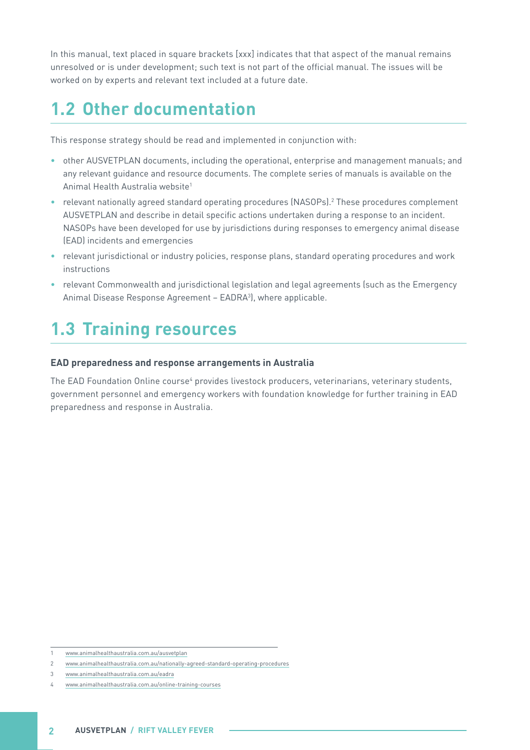In this manual, text placed in square brackets [xxx] indicates that that aspect of the manual remains unresolved or is under development; such text is not part of the official manual. The issues will be worked on by experts and relevant text included at a future date.

## 1.2 Other documentation

This response strategy should be read and implemented in conjunction with:

- other AUSVETPLAN documents, including the operational, enterprise and management manuals; and any relevant guidance and resource documents. The complete series of manuals is available on the Animal Health Australia website[1]
- relevant nationally agreed standard operating procedures (NASOPs).[2] These procedures complement AUSVETPLAN and describe in detail specific actions undertaken during a response to an incident. NASOPs have been developed for use by jurisdictions during responses to emergency animal disease (EAD) incidents and emergencies
- relevant jurisdictional or industry policies, response plans, standard operating procedures and work instructions
- relevant Commonwealth and jurisdictional legislation and legal agreements (such as the Emergency Animal Disease Response Agreement – EADRA[3]), where applicable.

## 1.3 Training resources

### EAD preparedness and response arrangements in Australia

The EAD Foundation Online course[4] provides livestock producers, veterinarians, veterinary students, government personnel and emergency workers with foundation knowledge for further training in EAD preparedness and response in Australia.

---

1 www.animalhealthaustralia.com.au/ausvetplan

2 www.animalhealthaustralia.com.au/nationally-agreed-standard-operating-procedures

3 www.animalhealthaustralia.com.au/eadra

4 www.animalhealthaustralia.com.au/online-training-courses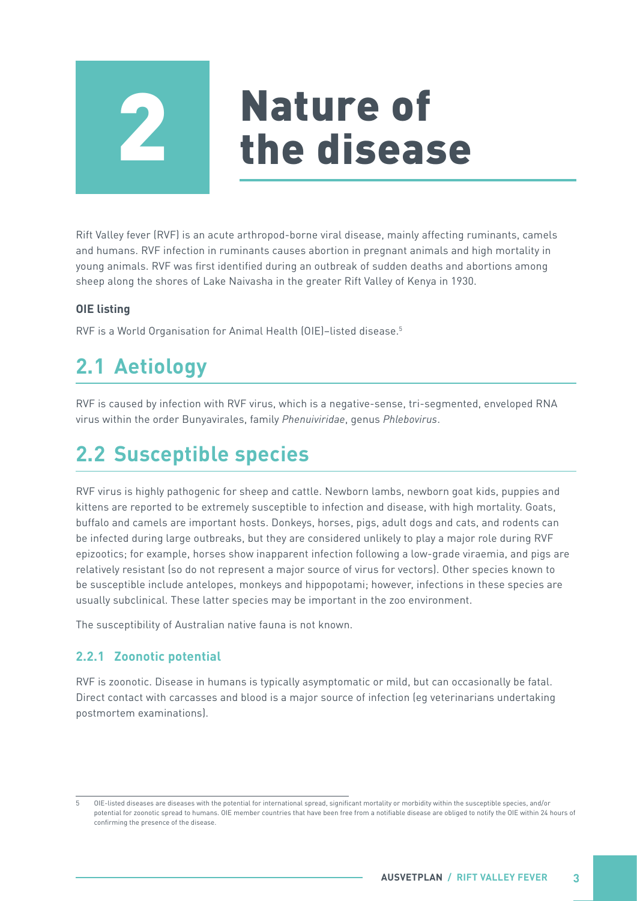# 2 Nature of the disease

Rift Valley fever (RVF) is an acute arthropod-borne viral disease, mainly affecting ruminants, camels and humans. RVF infection in ruminants causes abortion in pregnant animals and high mortality in young animals. RVF was first identified during an outbreak of sudden deaths and abortions among sheep along the shores of Lake Naivasha in the greater Rift Valley of Kenya in 1930.

**OIE listing**

RVF is a World Organisation for Animal Health (OIE)–listed disease.[5]

## 2.1 Aetiology

RVF is caused by infection with RVF virus, which is a negative-sense, tri-segmented, enveloped RNA virus within the order Bunyavirales, family *Phenuiviridae*, genus *Phlebovirus*.

## 2.2 Susceptible species

RVF virus is highly pathogenic for sheep and cattle. Newborn lambs, newborn goat kids, puppies and kittens are reported to be extremely susceptible to infection and disease, with high mortality. Goats, buffalo and camels are important hosts. Donkeys, horses, pigs, adult dogs and cats, and rodents can be infected during large outbreaks, but they are considered unlikely to play a major role during RVF epizootics; for example, horses show inapparent infection following a low-grade viraemia, and pigs are relatively resistant (so do not represent a major source of virus for vectors). Other species known to be susceptible include antelopes, monkeys and hippopotami; however, infections in these species are usually subclinical. These latter species may be important in the zoo environment.

The susceptibility of Australian native fauna is not known.

### 2.2.1 Zoonotic potential

RVF is zoonotic. Disease in humans is typically asymptomatic or mild, but can occasionally be fatal. Direct contact with carcasses and blood is a major source of infection (eg veterinarians undertaking postmortem examinations).

---

5 OIE-listed diseases are diseases with the potential for international spread, significant mortality or morbidity within the susceptible species, and/or potential for zoonotic spread to humans. OIE member countries that have been free from a notifiable disease are obliged to notify the OIE within 24 hours of confirming the presence of the disease.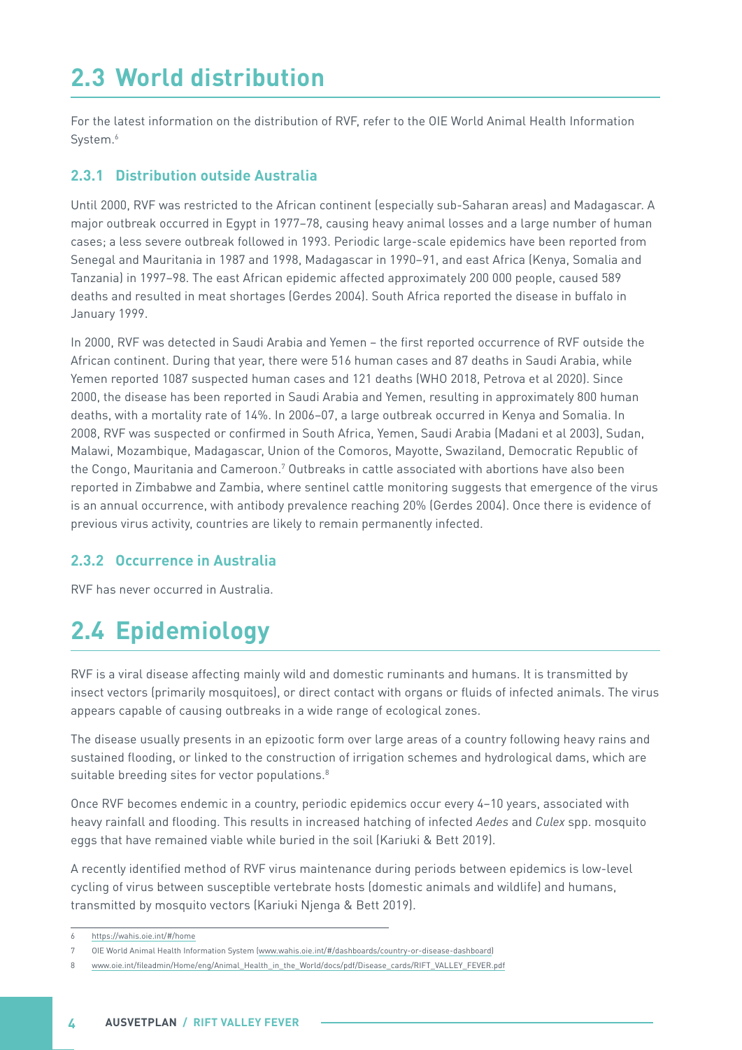## 2.3 World distribution

For the latest information on the distribution of RVF, refer to the OIE World Animal Health Information System.[6]

### 2.3.1 Distribution outside Australia

Until 2000, RVF was restricted to the African continent (especially sub-Saharan areas) and Madagascar. A major outbreak occurred in Egypt in 1977–78, causing heavy animal losses and a large number of human cases; a less severe outbreak followed in 1993. Periodic large-scale epidemics have been reported from Senegal and Mauritania in 1987 and 1998, Madagascar in 1990–91, and east Africa (Kenya, Somalia and Tanzania) in 1997–98. The east African epidemic affected approximately 200 000 people, caused 589 deaths and resulted in meat shortages (Gerdes 2004). South Africa reported the disease in buffalo in January 1999.

In 2000, RVF was detected in Saudi Arabia and Yemen – the first reported occurrence of RVF outside the African continent. During that year, there were 516 human cases and 87 deaths in Saudi Arabia, while Yemen reported 1087 suspected human cases and 121 deaths (WHO 2018, Petrova et al 2020). Since 2000, the disease has been reported in Saudi Arabia and Yemen, resulting in approximately 800 human deaths, with a mortality rate of 14%. In 2006–07, a large outbreak occurred in Kenya and Somalia. In 2008, RVF was suspected or confirmed in South Africa, Yemen, Saudi Arabia (Madani et al 2003), Sudan, Malawi, Mozambique, Madagascar, Union of the Comoros, Mayotte, Swaziland, Democratic Republic of the Congo, Mauritania and Cameroon.[7] Outbreaks in cattle associated with abortions have also been reported in Zimbabwe and Zambia, where sentinel cattle monitoring suggests that emergence of the virus is an annual occurrence, with antibody prevalence reaching 20% (Gerdes 2004). Once there is evidence of previous virus activity, countries are likely to remain permanently infected.

### 2.3.2 Occurrence in Australia

RVF has never occurred in Australia.

## 2.4 Epidemiology

RVF is a viral disease affecting mainly wild and domestic ruminants and humans. It is transmitted by insect vectors (primarily mosquitoes), or direct contact with organs or fluids of infected animals. The virus appears capable of causing outbreaks in a wide range of ecological zones.

The disease usually presents in an epizootic form over large areas of a country following heavy rains and sustained flooding, or linked to the construction of irrigation schemes and hydrological dams, which are suitable breeding sites for vector populations.[8]

Once RVF becomes endemic in a country, periodic epidemics occur every 4–10 years, associated with heavy rainfall and flooding. This results in increased hatching of infected *Aedes* and *Culex* spp. mosquito eggs that have remained viable while buried in the soil (Kariuki & Bett 2019).

A recently identified method of RVF virus maintenance during periods between epidemics is low-level cycling of virus between susceptible vertebrate hosts (domestic animals and wildlife) and humans, transmitted by mosquito vectors (Kariuki Njenga & Bett 2019).

---

6 https://wahis.oie.int/#/home

7 OIE World Animal Health Information System (www.wahis.oie.int/#/dashboards/country-or-disease-dashboard)

8 www.oie.int/fileadmin/Home/eng/Animal_Health_in_the_World/docs/pdf/Disease_cards/RIFT_VALLEY_FEVER.pdf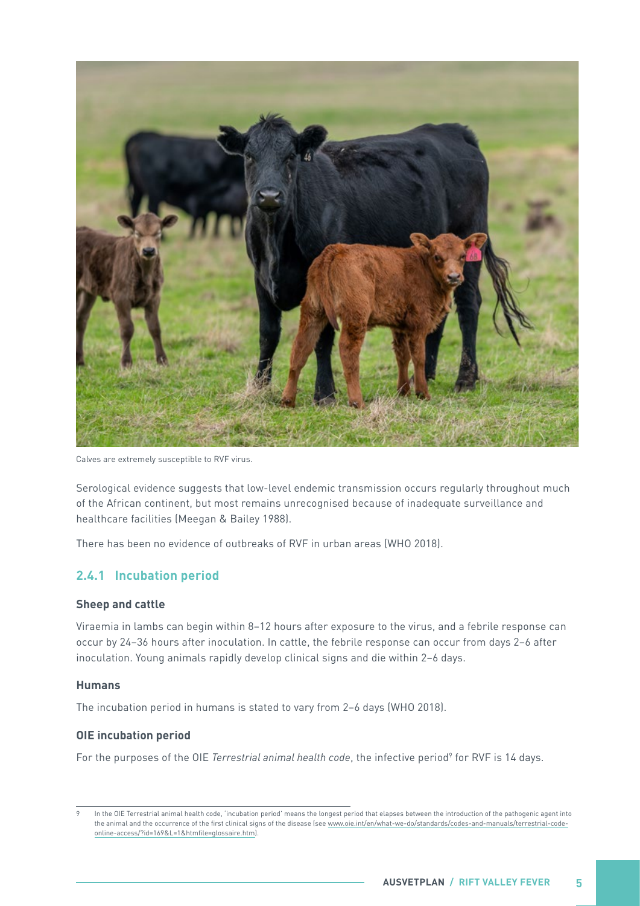Calves are extremely susceptible to RVF virus.

Serological evidence suggests that low-level endemic transmission occurs regularly throughout much of the African continent, but most remains unrecognised because of inadequate surveillance and healthcare facilities (Meegan & Bailey 1988).

There has been no evidence of outbreaks of RVF in urban areas (WHO 2018).

### 2.4.1 Incubation period

#### Sheep and cattle

Viraemia in lambs can begin within 8–12 hours after exposure to the virus, and a febrile response can occur by 24–36 hours after inoculation. In cattle, the febrile response can occur from days 2–6 after inoculation. Young animals rapidly develop clinical signs and die within 2–6 days.

#### Humans

The incubation period in humans is stated to vary from 2–6 days (WHO 2018).

#### OIE incubation period

For the purposes of the OIE *Terrestrial animal health code*, the infective period[9] for RVF is 14 days.

---

9 In the OIE Terrestrial animal health code, 'incubation period' means the longest period that elapses between the introduction of the pathogenic agent into the animal and the occurrence of the first clinical signs of the disease (see www.oie.int/en/what-we-do/standards/codes-and-manuals/terrestrial-code-online-access/?id=169&L=1&htmfile=glossaire.htm).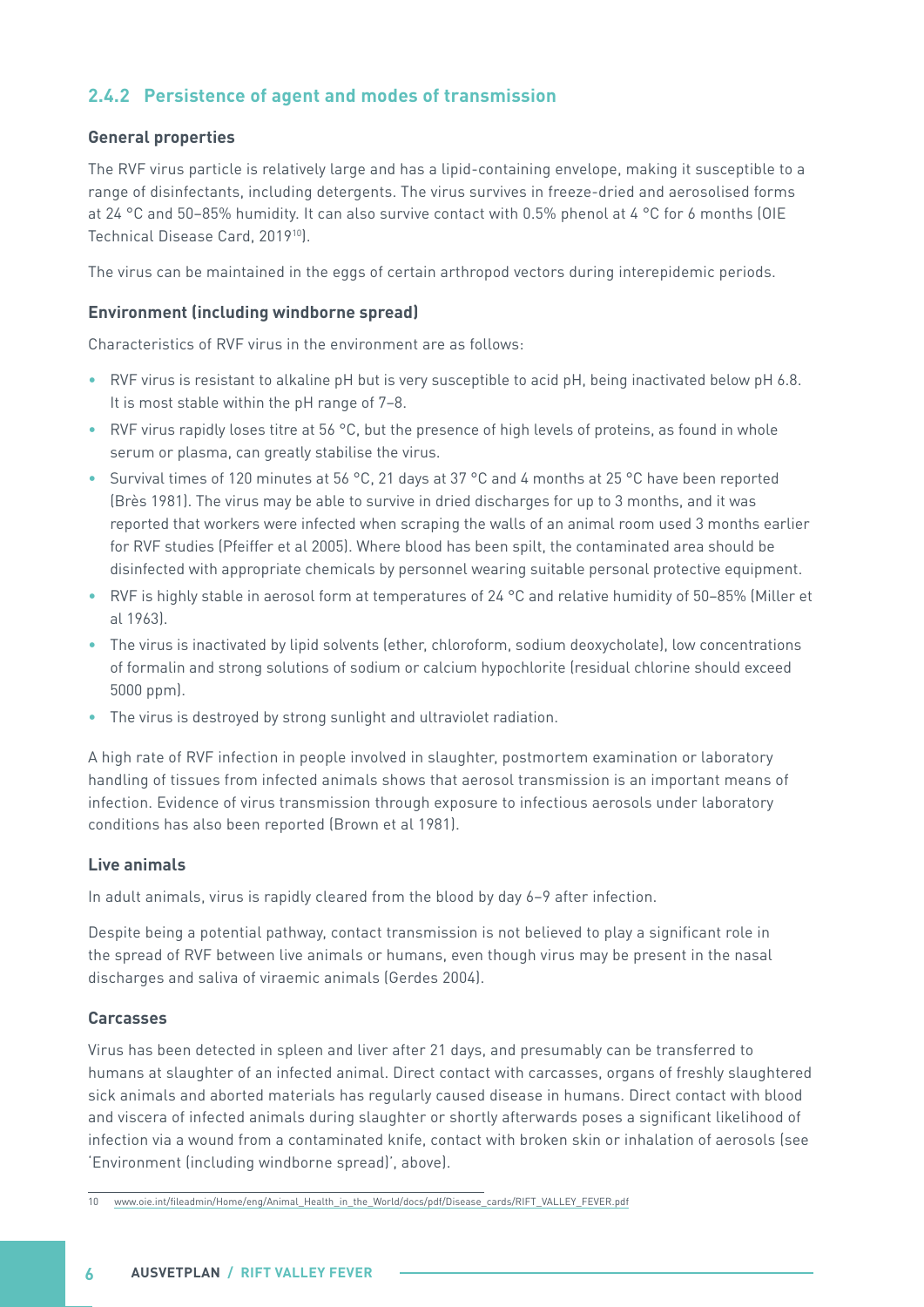### 2.4.2 Persistence of agent and modes of transmission

#### General properties

The RVF virus particle is relatively large and has a lipid-containing envelope, making it susceptible to a range of disinfectants, including detergents. The virus survives in freeze-dried and aerosolised forms at 24 °C and 50–85% humidity. It can also survive contact with 0.5% phenol at 4 °C for 6 months (OIE Technical Disease Card, 2019[10]).

The virus can be maintained in the eggs of certain arthropod vectors during interepidemic periods.

#### Environment (including windborne spread)

Characteristics of RVF virus in the environment are as follows:

- RVF virus is resistant to alkaline pH but is very susceptible to acid pH, being inactivated below pH 6.8. It is most stable within the pH range of 7–8.
- RVF virus rapidly loses titre at 56 °C, but the presence of high levels of proteins, as found in whole serum or plasma, can greatly stabilise the virus.
- Survival times of 120 minutes at 56 °C, 21 days at 37 °C and 4 months at 25 °C have been reported (Brès 1981). The virus may be able to survive in dried discharges for up to 3 months, and it was reported that workers were infected when scraping the walls of an animal room used 3 months earlier for RVF studies (Pfeiffer et al 2005). Where blood has been spilt, the contaminated area should be disinfected with appropriate chemicals by personnel wearing suitable personal protective equipment.
- RVF is highly stable in aerosol form at temperatures of 24 °C and relative humidity of 50–85% (Miller et al 1963).
- The virus is inactivated by lipid solvents (ether, chloroform, sodium deoxycholate), low concentrations of formalin and strong solutions of sodium or calcium hypochlorite (residual chlorine should exceed 5000 ppm).
- The virus is destroyed by strong sunlight and ultraviolet radiation.

A high rate of RVF infection in people involved in slaughter, postmortem examination or laboratory handling of tissues from infected animals shows that aerosol transmission is an important means of infection. Evidence of virus transmission through exposure to infectious aerosols under laboratory conditions has also been reported (Brown et al 1981).

#### Live animals

In adult animals, virus is rapidly cleared from the blood by day 6–9 after infection.

Despite being a potential pathway, contact transmission is not believed to play a significant role in the spread of RVF between live animals or humans, even though virus may be present in the nasal discharges and saliva of viraemic animals (Gerdes 2004).

#### Carcasses

Virus has been detected in spleen and liver after 21 days, and presumably can be transferred to humans at slaughter of an infected animal. Direct contact with carcasses, organs of freshly slaughtered sick animals and aborted materials has regularly caused disease in humans. Direct contact with blood and viscera of infected animals during slaughter or shortly afterwards poses a significant likelihood of infection via a wound from a contaminated knife, contact with broken skin or inhalation of aerosols (see 'Environment (including windborne spread)', above).

---

10 www.oie.int/fileadmin/Home/eng/Animal_Health_in_the_World/docs/pdf/Disease_cards/RIFT_VALLEY_FEVER.pdf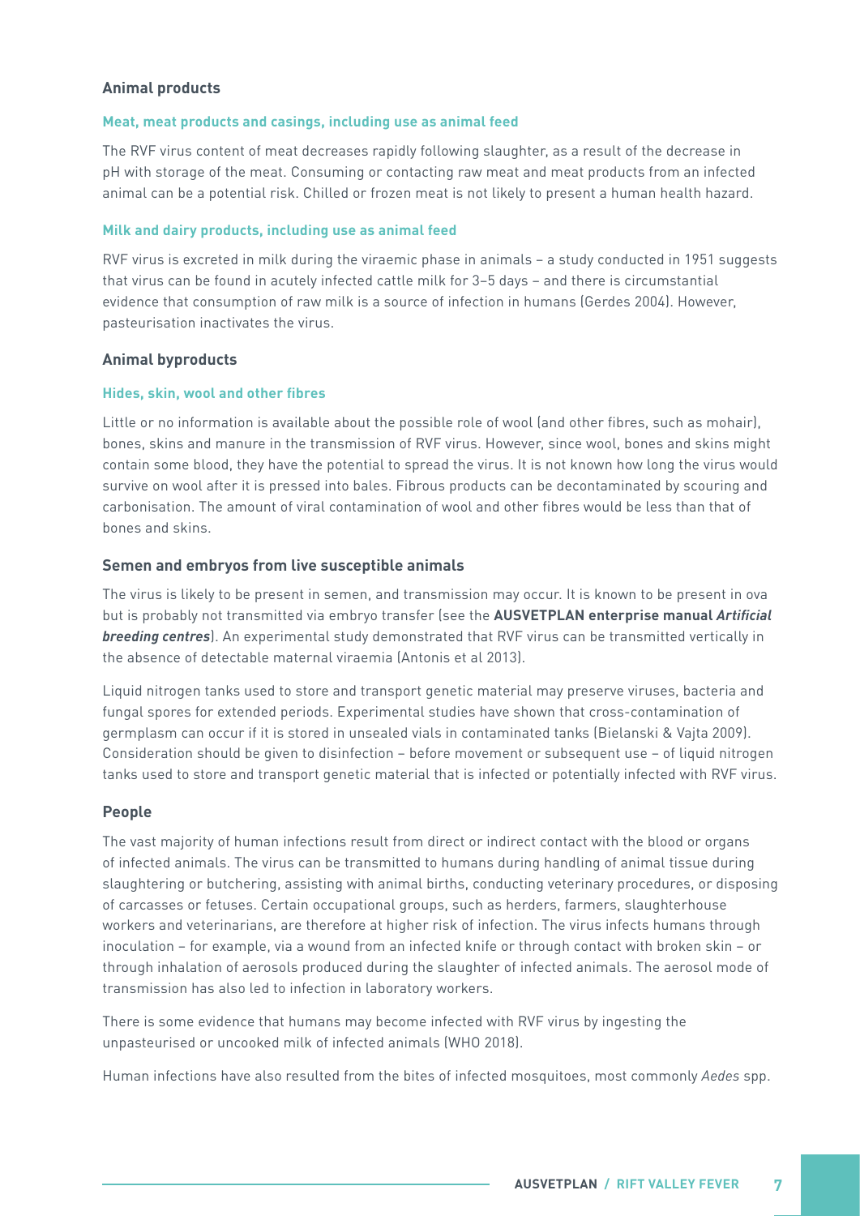### Animal products

#### Meat, meat products and casings, including use as animal feed

The RVF virus content of meat decreases rapidly following slaughter, as a result of the decrease in pH with storage of the meat. Consuming or contacting raw meat and meat products from an infected animal can be a potential risk. Chilled or frozen meat is not likely to present a human health hazard.

#### Milk and dairy products, including use as animal feed

RVF virus is excreted in milk during the viraemic phase in animals – a study conducted in 1951 suggests that virus can be found in acutely infected cattle milk for 3–5 days – and there is circumstantial evidence that consumption of raw milk is a source of infection in humans (Gerdes 2004). However, pasteurisation inactivates the virus.

### Animal byproducts

#### Hides, skin, wool and other fibres

Little or no information is available about the possible role of wool (and other fibres, such as mohair), bones, skins and manure in the transmission of RVF virus. However, since wool, bones and skins might contain some blood, they have the potential to spread the virus. It is not known how long the virus would survive on wool after it is pressed into bales. Fibrous products can be decontaminated by scouring and carbonisation. The amount of viral contamination of wool and other fibres would be less than that of bones and skins.

### Semen and embryos from live susceptible animals

The virus is likely to be present in semen, and transmission may occur. It is known to be present in ova but is probably not transmitted via embryo transfer (see the **AUSVETPLAN enterprise manual *Artificial breeding centres***). An experimental study demonstrated that RVF virus can be transmitted vertically in the absence of detectable maternal viraemia (Antonis et al 2013).

Liquid nitrogen tanks used to store and transport genetic material may preserve viruses, bacteria and fungal spores for extended periods. Experimental studies have shown that cross-contamination of germplasm can occur if it is stored in unsealed vials in contaminated tanks (Bielanski & Vajta 2009). Consideration should be given to disinfection – before movement or subsequent use – of liquid nitrogen tanks used to store and transport genetic material that is infected or potentially infected with RVF virus.

### People

The vast majority of human infections result from direct or indirect contact with the blood or organs of infected animals. The virus can be transmitted to humans during handling of animal tissue during slaughtering or butchering, assisting with animal births, conducting veterinary procedures, or disposing of carcasses or fetuses. Certain occupational groups, such as herders, farmers, slaughterhouse workers and veterinarians, are therefore at higher risk of infection. The virus infects humans through inoculation – for example, via a wound from an infected knife or through contact with broken skin – or through inhalation of aerosols produced during the slaughter of infected animals. The aerosol mode of transmission has also led to infection in laboratory workers.

There is some evidence that humans may become infected with RVF virus by ingesting the unpasteurised or uncooked milk of infected animals (WHO 2018).

Human infections have also resulted from the bites of infected mosquitoes, most commonly *Aedes* spp.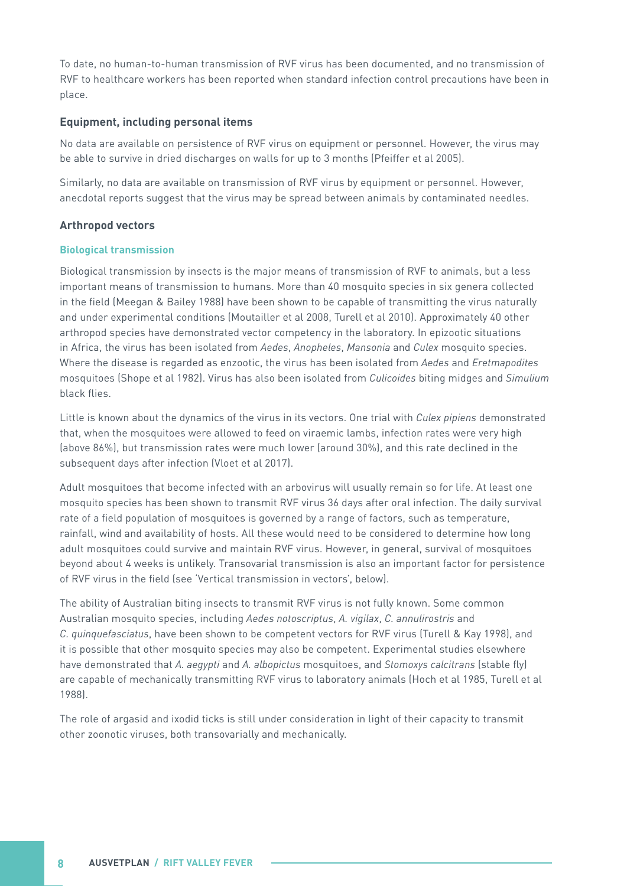To date, no human-to-human transmission of RVF virus has been documented, and no transmission of RVF to healthcare workers has been reported when standard infection control precautions have been in place.

### Equipment, including personal items

No data are available on persistence of RVF virus on equipment or personnel. However, the virus may be able to survive in dried discharges on walls for up to 3 months (Pfeiffer et al 2005).

Similarly, no data are available on transmission of RVF virus by equipment or personnel. However, anecdotal reports suggest that the virus may be spread between animals by contaminated needles.

### Arthropod vectors

#### Biological transmission

Biological transmission by insects is the major means of transmission of RVF to animals, but a less important means of transmission to humans. More than 40 mosquito species in six genera collected in the field (Meegan & Bailey 1988) have been shown to be capable of transmitting the virus naturally and under experimental conditions (Moutailler et al 2008, Turell et al 2010). Approximately 40 other arthropod species have demonstrated vector competency in the laboratory. In epizootic situations in Africa, the virus has been isolated from *Aedes*, *Anopheles*, *Mansonia* and *Culex* mosquito species. Where the disease is regarded as enzootic, the virus has been isolated from *Aedes* and *Eretmapodites* mosquitoes (Shope et al 1982). Virus has also been isolated from *Culicoides* biting midges and *Simulium* black flies.

Little is known about the dynamics of the virus in its vectors. One trial with *Culex pipiens* demonstrated that, when the mosquitoes were allowed to feed on viraemic lambs, infection rates were very high (above 86%), but transmission rates were much lower (around 30%), and this rate declined in the subsequent days after infection (Vloet et al 2017).

Adult mosquitoes that become infected with an arbovirus will usually remain so for life. At least one mosquito species has been shown to transmit RVF virus 36 days after oral infection. The daily survival rate of a field population of mosquitoes is governed by a range of factors, such as temperature, rainfall, wind and availability of hosts. All these would need to be considered to determine how long adult mosquitoes could survive and maintain RVF virus. However, in general, survival of mosquitoes beyond about 4 weeks is unlikely. Transovarial transmission is also an important factor for persistence of RVF virus in the field (see 'Vertical transmission in vectors', below).

The ability of Australian biting insects to transmit RVF virus is not fully known. Some common Australian mosquito species, including *Aedes notoscriptus*, *A. vigilax*, *C. annulirostris* and *C. quinquefasciatus*, have been shown to be competent vectors for RVF virus (Turell & Kay 1998), and it is possible that other mosquito species may also be competent. Experimental studies elsewhere have demonstrated that *A. aegypti* and *A. albopictus* mosquitoes, and *Stomoxys calcitrans* (stable fly) are capable of mechanically transmitting RVF virus to laboratory animals (Hoch et al 1985, Turell et al 1988).

The role of argasid and ixodid ticks is still under consideration in light of their capacity to transmit other zoonotic viruses, both transovarially and mechanically.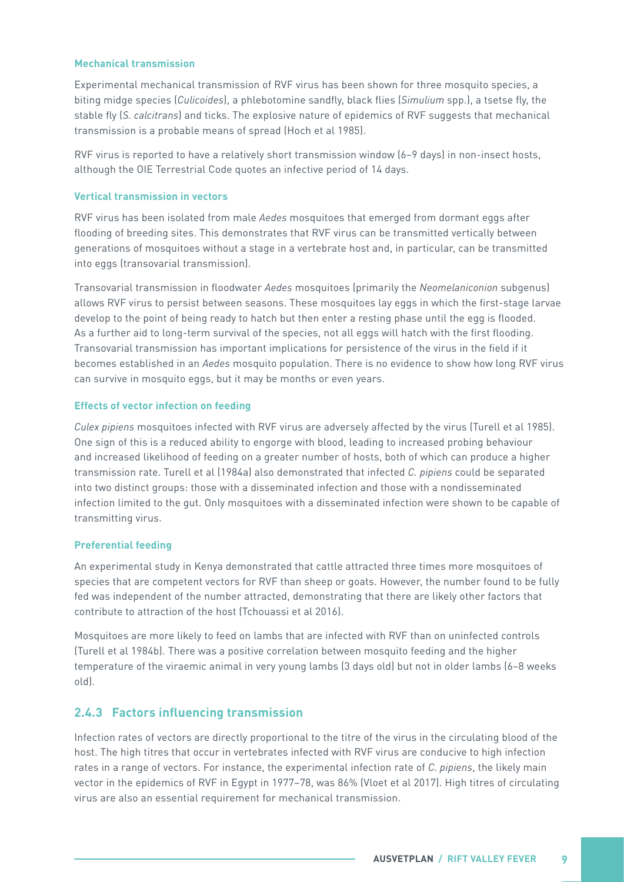#### Mechanical transmission

Experimental mechanical transmission of RVF virus has been shown for three mosquito species, a biting midge species (*Culicoides*), a phlebotomine sandfly, black flies (*Simulium* spp.), a tsetse fly, the stable fly (*S. calcitrans*) and ticks. The explosive nature of epidemics of RVF suggests that mechanical transmission is a probable means of spread (Hoch et al 1985).

RVF virus is reported to have a relatively short transmission window (6–9 days) in non-insect hosts, although the OIE Terrestrial Code quotes an infective period of 14 days.

#### Vertical transmission in vectors

RVF virus has been isolated from male *Aedes* mosquitoes that emerged from dormant eggs after flooding of breeding sites. This demonstrates that RVF virus can be transmitted vertically between generations of mosquitoes without a stage in a vertebrate host and, in particular, can be transmitted into eggs (transovarial transmission).

Transovarial transmission in floodwater *Aedes* mosquitoes (primarily the *Neomelaniconion* subgenus) allows RVF virus to persist between seasons. These mosquitoes lay eggs in which the first-stage larvae develop to the point of being ready to hatch but then enter a resting phase until the egg is flooded. As a further aid to long-term survival of the species, not all eggs will hatch with the first flooding. Transovarial transmission has important implications for persistence of the virus in the field if it becomes established in an *Aedes* mosquito population. There is no evidence to show how long RVF virus can survive in mosquito eggs, but it may be months or even years.

#### Effects of vector infection on feeding

*Culex pipiens* mosquitoes infected with RVF virus are adversely affected by the virus (Turell et al 1985). One sign of this is a reduced ability to engorge with blood, leading to increased probing behaviour and increased likelihood of feeding on a greater number of hosts, both of which can produce a higher transmission rate. Turell et al (1984a) also demonstrated that infected *C. pipiens* could be separated into two distinct groups: those with a disseminated infection and those with a nondisseminated infection limited to the gut. Only mosquitoes with a disseminated infection were shown to be capable of transmitting virus.

#### Preferential feeding

An experimental study in Kenya demonstrated that cattle attracted three times more mosquitoes of species that are competent vectors for RVF than sheep or goats. However, the number found to be fully fed was independent of the number attracted, demonstrating that there are likely other factors that contribute to attraction of the host (Tchouassi et al 2016).

Mosquitoes are more likely to feed on lambs that are infected with RVF than on uninfected controls (Turell et al 1984b). There was a positive correlation between mosquito feeding and the higher temperature of the viraemic animal in very young lambs (3 days old) but not in older lambs (6–8 weeks old).

### 2.4.3 Factors influencing transmission

Infection rates of vectors are directly proportional to the titre of the virus in the circulating blood of the host. The high titres that occur in vertebrates infected with RVF virus are conducive to high infection rates in a range of vectors. For instance, the experimental infection rate of *C. pipiens*, the likely main vector in the epidemics of RVF in Egypt in 1977–78, was 86% (Vloet et al 2017). High titres of circulating virus are also an essential requirement for mechanical transmission.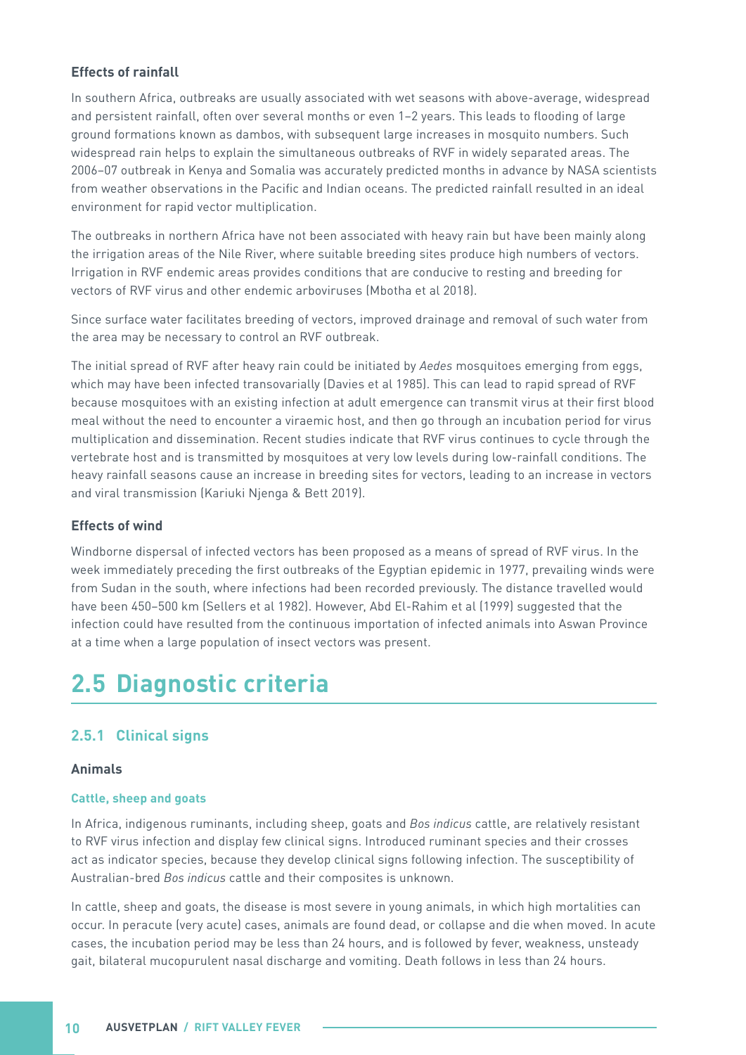**Effects of rainfall**

In southern Africa, outbreaks are usually associated with wet seasons with above-average, widespread and persistent rainfall, often over several months or even 1–2 years. This leads to flooding of large ground formations known as dambos, with subsequent large increases in mosquito numbers. Such widespread rain helps to explain the simultaneous outbreaks of RVF in widely separated areas. The 2006–07 outbreak in Kenya and Somalia was accurately predicted months in advance by NASA scientists from weather observations in the Pacific and Indian oceans. The predicted rainfall resulted in an ideal environment for rapid vector multiplication.

The outbreaks in northern Africa have not been associated with heavy rain but have been mainly along the irrigation areas of the Nile River, where suitable breeding sites produce high numbers of vectors. Irrigation in RVF endemic areas provides conditions that are conducive to resting and breeding for vectors of RVF virus and other endemic arboviruses (Mbotha et al 2018).

Since surface water facilitates breeding of vectors, improved drainage and removal of such water from the area may be necessary to control an RVF outbreak.

The initial spread of RVF after heavy rain could be initiated by *Aedes* mosquitoes emerging from eggs, which may have been infected transovarially (Davies et al 1985). This can lead to rapid spread of RVF because mosquitoes with an existing infection at adult emergence can transmit virus at their first blood meal without the need to encounter a viraemic host, and then go through an incubation period for virus multiplication and dissemination. Recent studies indicate that RVF virus continues to cycle through the vertebrate host and is transmitted by mosquitoes at very low levels during low-rainfall conditions. The heavy rainfall seasons cause an increase in breeding sites for vectors, leading to an increase in vectors and viral transmission (Kariuki Njenga & Bett 2019).

**Effects of wind**

Windborne dispersal of infected vectors has been proposed as a means of spread of RVF virus. In the week immediately preceding the first outbreaks of the Egyptian epidemic in 1977, prevailing winds were from Sudan in the south, where infections had been recorded previously. The distance travelled would have been 450–500 km (Sellers et al 1982). However, Abd El-Rahim et al (1999) suggested that the infection could have resulted from the continuous importation of infected animals into Aswan Province at a time when a large population of insect vectors was present.

## 2.5 Diagnostic criteria

### 2.5.1 Clinical signs

#### Animals

##### Cattle, sheep and goats

In Africa, indigenous ruminants, including sheep, goats and *Bos indicus* cattle, are relatively resistant to RVF virus infection and display few clinical signs. Introduced ruminant species and their crosses act as indicator species, because they develop clinical signs following infection. The susceptibility of Australian-bred *Bos indicus* cattle and their composites is unknown.

In cattle, sheep and goats, the disease is most severe in young animals, in which high mortalities can occur. In peracute (very acute) cases, animals are found dead, or collapse and die when moved. In acute cases, the incubation period may be less than 24 hours, and is followed by fever, weakness, unsteady gait, bilateral mucopurulent nasal discharge and vomiting. Death follows in less than 24 hours.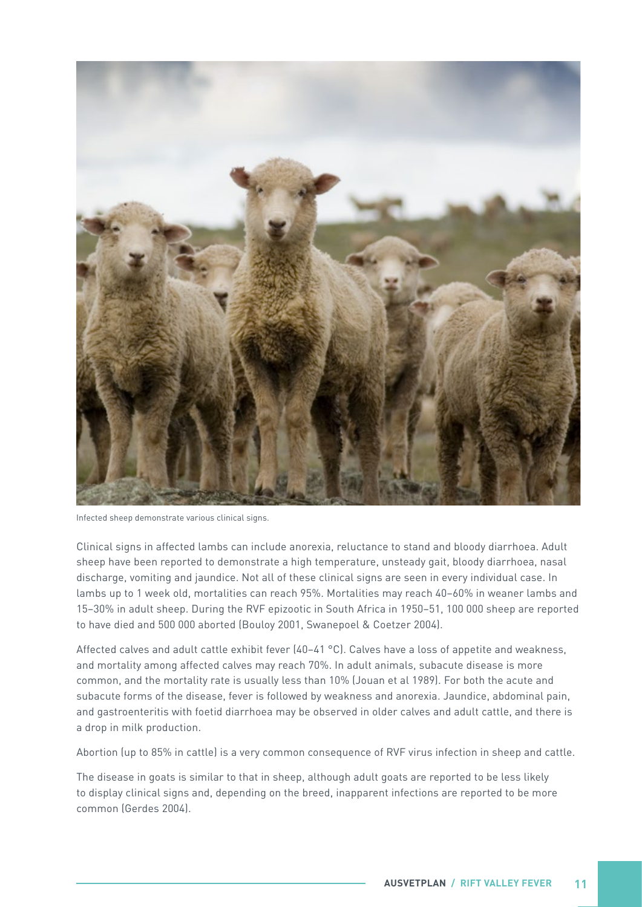Infected sheep demonstrate various clinical signs.

Clinical signs in affected lambs can include anorexia, reluctance to stand and bloody diarrhoea. Adult sheep have been reported to demonstrate a high temperature, unsteady gait, bloody diarrhoea, nasal discharge, vomiting and jaundice. Not all of these clinical signs are seen in every individual case. In lambs up to 1 week old, mortalities can reach 95%. Mortalities may reach 40–60% in weaner lambs and 15–30% in adult sheep. During the RVF epizootic in South Africa in 1950–51, 100 000 sheep are reported to have died and 500 000 aborted (Bouloy 2001, Swanepoel & Coetzer 2004).

Affected calves and adult cattle exhibit fever (40–41 °C). Calves have a loss of appetite and weakness, and mortality among affected calves may reach 70%. In adult animals, subacute disease is more common, and the mortality rate is usually less than 10% (Jouan et al 1989). For both the acute and subacute forms of the disease, fever is followed by weakness and anorexia. Jaundice, abdominal pain, and gastroenteritis with foetid diarrhoea may be observed in older calves and adult cattle, and there is a drop in milk production.

Abortion (up to 85% in cattle) is a very common consequence of RVF virus infection in sheep and cattle.

The disease in goats is similar to that in sheep, although adult goats are reported to be less likely to display clinical signs and, depending on the breed, inapparent infections are reported to be more common (Gerdes 2004).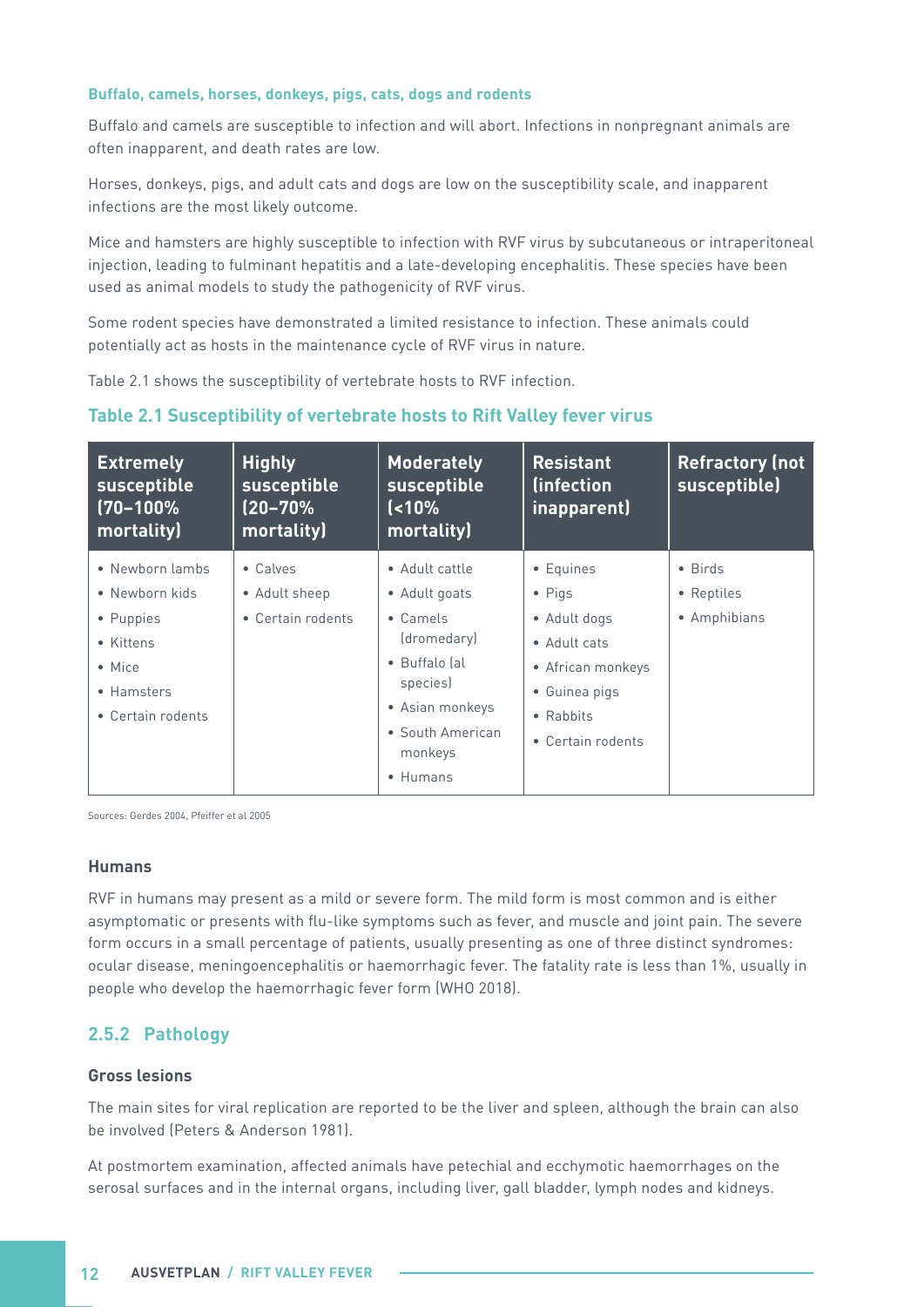#### Buffalo, camels, horses, donkeys, pigs, cats, dogs and rodents

Buffalo and camels are susceptible to infection and will abort. Infections in nonpregnant animals are often inapparent, and death rates are low.

Horses, donkeys, pigs, and adult cats and dogs are low on the susceptibility scale, and inapparent infections are the most likely outcome.

Mice and hamsters are highly susceptible to infection with RVF virus by subcutaneous or intraperitoneal injection, leading to fulminant hepatitis and a late-developing encephalitis. These species have been used as animal models to study the pathogenicity of RVF virus.

Some rodent species have demonstrated a limited resistance to infection. These animals could potentially act as hosts in the maintenance cycle of RVF virus in nature.

Table 2.1 shows the susceptibility of vertebrate hosts to RVF infection.

### Table 2.1 Susceptibility of vertebrate hosts to Rift Valley fever virus

| Extremely susceptible (70–100% mortality) | Highly susceptible (20–70% mortality) | Moderately susceptible (<10% mortality) | Resistant (infection inapparent) | Refractory (not susceptible) |
|---|---|---|---|---|
| • Newborn lambs<br>• Newborn kids<br>• Puppies<br>• Kittens<br>• Mice<br>• Hamsters<br>• Certain rodents | • Calves<br>• Adult sheep<br>• Certain rodents | • Adult cattle<br>• Adult goats<br>• Camels (dromedary)<br>• Buffalo (al species)<br>• Asian monkeys<br>• South American monkeys<br>• Humans | • Equines<br>• Pigs<br>• Adult dogs<br>• Adult cats<br>• African monkeys<br>• Guinea pigs<br>• Rabbits<br>• Certain rodents | • Birds<br>• Reptiles<br>• Amphibians |

Sources: Gerdes 2004, Pfeiffer et al 2005

#### Humans

RVF in humans may present as a mild or severe form. The mild form is most common and is either asymptomatic or presents with flu-like symptoms such as fever, and muscle and joint pain. The severe form occurs in a small percentage of patients, usually presenting as one of three distinct syndromes: ocular disease, meningoencephalitis or haemorrhagic fever. The fatality rate is less than 1%, usually in people who develop the haemorrhagic fever form (WHO 2018).

### 2.5.2 Pathology

#### Gross lesions

The main sites for viral replication are reported to be the liver and spleen, although the brain can also be involved (Peters & Anderson 1981).

At postmortem examination, affected animals have petechial and ecchymotic haemorrhages on the serosal surfaces and in the internal organs, including liver, gall bladder, lymph nodes and kidneys.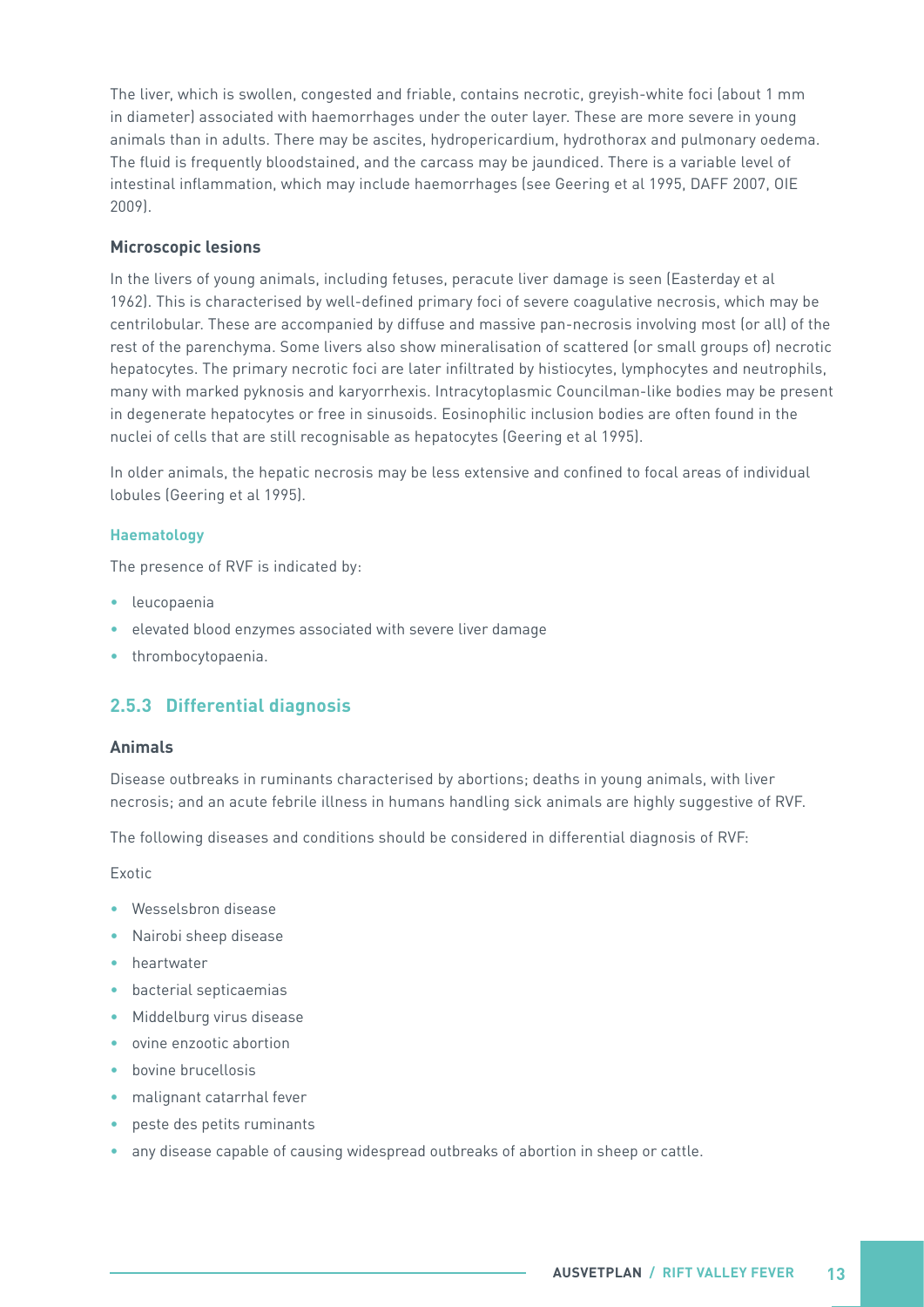The liver, which is swollen, congested and friable, contains necrotic, greyish-white foci (about 1 mm in diameter) associated with haemorrhages under the outer layer. These are more severe in young animals than in adults. There may be ascites, hydropericardium, hydrothorax and pulmonary oedema. The fluid is frequently bloodstained, and the carcass may be jaundiced. There is a variable level of intestinal inflammation, which may include haemorrhages (see Geering et al 1995, DAFF 2007, OIE 2009).

**Microscopic lesions**

In the livers of young animals, including fetuses, peracute liver damage is seen (Easterday et al 1962). This is characterised by well-defined primary foci of severe coagulative necrosis, which may be centrilobular. These are accompanied by diffuse and massive pan-necrosis involving most (or all) of the rest of the parenchyma. Some livers also show mineralisation of scattered (or small groups of) necrotic hepatocytes. The primary necrotic foci are later infiltrated by histiocytes, lymphocytes and neutrophils, many with marked pyknosis and karyorrhexis. Intracytoplasmic Councilman-like bodies may be present in degenerate hepatocytes or free in sinusoids. Eosinophilic inclusion bodies are often found in the nuclei of cells that are still recognisable as hepatocytes (Geering et al 1995).

In older animals, the hepatic necrosis may be less extensive and confined to focal areas of individual lobules (Geering et al 1995).

**Haematology**

The presence of RVF is indicated by:

- leucopaenia
- elevated blood enzymes associated with severe liver damage
- thrombocytopaenia.

### 2.5.3 Differential diagnosis

**Animals**

Disease outbreaks in ruminants characterised by abortions; deaths in young animals, with liver necrosis; and an acute febrile illness in humans handling sick animals are highly suggestive of RVF.

The following diseases and conditions should be considered in differential diagnosis of RVF:

Exotic

- Wesselsbron disease
- Nairobi sheep disease
- heartwater
- bacterial septicaemias
- Middelburg virus disease
- ovine enzootic abortion
- bovine brucellosis
- malignant catarrhal fever
- peste des petits ruminants
- any disease capable of causing widespread outbreaks of abortion in sheep or cattle.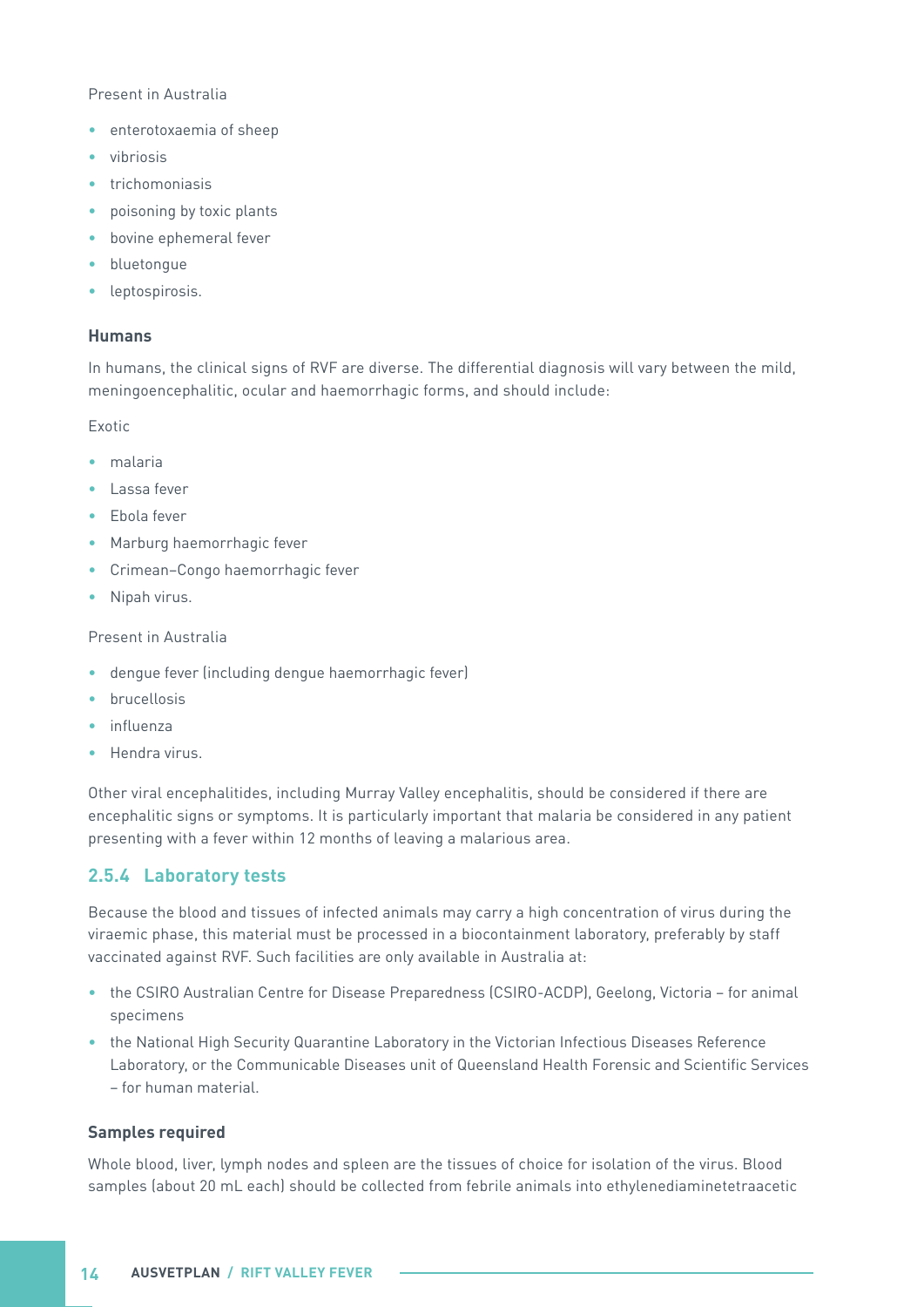Present in Australia

- enterotoxaemia of sheep
- vibriosis
- trichomoniasis
- poisoning by toxic plants
- bovine ephemeral fever
- bluetongue
- leptospirosis.

**Humans**

In humans, the clinical signs of RVF are diverse. The differential diagnosis will vary between the mild, meningoencephalitic, ocular and haemorrhagic forms, and should include:

Exotic

- malaria
- Lassa fever
- Ebola fever
- Marburg haemorrhagic fever
- Crimean–Congo haemorrhagic fever
- Nipah virus.

Present in Australia

- dengue fever (including dengue haemorrhagic fever)
- brucellosis
- influenza
- Hendra virus.

Other viral encephalitides, including Murray Valley encephalitis, should be considered if there are encephalitic signs or symptoms. It is particularly important that malaria be considered in any patient presenting with a fever within 12 months of leaving a malarious area.

### 2.5.4 Laboratory tests

Because the blood and tissues of infected animals may carry a high concentration of virus during the viraemic phase, this material must be processed in a biocontainment laboratory, preferably by staff vaccinated against RVF. Such facilities are only available in Australia at:

- the CSIRO Australian Centre for Disease Preparedness (CSIRO-ACDP), Geelong, Victoria – for animal specimens
- the National High Security Quarantine Laboratory in the Victorian Infectious Diseases Reference Laboratory, or the Communicable Diseases unit of Queensland Health Forensic and Scientific Services – for human material.

**Samples required**

Whole blood, liver, lymph nodes and spleen are the tissues of choice for isolation of the virus. Blood samples (about 20 mL each) should be collected from febrile animals into ethylenediaminetetraacetic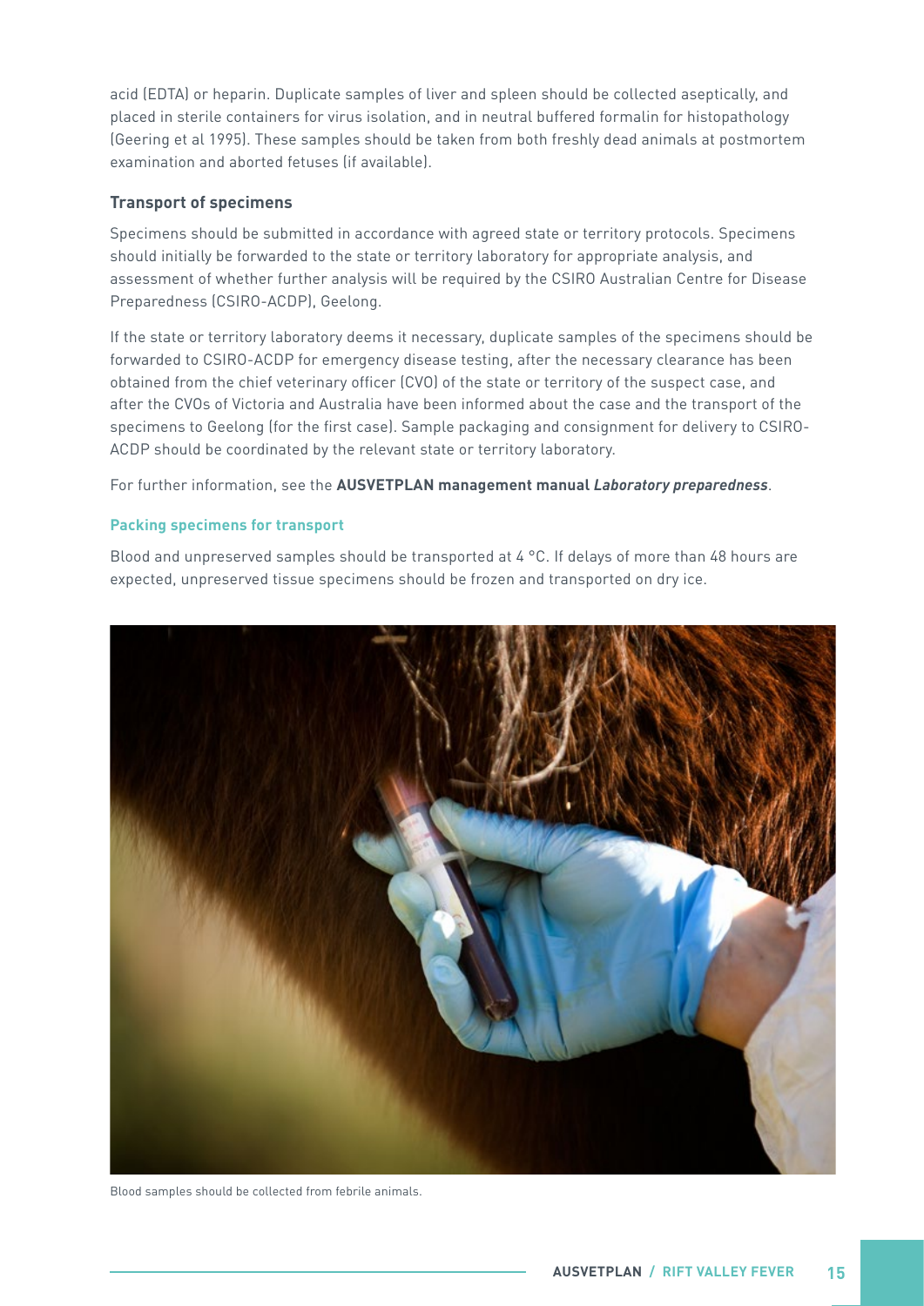acid (EDTA) or heparin. Duplicate samples of liver and spleen should be collected aseptically, and placed in sterile containers for virus isolation, and in neutral buffered formalin for histopathology (Geering et al 1995). These samples should be taken from both freshly dead animals at postmortem examination and aborted fetuses (if available).

### Transport of specimens

Specimens should be submitted in accordance with agreed state or territory protocols. Specimens should initially be forwarded to the state or territory laboratory for appropriate analysis, and assessment of whether further analysis will be required by the CSIRO Australian Centre for Disease Preparedness (CSIRO-ACDP), Geelong.

If the state or territory laboratory deems it necessary, duplicate samples of the specimens should be forwarded to CSIRO-ACDP for emergency disease testing, after the necessary clearance has been obtained from the chief veterinary officer (CVO) of the state or territory of the suspect case, and after the CVOs of Victoria and Australia have been informed about the case and the transport of the specimens to Geelong (for the first case). Sample packaging and consignment for delivery to CSIRO-ACDP should be coordinated by the relevant state or territory laboratory.

For further information, see the **AUSVETPLAN management manual *Laboratory preparedness***.

#### Packing specimens for transport

Blood and unpreserved samples should be transported at 4 °C. If delays of more than 48 hours are expected, unpreserved tissue specimens should be frozen and transported on dry ice.

Blood samples should be collected from febrile animals.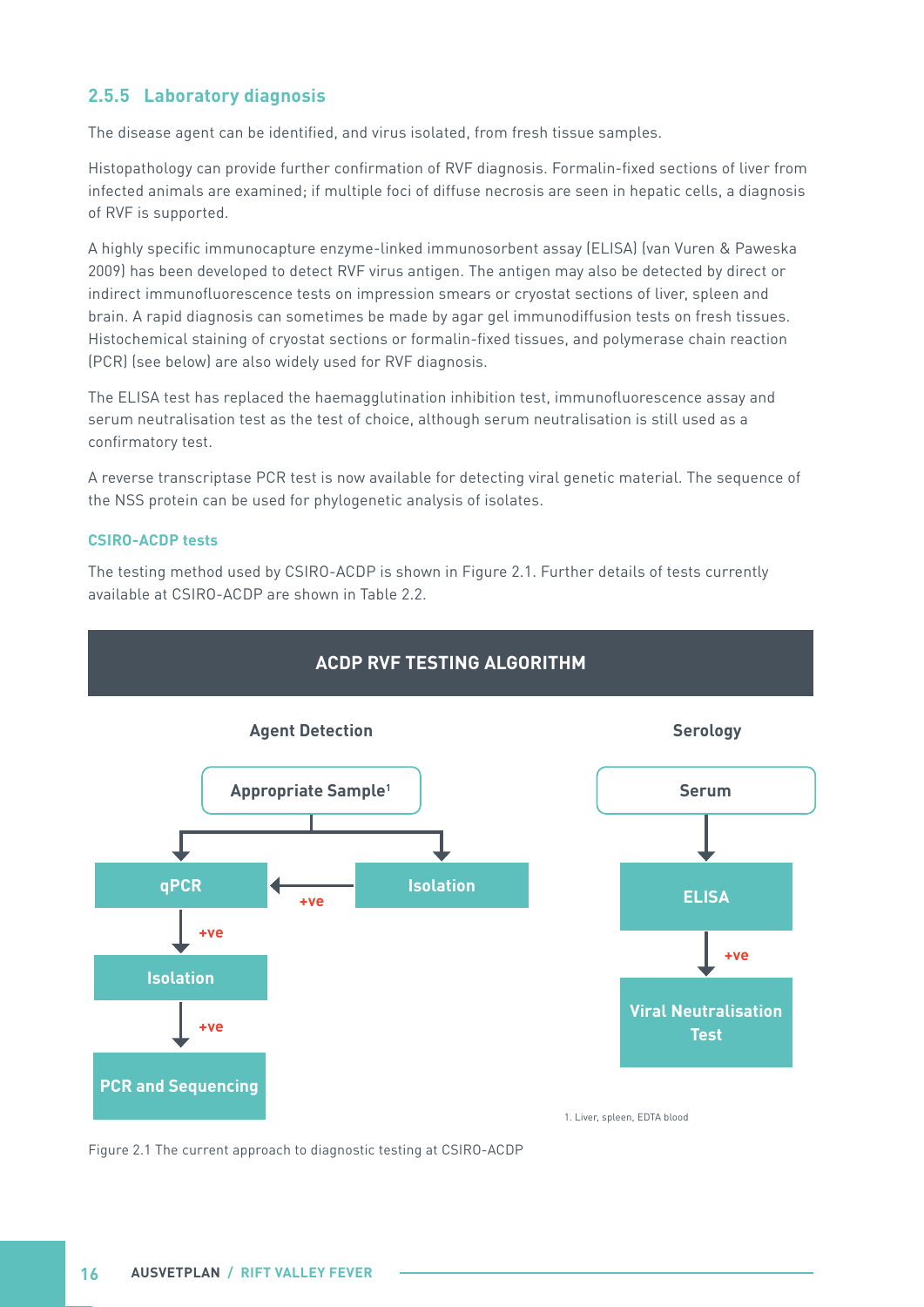### 2.5.5 Laboratory diagnosis

The disease agent can be identified, and virus isolated, from fresh tissue samples.

Histopathology can provide further confirmation of RVF diagnosis. Formalin-fixed sections of liver from infected animals are examined; if multiple foci of diffuse necrosis are seen in hepatic cells, a diagnosis of RVF is supported.

A highly specific immunocapture enzyme-linked immunosorbent assay (ELISA) (van Vuren & Paweska 2009) has been developed to detect RVF virus antigen. The antigen may also be detected by direct or indirect immunofluorescence tests on impression smears or cryostat sections of liver, spleen and brain. A rapid diagnosis can sometimes be made by agar gel immunodiffusion tests on fresh tissues. Histochemical staining of cryostat sections or formalin-fixed tissues, and polymerase chain reaction (PCR) (see below) are also widely used for RVF diagnosis.

The ELISA test has replaced the haemagglutination inhibition test, immunofluorescence assay and serum neutralisation test as the test of choice, although serum neutralisation is still used as a confirmatory test.

A reverse transcriptase PCR test is now available for detecting viral genetic material. The sequence of the NSS protein can be used for phylogenetic analysis of isolates.

#### CSIRO-ACDP tests

The testing method used by CSIRO-ACDP is shown in Figure 2.1. Further details of tests currently available at CSIRO-ACDP are shown in Table 2.2.

ACDP RVF TESTING ALGORITHM

Agent Detection

Appropriate Sample[1]

qPCR

Isolation

+ve

+ve

Isolation

+ve

PCR and Sequencing

Serology

Serum

ELISA

+ve

Viral Neutralisation Test

1. Liver, spleen, EDTA blood

Figure 2.1 The current approach to diagnostic testing at CSIRO-ACDP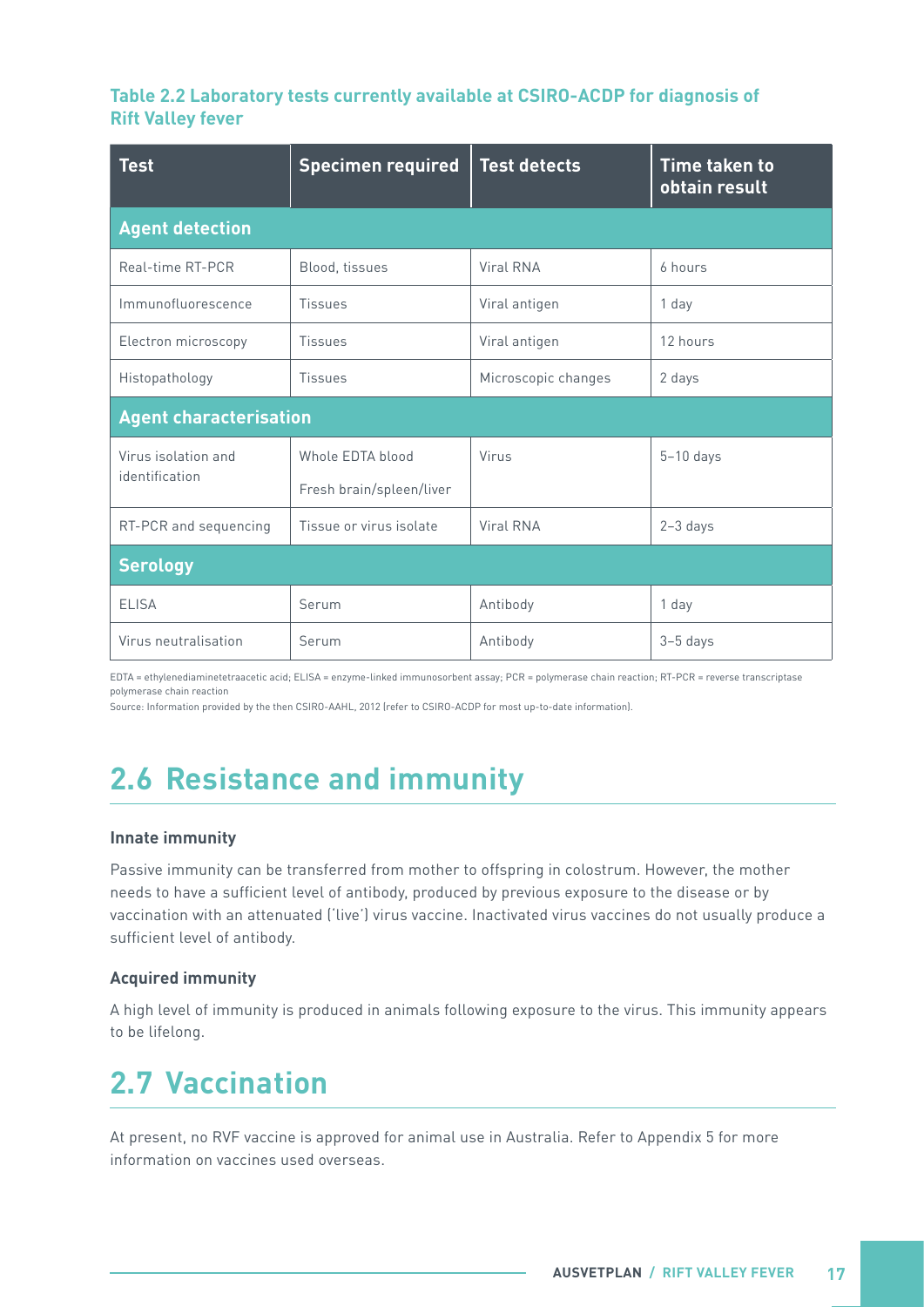### Table 2.2 Laboratory tests currently available at CSIRO-ACDP for diagnosis of Rift Valley fever

| Test | Specimen required | Test detects | Time taken to obtain result |
|---|---|---|---|
| **Agent detection** | | | |
| Real-time RT-PCR | Blood, tissues | Viral RNA | 6 hours |
| Immunofluorescence | Tissues | Viral antigen | 1 day |
| Electron microscopy | Tissues | Viral antigen | 12 hours |
| Histopathology | Tissues | Microscopic changes | 2 days |
| **Agent characterisation** | | | |
| Virus isolation and identification | Whole EDTA blood<br>Fresh brain/spleen/liver | Virus | 5–10 days |
| RT-PCR and sequencing | Tissue or virus isolate | Viral RNA | 2–3 days |
| **Serology** | | | |
| ELISA | Serum | Antibody | 1 day |
| Virus neutralisation | Serum | Antibody | 3–5 days |

EDTA = ethylenediaminetetraacetic acid; ELISA = enzyme-linked immunosorbent assay; PCR = polymerase chain reaction; RT-PCR = reverse transcriptase polymerase chain reaction

Source: Information provided by the then CSIRO-AAHL, 2012 (refer to CSIRO-ACDP for most up-to-date information).

## 2.6 Resistance and immunity

#### Innate immunity

Passive immunity can be transferred from mother to offspring in colostrum. However, the mother needs to have a sufficient level of antibody, produced by previous exposure to the disease or by vaccination with an attenuated ('live') virus vaccine. Inactivated virus vaccines do not usually produce a sufficient level of antibody.

#### Acquired immunity

A high level of immunity is produced in animals following exposure to the virus. This immunity appears to be lifelong.

## 2.7 Vaccination

At present, no RVF vaccine is approved for animal use in Australia. Refer to Appendix 5 for more information on vaccines used overseas.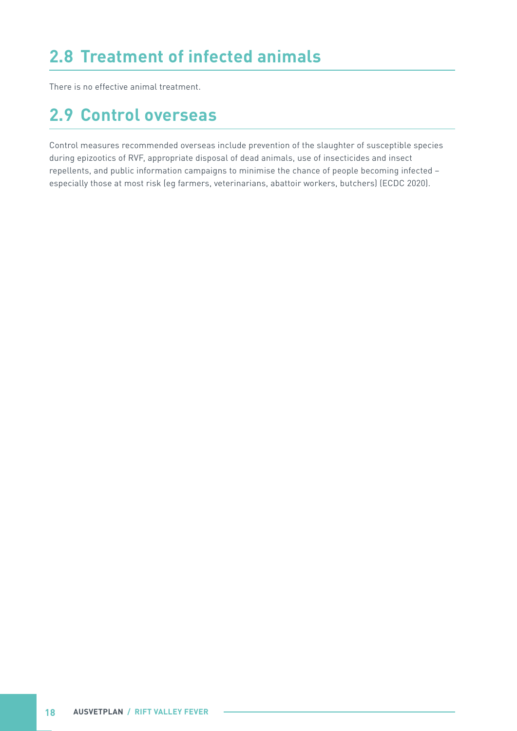## 2.8 Treatment of infected animals

There is no effective animal treatment.

## 2.9 Control overseas

Control measures recommended overseas include prevention of the slaughter of susceptible species during epizootics of RVF, appropriate disposal of dead animals, use of insecticides and insect repellents, and public information campaigns to minimise the chance of people becoming infected – especially those at most risk (eg farmers, veterinarians, abattoir workers, butchers) (ECDC 2020).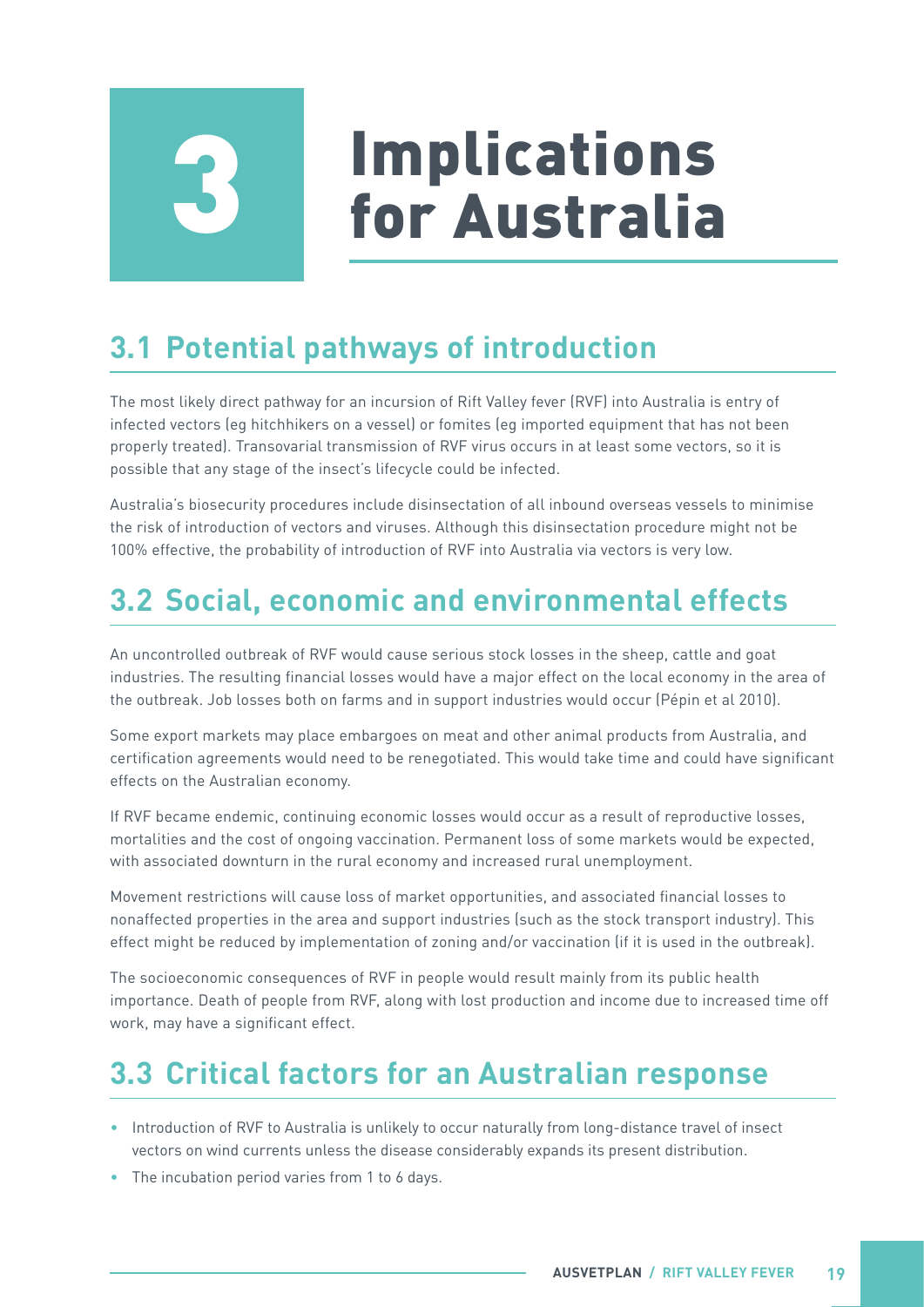# 3 Implications for Australia

## 3.1 Potential pathways of introduction

The most likely direct pathway for an incursion of Rift Valley fever (RVF) into Australia is entry of infected vectors (eg hitchhikers on a vessel) or fomites (eg imported equipment that has not been properly treated). Transovarial transmission of RVF virus occurs in at least some vectors, so it is possible that any stage of the insect's lifecycle could be infected.

Australia's biosecurity procedures include disinsectation of all inbound overseas vessels to minimise the risk of introduction of vectors and viruses. Although this disinsectation procedure might not be 100% effective, the probability of introduction of RVF into Australia via vectors is very low.

## 3.2 Social, economic and environmental effects

An uncontrolled outbreak of RVF would cause serious stock losses in the sheep, cattle and goat industries. The resulting financial losses would have a major effect on the local economy in the area of the outbreak. Job losses both on farms and in support industries would occur (Pépin et al 2010).

Some export markets may place embargoes on meat and other animal products from Australia, and certification agreements would need to be renegotiated. This would take time and could have significant effects on the Australian economy.

If RVF became endemic, continuing economic losses would occur as a result of reproductive losses, mortalities and the cost of ongoing vaccination. Permanent loss of some markets would be expected, with associated downturn in the rural economy and increased rural unemployment.

Movement restrictions will cause loss of market opportunities, and associated financial losses to nonaffected properties in the area and support industries (such as the stock transport industry). This effect might be reduced by implementation of zoning and/or vaccination (if it is used in the outbreak).

The socioeconomic consequences of RVF in people would result mainly from its public health importance. Death of people from RVF, along with lost production and income due to increased time off work, may have a significant effect.

## 3.3 Critical factors for an Australian response

- Introduction of RVF to Australia is unlikely to occur naturally from long-distance travel of insect vectors on wind currents unless the disease considerably expands its present distribution.
- The incubation period varies from 1 to 6 days.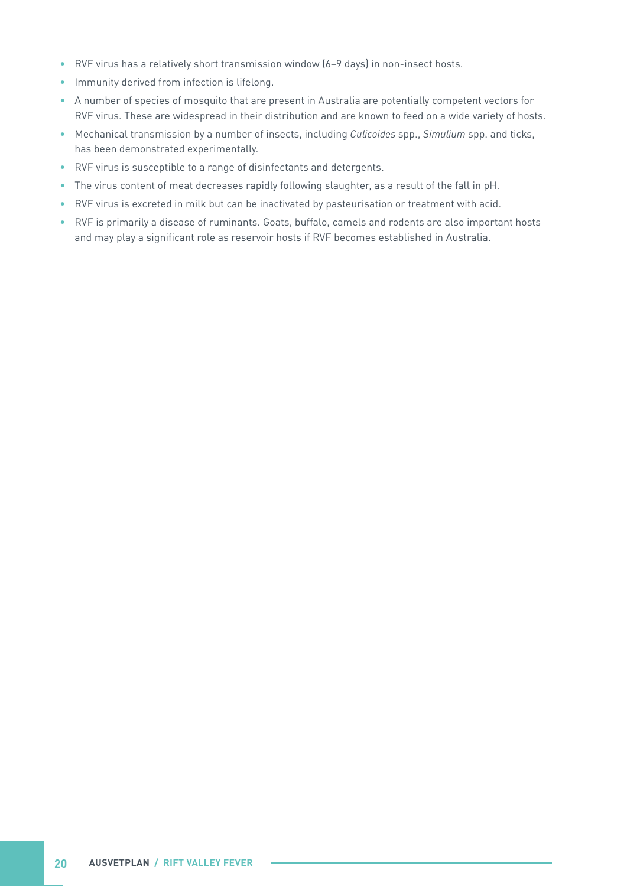- RVF virus has a relatively short transmission window (6–9 days) in non-insect hosts.
- Immunity derived from infection is lifelong.
- A number of species of mosquito that are present in Australia are potentially competent vectors for RVF virus. These are widespread in their distribution and are known to feed on a wide variety of hosts.
- Mechanical transmission by a number of insects, including *Culicoides* spp., *Simulium* spp. and ticks, has been demonstrated experimentally.
- RVF virus is susceptible to a range of disinfectants and detergents.
- The virus content of meat decreases rapidly following slaughter, as a result of the fall in pH.
- RVF virus is excreted in milk but can be inactivated by pasteurisation or treatment with acid.
- RVF is primarily a disease of ruminants. Goats, buffalo, camels and rodents are also important hosts and may play a significant role as reservoir hosts if RVF becomes established in Australia.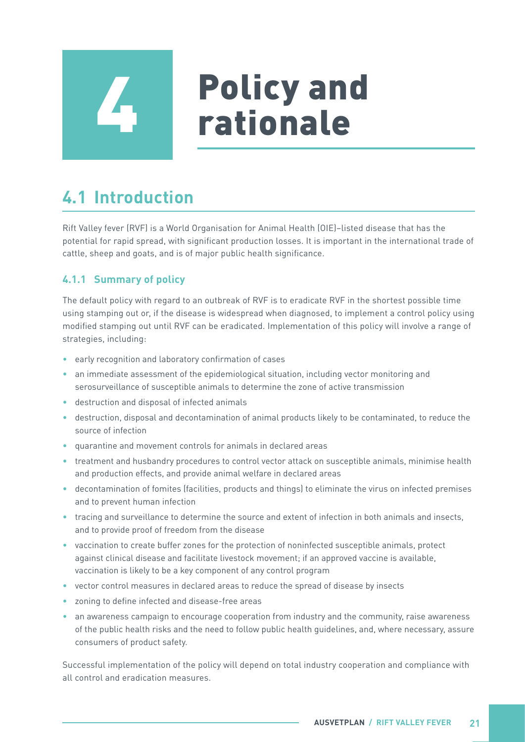# 4 Policy and rationale

## 4.1 Introduction

Rift Valley fever (RVF) is a World Organisation for Animal Health (OIE)–listed disease that has the potential for rapid spread, with significant production losses. It is important in the international trade of cattle, sheep and goats, and is of major public health significance.

### 4.1.1 Summary of policy

The default policy with regard to an outbreak of RVF is to eradicate RVF in the shortest possible time using stamping out or, if the disease is widespread when diagnosed, to implement a control policy using modified stamping out until RVF can be eradicated. Implementation of this policy will involve a range of strategies, including:

- early recognition and laboratory confirmation of cases
- an immediate assessment of the epidemiological situation, including vector monitoring and serosurveillance of susceptible animals to determine the zone of active transmission
- destruction and disposal of infected animals
- destruction, disposal and decontamination of animal products likely to be contaminated, to reduce the source of infection
- quarantine and movement controls for animals in declared areas
- treatment and husbandry procedures to control vector attack on susceptible animals, minimise health and production effects, and provide animal welfare in declared areas
- decontamination of fomites (facilities, products and things) to eliminate the virus on infected premises and to prevent human infection
- tracing and surveillance to determine the source and extent of infection in both animals and insects, and to provide proof of freedom from the disease
- vaccination to create buffer zones for the protection of noninfected susceptible animals, protect against clinical disease and facilitate livestock movement; if an approved vaccine is available, vaccination is likely to be a key component of any control program
- vector control measures in declared areas to reduce the spread of disease by insects
- zoning to define infected and disease-free areas
- an awareness campaign to encourage cooperation from industry and the community, raise awareness of the public health risks and the need to follow public health guidelines, and, where necessary, assure consumers of product safety.

Successful implementation of the policy will depend on total industry cooperation and compliance with all control and eradication measures.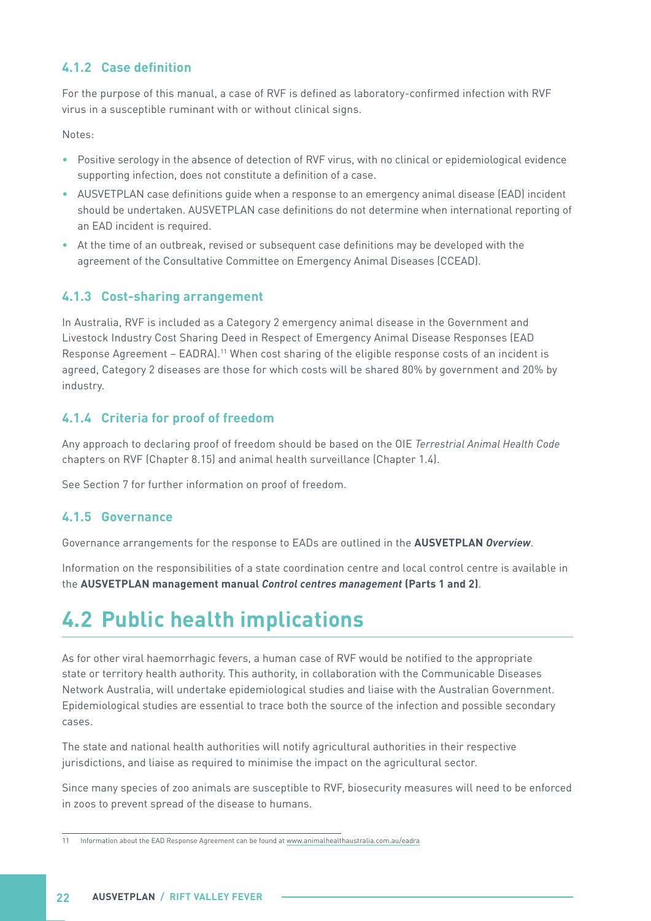### 4.1.2 Case definition

For the purpose of this manual, a case of RVF is defined as laboratory-confirmed infection with RVF virus in a susceptible ruminant with or without clinical signs.

Notes:

- Positive serology in the absence of detection of RVF virus, with no clinical or epidemiological evidence supporting infection, does not constitute a definition of a case.
- AUSVETPLAN case definitions guide when a response to an emergency animal disease (EAD) incident should be undertaken. AUSVETPLAN case definitions do not determine when international reporting of an EAD incident is required.
- At the time of an outbreak, revised or subsequent case definitions may be developed with the agreement of the Consultative Committee on Emergency Animal Diseases (CCEAD).

### 4.1.3 Cost-sharing arrangement

In Australia, RVF is included as a Category 2 emergency animal disease in the Government and Livestock Industry Cost Sharing Deed in Respect of Emergency Animal Disease Responses (EAD Response Agreement – EADRA).[11] When cost sharing of the eligible response costs of an incident is agreed, Category 2 diseases are those for which costs will be shared 80% by government and 20% by industry.

### 4.1.4 Criteria for proof of freedom

Any approach to declaring proof of freedom should be based on the OIE *Terrestrial Animal Health Code* chapters on RVF (Chapter 8.15) and animal health surveillance (Chapter 1.4).

See Section 7 for further information on proof of freedom.

### 4.1.5 Governance

Governance arrangements for the response to EADs are outlined in the **AUSVETPLAN *Overview***.

Information on the responsibilities of a state coordination centre and local control centre is available in the **AUSVETPLAN management manual *Control centres management* (Parts 1 and 2)**.

## 4.2 Public health implications

As for other viral haemorrhagic fevers, a human case of RVF would be notified to the appropriate state or territory health authority. This authority, in collaboration with the Communicable Diseases Network Australia, will undertake epidemiological studies and liaise with the Australian Government. Epidemiological studies are essential to trace both the source of the infection and possible secondary cases.

The state and national health authorities will notify agricultural authorities in their respective jurisdictions, and liaise as required to minimise the impact on the agricultural sector.

Since many species of zoo animals are susceptible to RVF, biosecurity measures will need to be enforced in zoos to prevent spread of the disease to humans.

11 Information about the EAD Response Agreement can be found at www.animalhealthaustralia.com.au/eadra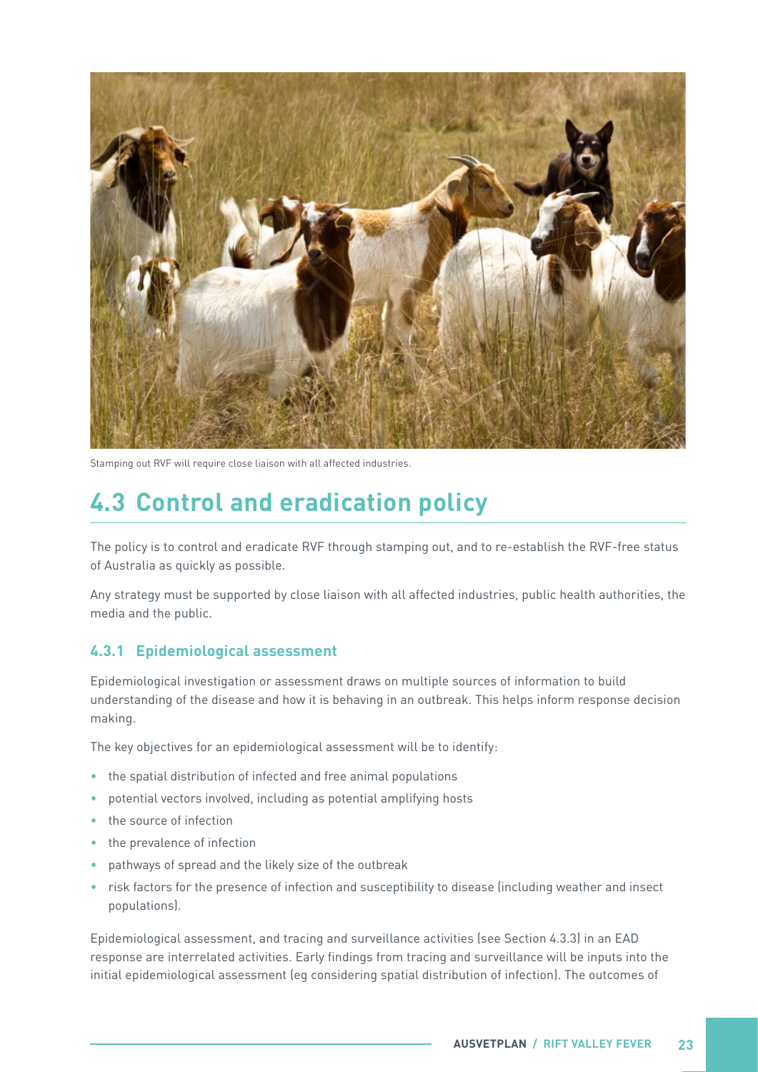Stamping out RVF will require close liaison with all affected industries.

## 4.3 Control and eradication policy

The policy is to control and eradicate RVF through stamping out, and to re-establish the RVF-free status of Australia as quickly as possible.

Any strategy must be supported by close liaison with all affected industries, public health authorities, the media and the public.

### 4.3.1 Epidemiological assessment

Epidemiological investigation or assessment draws on multiple sources of information to build understanding of the disease and how it is behaving in an outbreak. This helps inform response decision making.

The key objectives for an epidemiological assessment will be to identify:

- the spatial distribution of infected and free animal populations
- potential vectors involved, including as potential amplifying hosts
- the source of infection
- the prevalence of infection
- pathways of spread and the likely size of the outbreak
- risk factors for the presence of infection and susceptibility to disease (including weather and insect populations).

Epidemiological assessment, and tracing and surveillance activities (see Section 4.3.3) in an EAD response are interrelated activities. Early findings from tracing and surveillance will be inputs into the initial epidemiological assessment (eg considering spatial distribution of infection). The outcomes of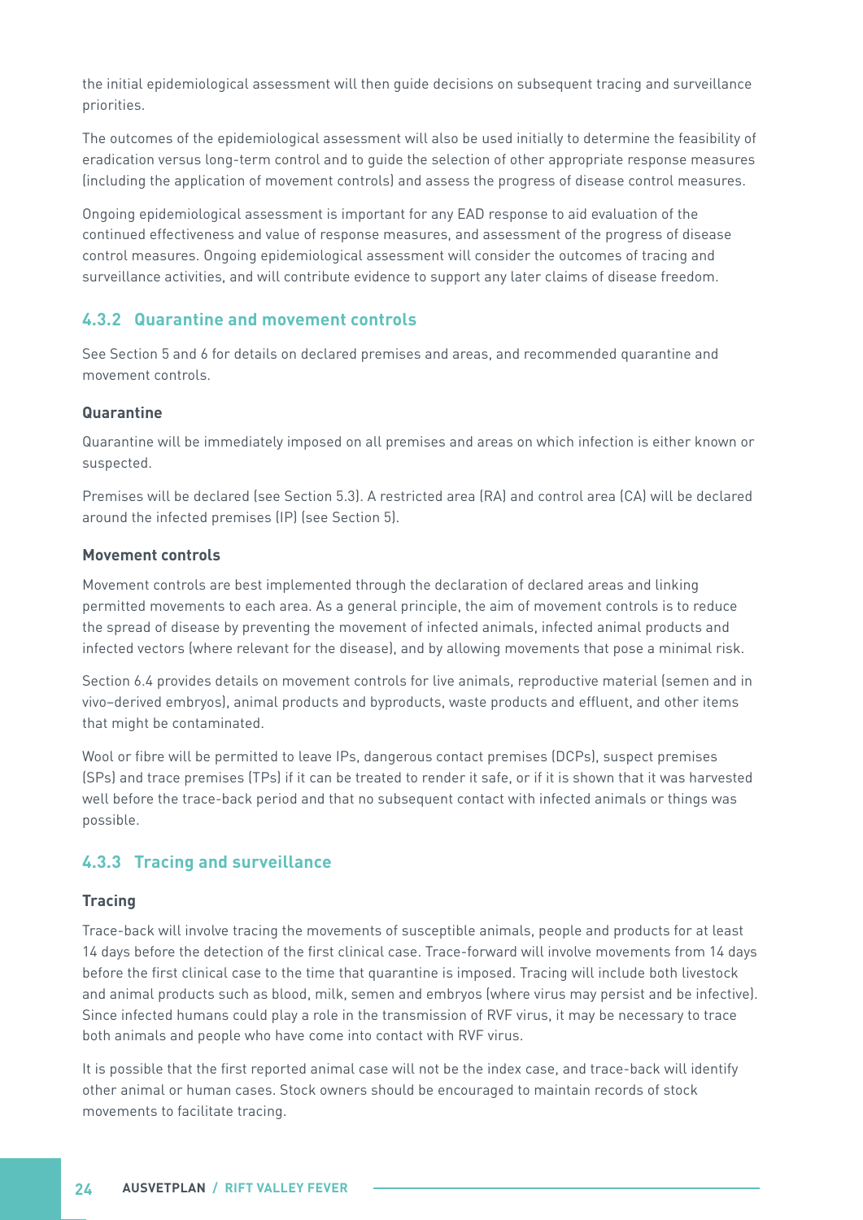the initial epidemiological assessment will then guide decisions on subsequent tracing and surveillance priorities.

The outcomes of the epidemiological assessment will also be used initially to determine the feasibility of eradication versus long-term control and to guide the selection of other appropriate response measures (including the application of movement controls) and assess the progress of disease control measures.

Ongoing epidemiological assessment is important for any EAD response to aid evaluation of the continued effectiveness and value of response measures, and assessment of the progress of disease control measures. Ongoing epidemiological assessment will consider the outcomes of tracing and surveillance activities, and will contribute evidence to support any later claims of disease freedom.

### 4.3.2 Quarantine and movement controls

See Section 5 and 6 for details on declared premises and areas, and recommended quarantine and movement controls.

#### Quarantine

Quarantine will be immediately imposed on all premises and areas on which infection is either known or suspected.

Premises will be declared (see Section 5.3). A restricted area (RA) and control area (CA) will be declared around the infected premises (IP) (see Section 5).

#### Movement controls

Movement controls are best implemented through the declaration of declared areas and linking permitted movements to each area. As a general principle, the aim of movement controls is to reduce the spread of disease by preventing the movement of infected animals, infected animal products and infected vectors (where relevant for the disease), and by allowing movements that pose a minimal risk.

Section 6.4 provides details on movement controls for live animals, reproductive material (semen and in vivo–derived embryos), animal products and byproducts, waste products and effluent, and other items that might be contaminated.

Wool or fibre will be permitted to leave IPs, dangerous contact premises (DCPs), suspect premises (SPs) and trace premises (TPs) if it can be treated to render it safe, or if it is shown that it was harvested well before the trace-back period and that no subsequent contact with infected animals or things was possible.

### 4.3.3 Tracing and surveillance

#### Tracing

Trace-back will involve tracing the movements of susceptible animals, people and products for at least 14 days before the detection of the first clinical case. Trace-forward will involve movements from 14 days before the first clinical case to the time that quarantine is imposed. Tracing will include both livestock and animal products such as blood, milk, semen and embryos (where virus may persist and be infective). Since infected humans could play a role in the transmission of RVF virus, it may be necessary to trace both animals and people who have come into contact with RVF virus.

It is possible that the first reported animal case will not be the index case, and trace-back will identify other animal or human cases. Stock owners should be encouraged to maintain records of stock movements to facilitate tracing.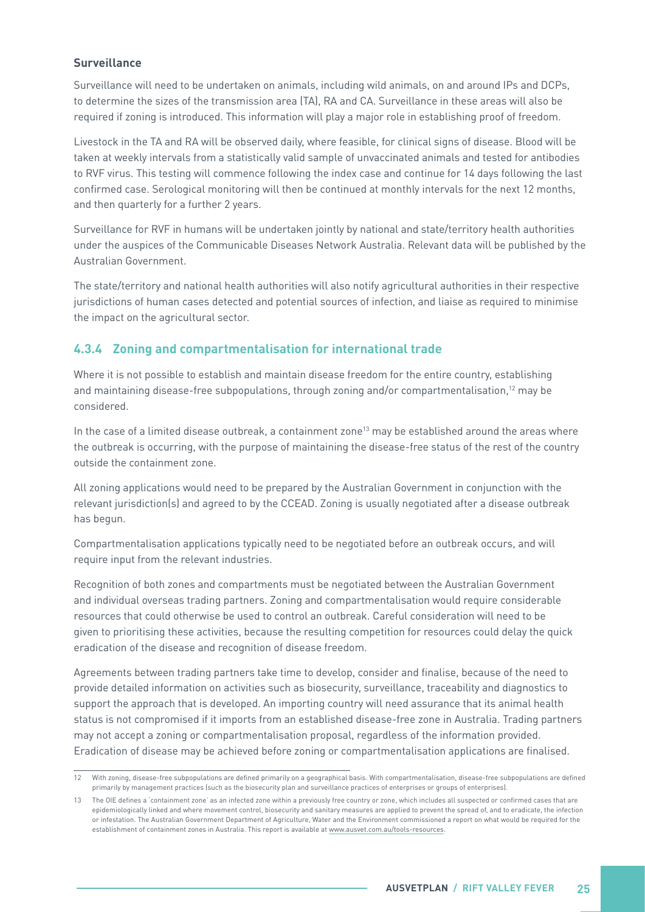**Surveillance**

Surveillance will need to be undertaken on animals, including wild animals, on and around IPs and DCPs, to determine the sizes of the transmission area (TA), RA and CA. Surveillance in these areas will also be required if zoning is introduced. This information will play a major role in establishing proof of freedom.

Livestock in the TA and RA will be observed daily, where feasible, for clinical signs of disease. Blood will be taken at weekly intervals from a statistically valid sample of unvaccinated animals and tested for antibodies to RVF virus. This testing will commence following the index case and continue for 14 days following the last confirmed case. Serological monitoring will then be continued at monthly intervals for the next 12 months, and then quarterly for a further 2 years.

Surveillance for RVF in humans will be undertaken jointly by national and state/territory health authorities under the auspices of the Communicable Diseases Network Australia. Relevant data will be published by the Australian Government.

The state/territory and national health authorities will also notify agricultural authorities in their respective jurisdictions of human cases detected and potential sources of infection, and liaise as required to minimise the impact on the agricultural sector.

### 4.3.4 Zoning and compartmentalisation for international trade

Where it is not possible to establish and maintain disease freedom for the entire country, establishing and maintaining disease-free subpopulations, through zoning and/or compartmentalisation,[12] may be considered.

In the case of a limited disease outbreak, a containment zone[13] may be established around the areas where the outbreak is occurring, with the purpose of maintaining the disease-free status of the rest of the country outside the containment zone.

All zoning applications would need to be prepared by the Australian Government in conjunction with the relevant jurisdiction(s) and agreed to by the CCEAD. Zoning is usually negotiated after a disease outbreak has begun.

Compartmentalisation applications typically need to be negotiated before an outbreak occurs, and will require input from the relevant industries.

Recognition of both zones and compartments must be negotiated between the Australian Government and individual overseas trading partners. Zoning and compartmentalisation would require considerable resources that could otherwise be used to control an outbreak. Careful consideration will need to be given to prioritising these activities, because the resulting competition for resources could delay the quick eradication of the disease and recognition of disease freedom.

Agreements between trading partners take time to develop, consider and finalise, because of the need to provide detailed information on activities such as biosecurity, surveillance, traceability and diagnostics to support the approach that is developed. An importing country will need assurance that its animal health status is not compromised if it imports from an established disease-free zone in Australia. Trading partners may not accept a zoning or compartmentalisation proposal, regardless of the information provided. Eradication of disease may be achieved before zoning or compartmentalisation applications are finalised.

---

12 With zoning, disease-free subpopulations are defined primarily on a geographical basis. With compartmentalisation, disease-free subpopulations are defined primarily by management practices (such as the biosecurity plan and surveillance practices of enterprises or groups of enterprises).

13 The OIE defines a 'containment zone' as an infected zone within a previously free country or zone, which includes all suspected or confirmed cases that are epidemiologically linked and where movement control, biosecurity and sanitary measures are applied to prevent the spread of, and to eradicate, the infection or infestation. The Australian Government Department of Agriculture, Water and the Environment commissioned a report on what would be required for the establishment of containment zones in Australia. This report is available at www.ausvet.com.au/tools-resources.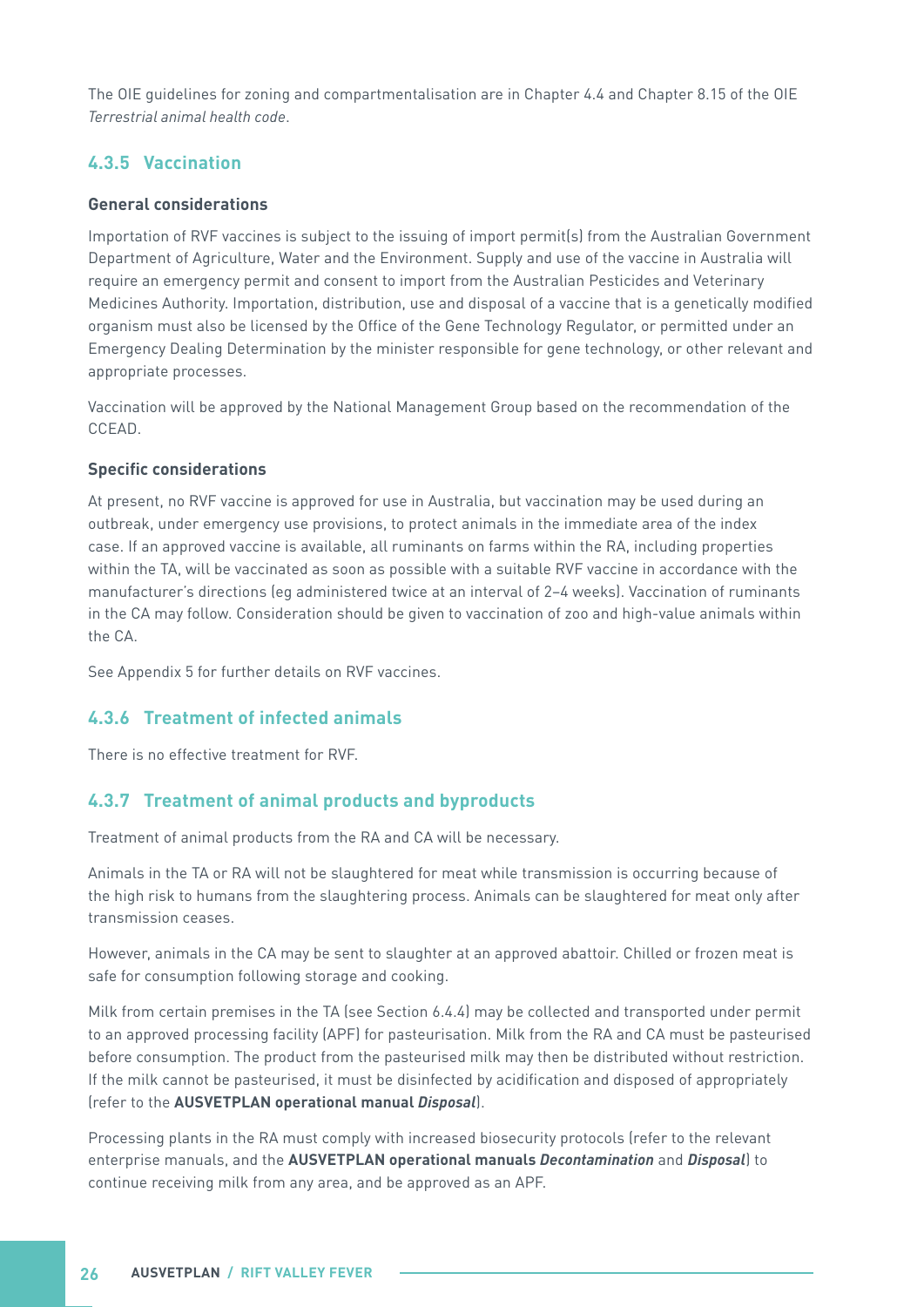The OIE guidelines for zoning and compartmentalisation are in Chapter 4.4 and Chapter 8.15 of the OIE *Terrestrial animal health code*.

### 4.3.5 Vaccination

**General considerations**

Importation of RVF vaccines is subject to the issuing of import permit(s) from the Australian Government Department of Agriculture, Water and the Environment. Supply and use of the vaccine in Australia will require an emergency permit and consent to import from the Australian Pesticides and Veterinary Medicines Authority. Importation, distribution, use and disposal of a vaccine that is a genetically modified organism must also be licensed by the Office of the Gene Technology Regulator, or permitted under an Emergency Dealing Determination by the minister responsible for gene technology, or other relevant and appropriate processes.

Vaccination will be approved by the National Management Group based on the recommendation of the CCEAD.

**Specific considerations**

At present, no RVF vaccine is approved for use in Australia, but vaccination may be used during an outbreak, under emergency use provisions, to protect animals in the immediate area of the index case. If an approved vaccine is available, all ruminants on farms within the RA, including properties within the TA, will be vaccinated as soon as possible with a suitable RVF vaccine in accordance with the manufacturer's directions (eg administered twice at an interval of 2–4 weeks). Vaccination of ruminants in the CA may follow. Consideration should be given to vaccination of zoo and high-value animals within the CA.

See Appendix 5 for further details on RVF vaccines.

### 4.3.6 Treatment of infected animals

There is no effective treatment for RVF.

### 4.3.7 Treatment of animal products and byproducts

Treatment of animal products from the RA and CA will be necessary.

Animals in the TA or RA will not be slaughtered for meat while transmission is occurring because of the high risk to humans from the slaughtering process. Animals can be slaughtered for meat only after transmission ceases.

However, animals in the CA may be sent to slaughter at an approved abattoir. Chilled or frozen meat is safe for consumption following storage and cooking.

Milk from certain premises in the TA (see Section 6.4.4) may be collected and transported under permit to an approved processing facility (APF) for pasteurisation. Milk from the RA and CA must be pasteurised before consumption. The product from the pasteurised milk may then be distributed without restriction. If the milk cannot be pasteurised, it must be disinfected by acidification and disposed of appropriately (refer to the **AUSVETPLAN operational manual *Disposal***).

Processing plants in the RA must comply with increased biosecurity protocols (refer to the relevant enterprise manuals, and the **AUSVETPLAN operational manuals *Decontamination*** and ***Disposal***) to continue receiving milk from any area, and be approved as an APF.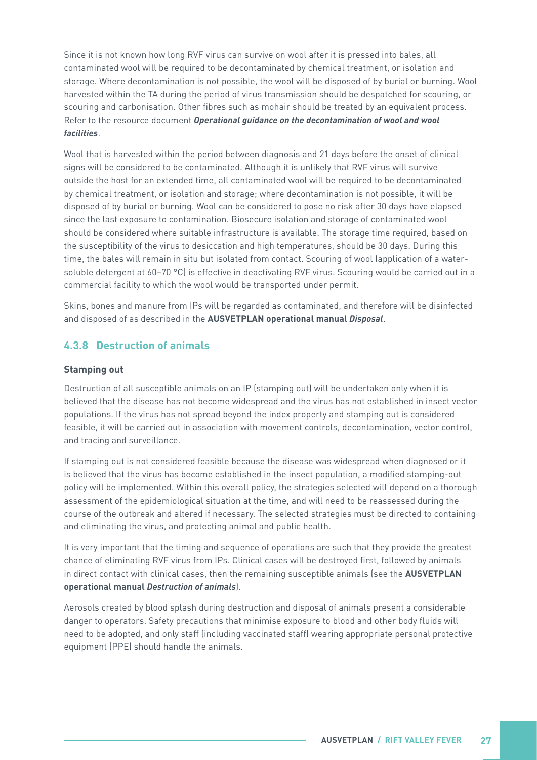Since it is not known how long RVF virus can survive on wool after it is pressed into bales, all contaminated wool will be required to be decontaminated by chemical treatment, or isolation and storage. Where decontamination is not possible, the wool will be disposed of by burial or burning. Wool harvested within the TA during the period of virus transmission should be despatched for scouring, or scouring and carbonisation. Other fibres such as mohair should be treated by an equivalent process. Refer to the resource document ***Operational guidance on the decontamination of wool and wool facilities***.

Wool that is harvested within the period between diagnosis and 21 days before the onset of clinical signs will be considered to be contaminated. Although it is unlikely that RVF virus will survive outside the host for an extended time, all contaminated wool will be required to be decontaminated by chemical treatment, or isolation and storage; where decontamination is not possible, it will be disposed of by burial or burning. Wool can be considered to pose no risk after 30 days have elapsed since the last exposure to contamination. Biosecure isolation and storage of contaminated wool should be considered where suitable infrastructure is available. The storage time required, based on the susceptibility of the virus to desiccation and high temperatures, should be 30 days. During this time, the bales will remain in situ but isolated from contact. Scouring of wool (application of a water-soluble detergent at 60–70 °C) is effective in deactivating RVF virus. Scouring would be carried out in a commercial facility to which the wool would be transported under permit.

Skins, bones and manure from IPs will be regarded as contaminated, and therefore will be disinfected and disposed of as described in the **AUSVETPLAN operational manual *Disposal***.

### 4.3.8 Destruction of animals

**Stamping out**

Destruction of all susceptible animals on an IP (stamping out) will be undertaken only when it is believed that the disease has not become widespread and the virus has not established in insect vector populations. If the virus has not spread beyond the index property and stamping out is considered feasible, it will be carried out in association with movement controls, decontamination, vector control, and tracing and surveillance.

If stamping out is not considered feasible because the disease was widespread when diagnosed or it is believed that the virus has become established in the insect population, a modified stamping-out policy will be implemented. Within this overall policy, the strategies selected will depend on a thorough assessment of the epidemiological situation at the time, and will need to be reassessed during the course of the outbreak and altered if necessary. The selected strategies must be directed to containing and eliminating the virus, and protecting animal and public health.

It is very important that the timing and sequence of operations are such that they provide the greatest chance of eliminating RVF virus from IPs. Clinical cases will be destroyed first, followed by animals in direct contact with clinical cases, then the remaining susceptible animals (see the **AUSVETPLAN operational manual *Destruction of animals***).

Aerosols created by blood splash during destruction and disposal of animals present a considerable danger to operators. Safety precautions that minimise exposure to blood and other body fluids will need to be adopted, and only staff (including vaccinated staff) wearing appropriate personal protective equipment (PPE) should handle the animals.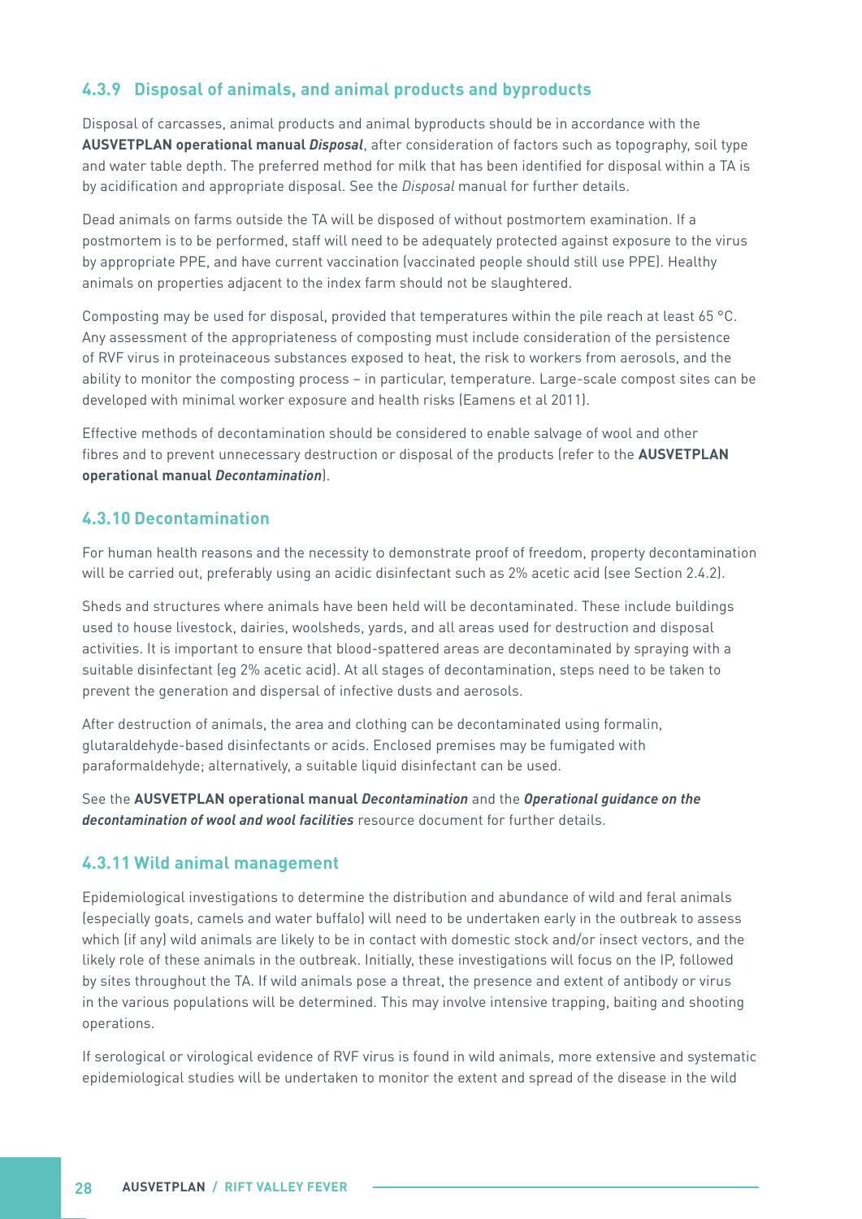### 4.3.9 Disposal of animals, and animal products and byproducts

Disposal of carcasses, animal products and animal byproducts should be in accordance with the **AUSVETPLAN operational manual *Disposal***, after consideration of factors such as topography, soil type and water table depth. The preferred method for milk that has been identified for disposal within a TA is by acidification and appropriate disposal. See the *Disposal* manual for further details.

Dead animals on farms outside the TA will be disposed of without postmortem examination. If a postmortem is to be performed, staff will need to be adequately protected against exposure to the virus by appropriate PPE, and have current vaccination (vaccinated people should still use PPE). Healthy animals on properties adjacent to the index farm should not be slaughtered.

Composting may be used for disposal, provided that temperatures within the pile reach at least 65 °C. Any assessment of the appropriateness of composting must include consideration of the persistence of RVF virus in proteinaceous substances exposed to heat, the risk to workers from aerosols, and the ability to monitor the composting process – in particular, temperature. Large-scale compost sites can be developed with minimal worker exposure and health risks (Eamens et al 2011).

Effective methods of decontamination should be considered to enable salvage of wool and other fibres and to prevent unnecessary destruction or disposal of the products (refer to the **AUSVETPLAN operational manual *Decontamination***).

### 4.3.10 Decontamination

For human health reasons and the necessity to demonstrate proof of freedom, property decontamination will be carried out, preferably using an acidic disinfectant such as 2% acetic acid (see Section 2.4.2).

Sheds and structures where animals have been held will be decontaminated. These include buildings used to house livestock, dairies, woolsheds, yards, and all areas used for destruction and disposal activities. It is important to ensure that blood-spattered areas are decontaminated by spraying with a suitable disinfectant (eg 2% acetic acid). At all stages of decontamination, steps need to be taken to prevent the generation and dispersal of infective dusts and aerosols.

After destruction of animals, the area and clothing can be decontaminated using formalin, glutaraldehyde-based disinfectants or acids. Enclosed premises may be fumigated with paraformaldehyde; alternatively, a suitable liquid disinfectant can be used.

See the **AUSVETPLAN operational manual *Decontamination*** and the ***Operational guidance on the decontamination of wool and wool facilities*** resource document for further details.

### 4.3.11 Wild animal management

Epidemiological investigations to determine the distribution and abundance of wild and feral animals (especially goats, camels and water buffalo) will need to be undertaken early in the outbreak to assess which (if any) wild animals are likely to be in contact with domestic stock and/or insect vectors, and the likely role of these animals in the outbreak. Initially, these investigations will focus on the IP, followed by sites throughout the TA. If wild animals pose a threat, the presence and extent of antibody or virus in the various populations will be determined. This may involve intensive trapping, baiting and shooting operations.

If serological or virological evidence of RVF virus is found in wild animals, more extensive and systematic epidemiological studies will be undertaken to monitor the extent and spread of the disease in the wild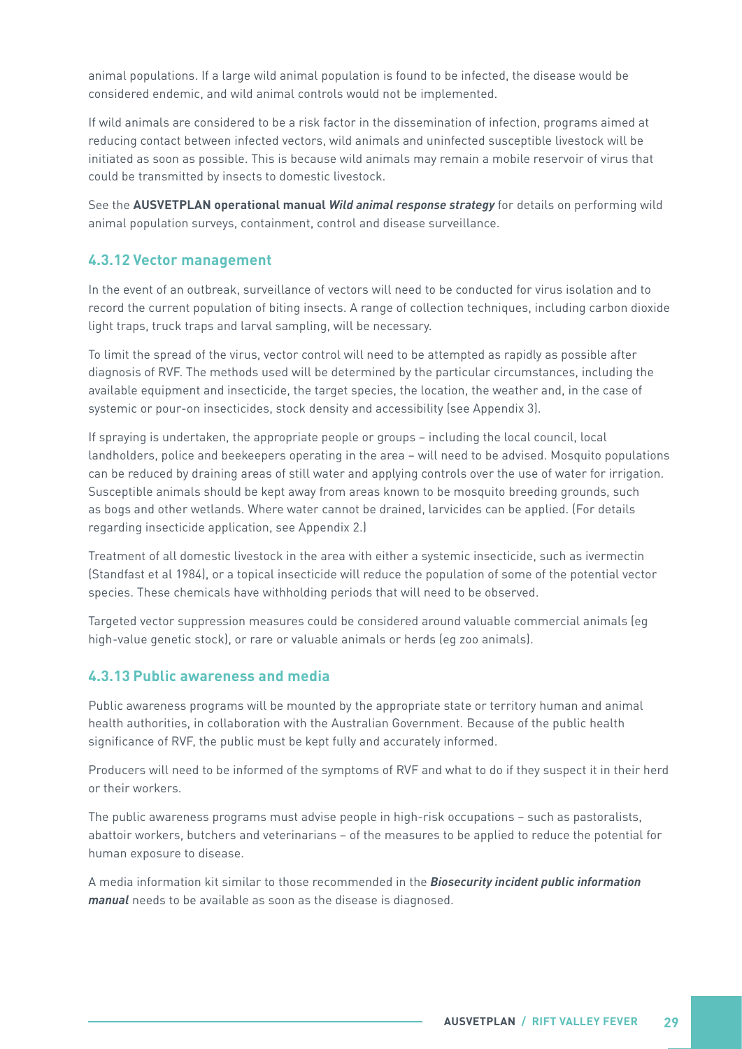animal populations. If a large wild animal population is found to be infected, the disease would be considered endemic, and wild animal controls would not be implemented.

If wild animals are considered to be a risk factor in the dissemination of infection, programs aimed at reducing contact between infected vectors, wild animals and uninfected susceptible livestock will be initiated as soon as possible. This is because wild animals may remain a mobile reservoir of virus that could be transmitted by insects to domestic livestock.

See the **AUSVETPLAN operational manual *Wild animal response strategy*** for details on performing wild animal population surveys, containment, control and disease surveillance.

### 4.3.12 Vector management

In the event of an outbreak, surveillance of vectors will need to be conducted for virus isolation and to record the current population of biting insects. A range of collection techniques, including carbon dioxide light traps, truck traps and larval sampling, will be necessary.

To limit the spread of the virus, vector control will need to be attempted as rapidly as possible after diagnosis of RVF. The methods used will be determined by the particular circumstances, including the available equipment and insecticide, the target species, the location, the weather and, in the case of systemic or pour-on insecticides, stock density and accessibility (see Appendix 3).

If spraying is undertaken, the appropriate people or groups – including the local council, local landholders, police and beekeepers operating in the area – will need to be advised. Mosquito populations can be reduced by draining areas of still water and applying controls over the use of water for irrigation. Susceptible animals should be kept away from areas known to be mosquito breeding grounds, such as bogs and other wetlands. Where water cannot be drained, larvicides can be applied. (For details regarding insecticide application, see Appendix 2.)

Treatment of all domestic livestock in the area with either a systemic insecticide, such as ivermectin (Standfast et al 1984), or a topical insecticide will reduce the population of some of the potential vector species. These chemicals have withholding periods that will need to be observed.

Targeted vector suppression measures could be considered around valuable commercial animals (eg high-value genetic stock), or rare or valuable animals or herds (eg zoo animals).

### 4.3.13 Public awareness and media

Public awareness programs will be mounted by the appropriate state or territory human and animal health authorities, in collaboration with the Australian Government. Because of the public health significance of RVF, the public must be kept fully and accurately informed.

Producers will need to be informed of the symptoms of RVF and what to do if they suspect it in their herd or their workers.

The public awareness programs must advise people in high-risk occupations – such as pastoralists, abattoir workers, butchers and veterinarians – of the measures to be applied to reduce the potential for human exposure to disease.

A media information kit similar to those recommended in the ***Biosecurity incident public information manual*** needs to be available as soon as the disease is diagnosed.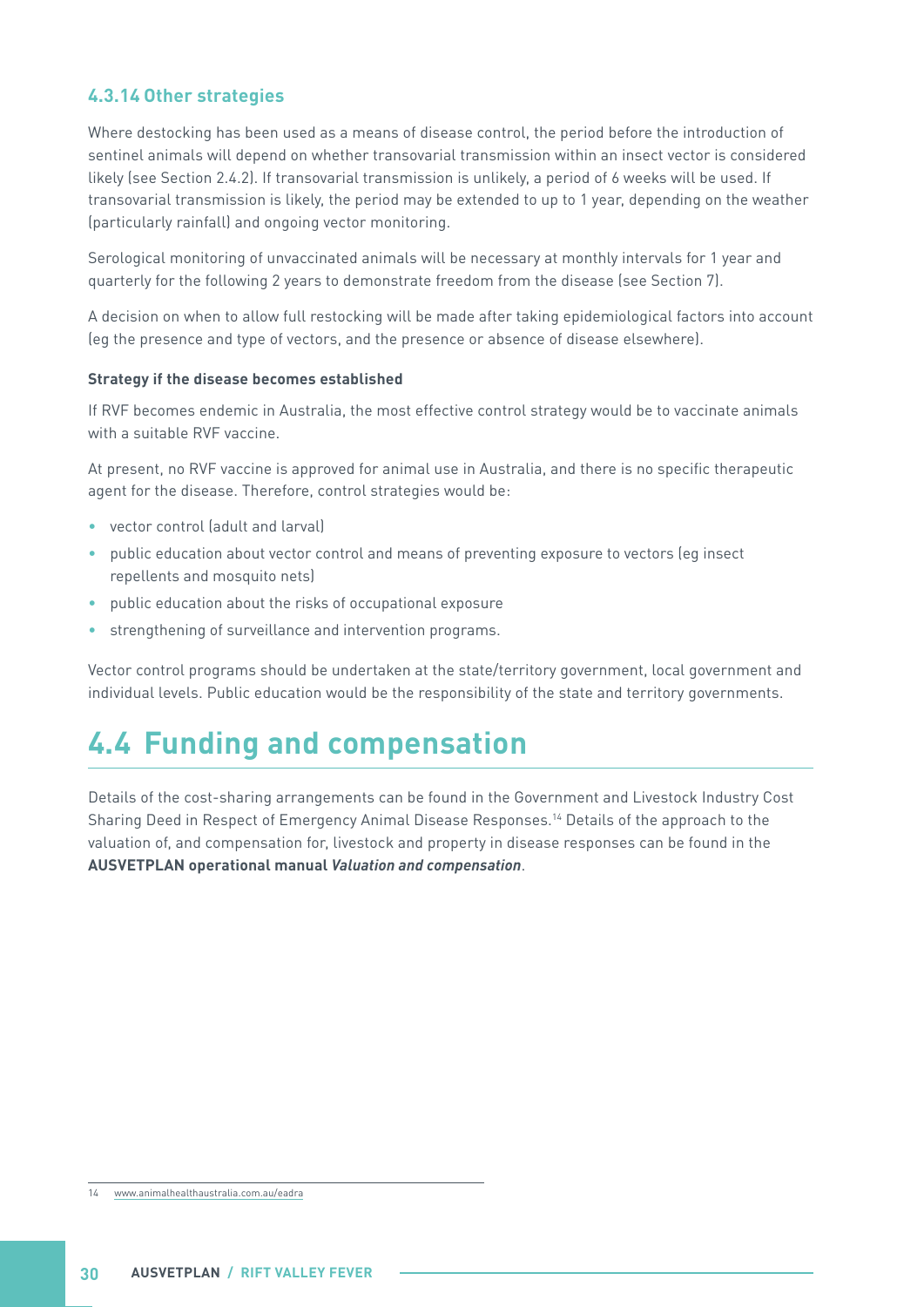### 4.3.14 Other strategies

Where destocking has been used as a means of disease control, the period before the introduction of sentinel animals will depend on whether transovarial transmission within an insect vector is considered likely (see Section 2.4.2). If transovarial transmission is unlikely, a period of 6 weeks will be used. If transovarial transmission is likely, the period may be extended to up to 1 year, depending on the weather (particularly rainfall) and ongoing vector monitoring.

Serological monitoring of unvaccinated animals will be necessary at monthly intervals for 1 year and quarterly for the following 2 years to demonstrate freedom from the disease (see Section 7).

A decision on when to allow full restocking will be made after taking epidemiological factors into account (eg the presence and type of vectors, and the presence or absence of disease elsewhere).

**Strategy if the disease becomes established**

If RVF becomes endemic in Australia, the most effective control strategy would be to vaccinate animals with a suitable RVF vaccine.

At present, no RVF vaccine is approved for animal use in Australia, and there is no specific therapeutic agent for the disease. Therefore, control strategies would be:

- vector control (adult and larval)
- public education about vector control and means of preventing exposure to vectors (eg insect repellents and mosquito nets)
- public education about the risks of occupational exposure
- strengthening of surveillance and intervention programs.

Vector control programs should be undertaken at the state/territory government, local government and individual levels. Public education would be the responsibility of the state and territory governments.

## 4.4 Funding and compensation

Details of the cost-sharing arrangements can be found in the Government and Livestock Industry Cost Sharing Deed in Respect of Emergency Animal Disease Responses.[14] Details of the approach to the valuation of, and compensation for, livestock and property in disease responses can be found in the **AUSVETPLAN operational manual *Valuation and compensation***.

14 www.animalhealthaustralia.com.au/eadra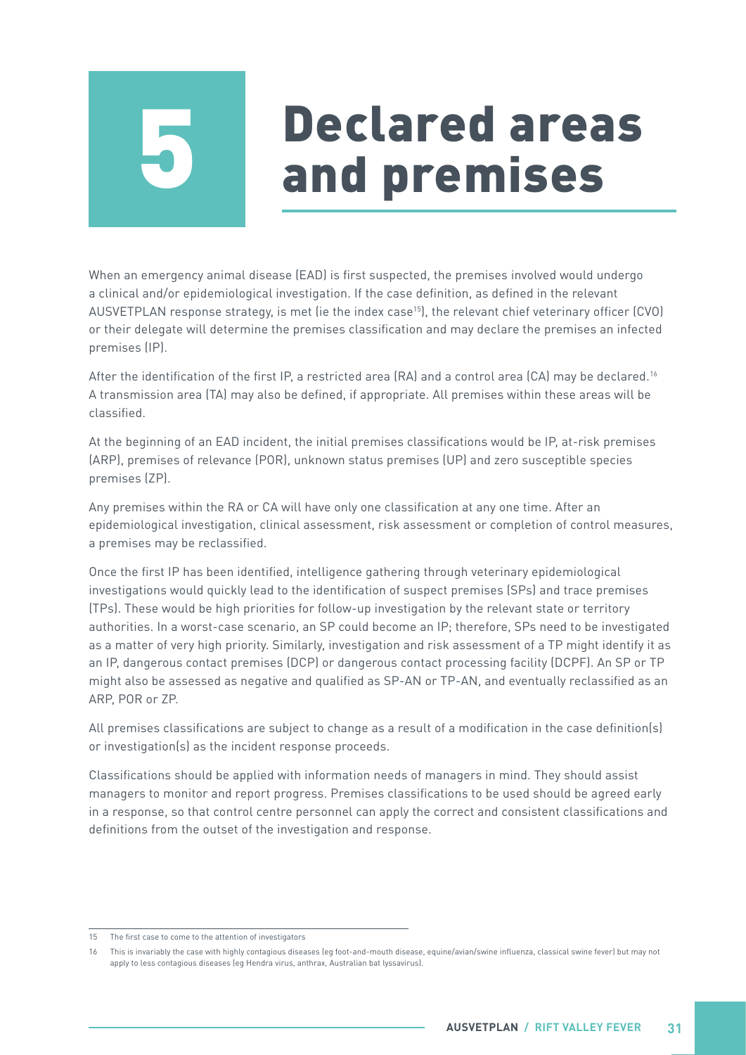# 5 Declared areas and premises

When an emergency animal disease (EAD) is first suspected, the premises involved would undergo a clinical and/or epidemiological investigation. If the case definition, as defined in the relevant AUSVETPLAN response strategy, is met (ie the index case[15]), the relevant chief veterinary officer (CVO) or their delegate will determine the premises classification and may declare the premises an infected premises (IP).

After the identification of the first IP, a restricted area (RA) and a control area (CA) may be declared.[16] A transmission area (TA) may also be defined, if appropriate. All premises within these areas will be classified.

At the beginning of an EAD incident, the initial premises classifications would be IP, at-risk premises (ARP), premises of relevance (POR), unknown status premises (UP) and zero susceptible species premises (ZP).

Any premises within the RA or CA will have only one classification at any one time. After an epidemiological investigation, clinical assessment, risk assessment or completion of control measures, a premises may be reclassified.

Once the first IP has been identified, intelligence gathering through veterinary epidemiological investigations would quickly lead to the identification of suspect premises (SPs) and trace premises (TPs). These would be high priorities for follow-up investigation by the relevant state or territory authorities. In a worst-case scenario, an SP could become an IP; therefore, SPs need to be investigated as a matter of very high priority. Similarly, investigation and risk assessment of a TP might identify it as an IP, dangerous contact premises (DCP) or dangerous contact processing facility (DCPF). An SP or TP might also be assessed as negative and qualified as SP-AN or TP-AN, and eventually reclassified as an ARP, POR or ZP.

All premises classifications are subject to change as a result of a modification in the case definition(s) or investigation(s) as the incident response proceeds.

Classifications should be applied with information needs of managers in mind. They should assist managers to monitor and report progress. Premises classifications to be used should be agreed early in a response, so that control centre personnel can apply the correct and consistent classifications and definitions from the outset of the investigation and response.

---

15 The first case to come to the attention of investigators

16 This is invariably the case with highly contagious diseases (eg foot-and-mouth disease, equine/avian/swine influenza, classical swine fever) but may not apply to less contagious diseases (eg Hendra virus, anthrax, Australian bat lyssavirus).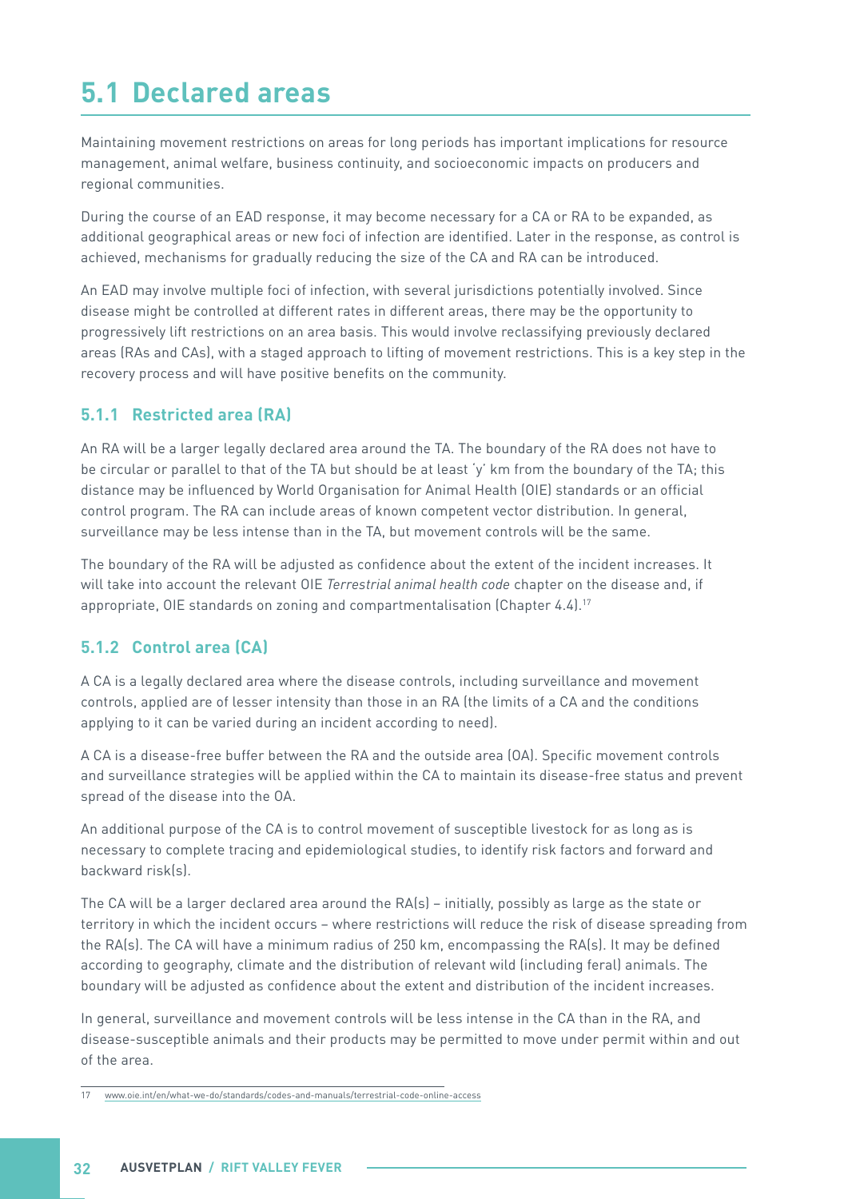## 5.1 Declared areas

Maintaining movement restrictions on areas for long periods has important implications for resource management, animal welfare, business continuity, and socioeconomic impacts on producers and regional communities.

During the course of an EAD response, it may become necessary for a CA or RA to be expanded, as additional geographical areas or new foci of infection are identified. Later in the response, as control is achieved, mechanisms for gradually reducing the size of the CA and RA can be introduced.

An EAD may involve multiple foci of infection, with several jurisdictions potentially involved. Since disease might be controlled at different rates in different areas, there may be the opportunity to progressively lift restrictions on an area basis. This would involve reclassifying previously declared areas (RAs and CAs), with a staged approach to lifting of movement restrictions. This is a key step in the recovery process and will have positive benefits on the community.

### 5.1.1 Restricted area (RA)

An RA will be a larger legally declared area around the TA. The boundary of the RA does not have to be circular or parallel to that of the TA but should be at least 'y' km from the boundary of the TA; this distance may be influenced by World Organisation for Animal Health (OIE) standards or an official control program. The RA can include areas of known competent vector distribution. In general, surveillance may be less intense than in the TA, but movement controls will be the same.

The boundary of the RA will be adjusted as confidence about the extent of the incident increases. It will take into account the relevant OIE *Terrestrial animal health code* chapter on the disease and, if appropriate, OIE standards on zoning and compartmentalisation (Chapter 4.4).[17]

### 5.1.2 Control area (CA)

A CA is a legally declared area where the disease controls, including surveillance and movement controls, applied are of lesser intensity than those in an RA (the limits of a CA and the conditions applying to it can be varied during an incident according to need).

A CA is a disease-free buffer between the RA and the outside area (OA). Specific movement controls and surveillance strategies will be applied within the CA to maintain its disease-free status and prevent spread of the disease into the OA.

An additional purpose of the CA is to control movement of susceptible livestock for as long as is necessary to complete tracing and epidemiological studies, to identify risk factors and forward and backward risk(s).

The CA will be a larger declared area around the RA(s) – initially, possibly as large as the state or territory in which the incident occurs – where restrictions will reduce the risk of disease spreading from the RA(s). The CA will have a minimum radius of 250 km, encompassing the RA(s). It may be defined according to geography, climate and the distribution of relevant wild (including feral) animals. The boundary will be adjusted as confidence about the extent and distribution of the incident increases.

In general, surveillance and movement controls will be less intense in the CA than in the RA, and disease-susceptible animals and their products may be permitted to move under permit within and out of the area.

---

17 www.oie.int/en/what-we-do/standards/codes-and-manuals/terrestrial-code-online-access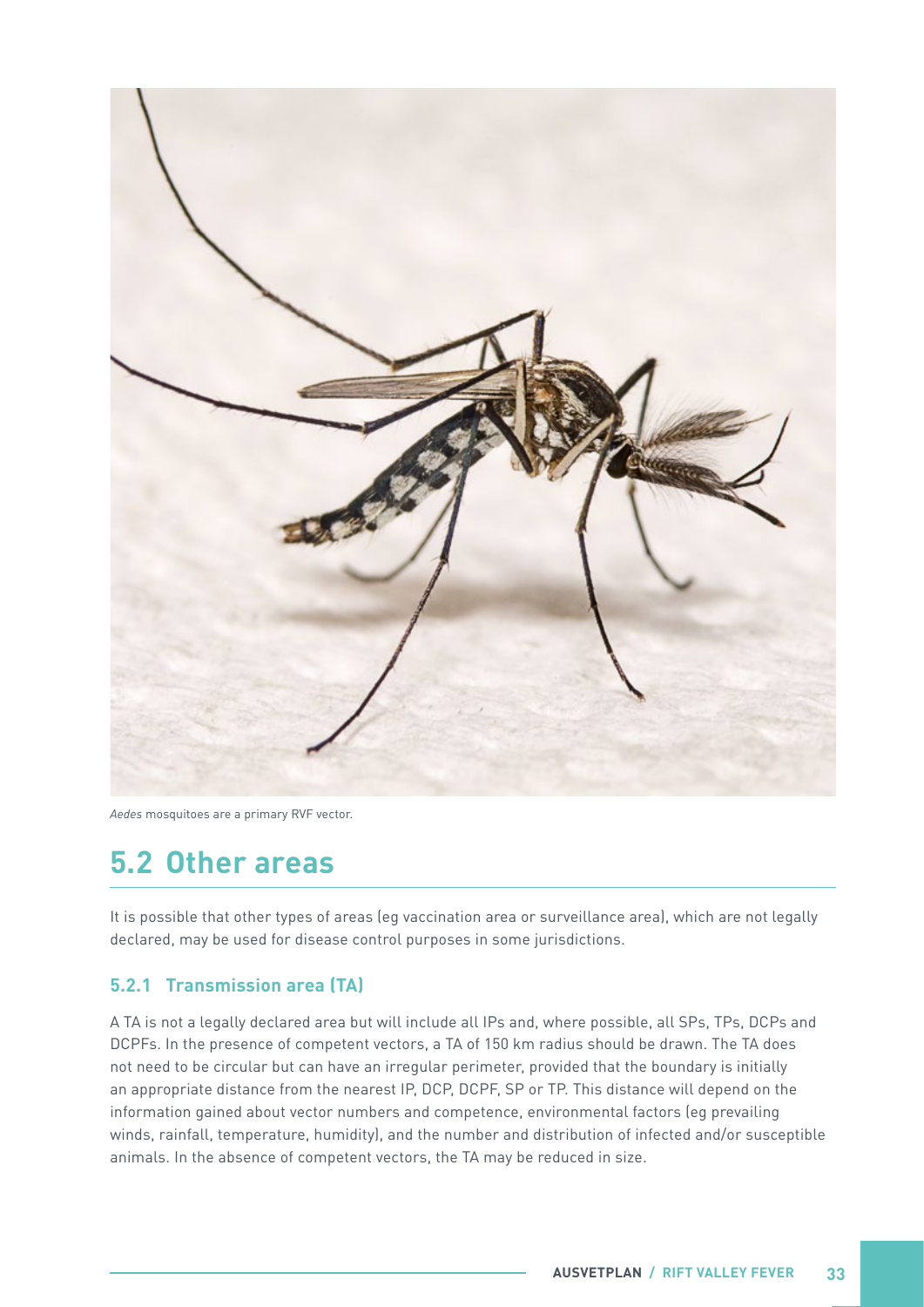*Aedes* mosquitoes are a primary RVF vector.

## 5.2 Other areas

It is possible that other types of areas (eg vaccination area or surveillance area), which are not legally declared, may be used for disease control purposes in some jurisdictions.

### 5.2.1 Transmission area (TA)

A TA is not a legally declared area but will include all IPs and, where possible, all SPs, TPs, DCPs and DCPFs. In the presence of competent vectors, a TA of 150 km radius should be drawn. The TA does not need to be circular but can have an irregular perimeter, provided that the boundary is initially an appropriate distance from the nearest IP, DCP, DCPF, SP or TP. This distance will depend on the information gained about vector numbers and competence, environmental factors (eg prevailing winds, rainfall, temperature, humidity), and the number and distribution of infected and/or susceptible animals. In the absence of competent vectors, the TA may be reduced in size.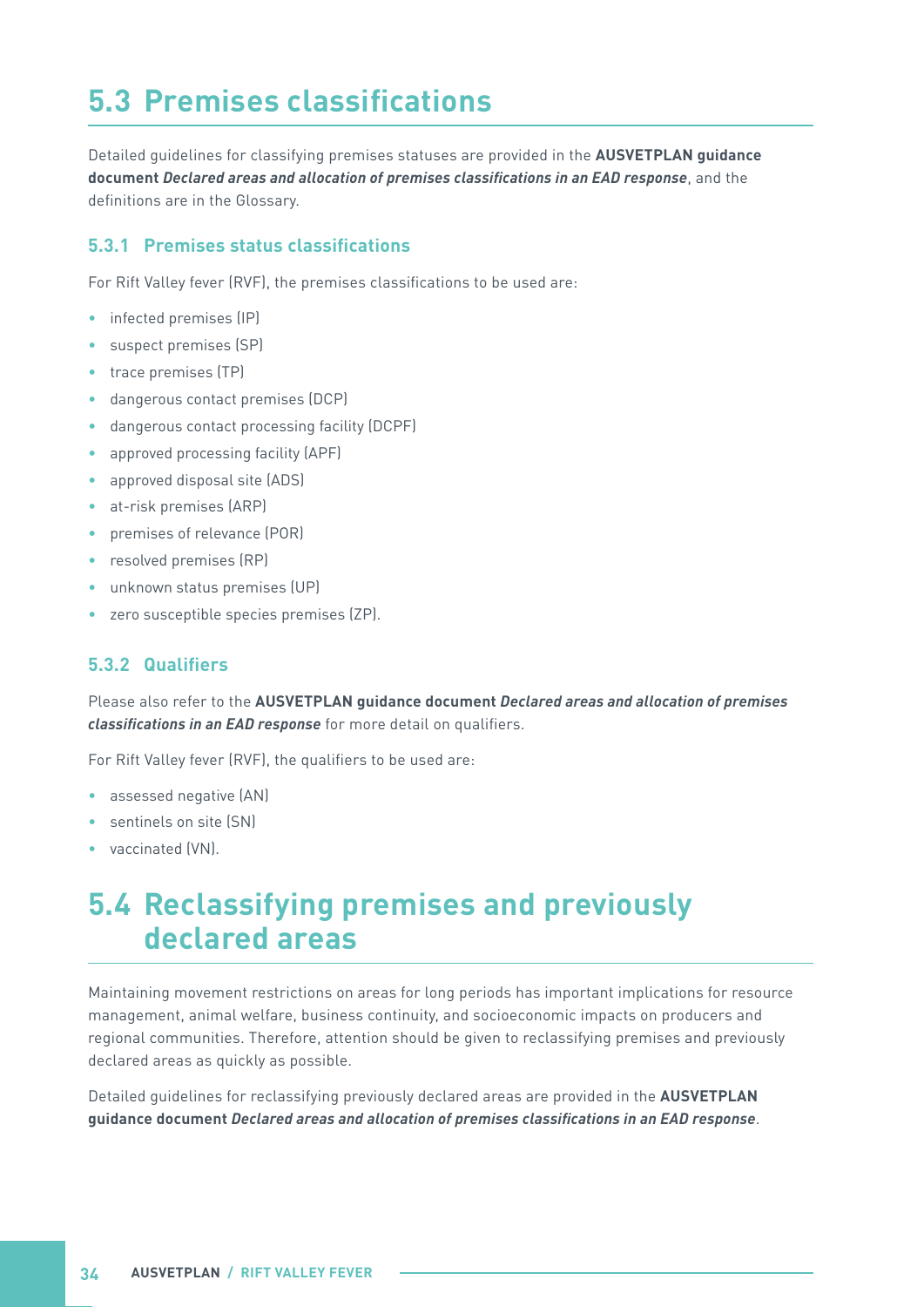## 5.3 Premises classifications

Detailed guidelines for classifying premises statuses are provided in the **AUSVETPLAN guidance document *Declared areas and allocation of premises classifications in an EAD response***, and the definitions are in the Glossary.

### 5.3.1 Premises status classifications

For Rift Valley fever (RVF), the premises classifications to be used are:

- infected premises (IP)
- suspect premises (SP)
- trace premises (TP)
- dangerous contact premises (DCP)
- dangerous contact processing facility (DCPF)
- approved processing facility (APF)
- approved disposal site (ADS)
- at-risk premises (ARP)
- premises of relevance (POR)
- resolved premises (RP)
- unknown status premises (UP)
- zero susceptible species premises (ZP).

### 5.3.2 Qualifiers

Please also refer to the **AUSVETPLAN guidance document *Declared areas and allocation of premises classifications in an EAD response*** for more detail on qualifiers.

For Rift Valley fever (RVF), the qualifiers to be used are:

- assessed negative (AN)
- sentinels on site (SN)
- vaccinated (VN).

## 5.4 Reclassifying premises and previously declared areas

Maintaining movement restrictions on areas for long periods has important implications for resource management, animal welfare, business continuity, and socioeconomic impacts on producers and regional communities. Therefore, attention should be given to reclassifying premises and previously declared areas as quickly as possible.

Detailed guidelines for reclassifying previously declared areas are provided in the **AUSVETPLAN guidance document *Declared areas and allocation of premises classifications in an EAD response***.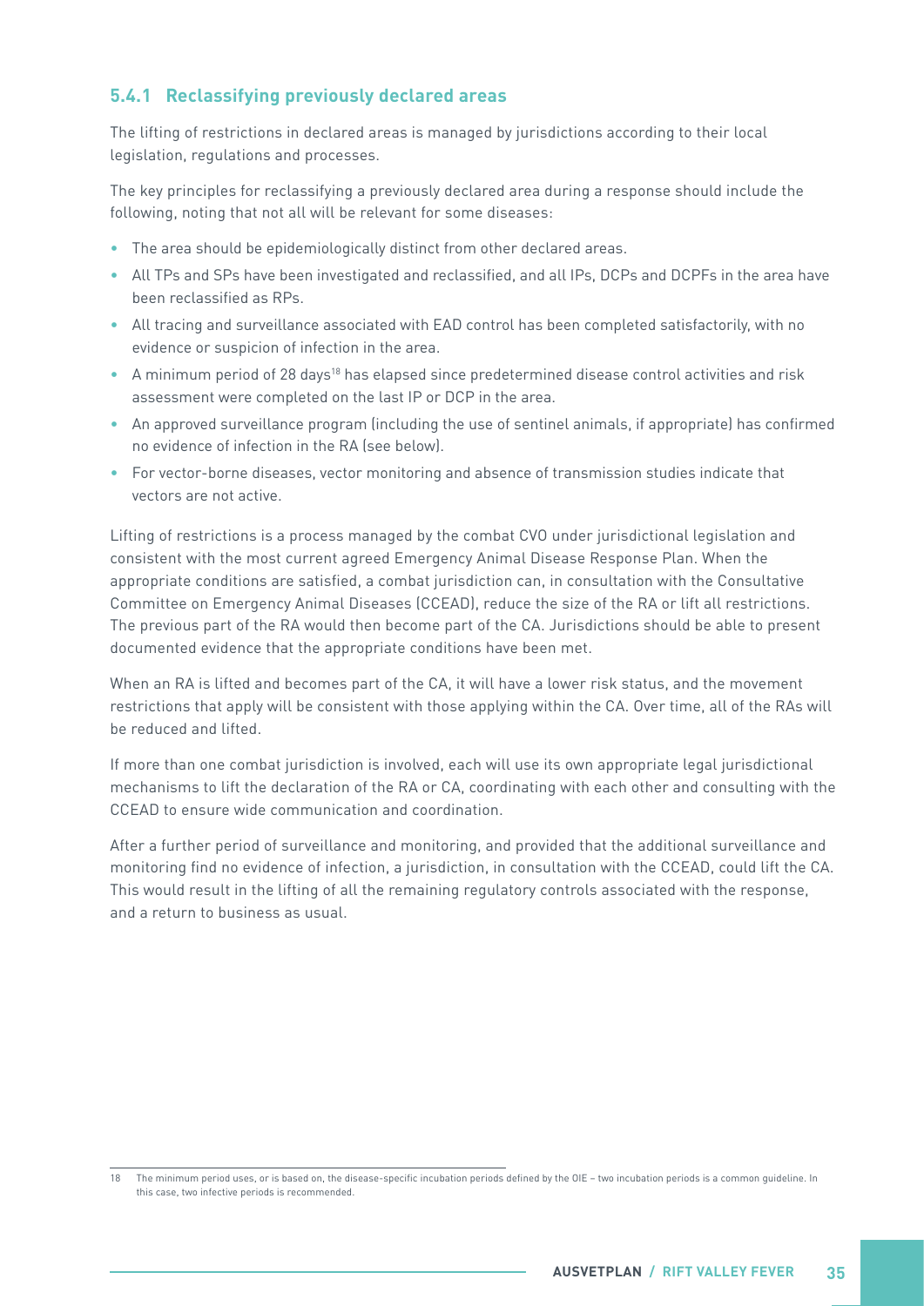### 5.4.1 Reclassifying previously declared areas

The lifting of restrictions in declared areas is managed by jurisdictions according to their local legislation, regulations and processes.

The key principles for reclassifying a previously declared area during a response should include the following, noting that not all will be relevant for some diseases:

- The area should be epidemiologically distinct from other declared areas.
- All TPs and SPs have been investigated and reclassified, and all IPs, DCPs and DCPFs in the area have been reclassified as RPs.
- All tracing and surveillance associated with EAD control has been completed satisfactorily, with no evidence or suspicion of infection in the area.
- A minimum period of 28 days[18] has elapsed since predetermined disease control activities and risk assessment were completed on the last IP or DCP in the area.
- An approved surveillance program (including the use of sentinel animals, if appropriate) has confirmed no evidence of infection in the RA (see below).
- For vector-borne diseases, vector monitoring and absence of transmission studies indicate that vectors are not active.

Lifting of restrictions is a process managed by the combat CVO under jurisdictional legislation and consistent with the most current agreed Emergency Animal Disease Response Plan. When the appropriate conditions are satisfied, a combat jurisdiction can, in consultation with the Consultative Committee on Emergency Animal Diseases (CCEAD), reduce the size of the RA or lift all restrictions. The previous part of the RA would then become part of the CA. Jurisdictions should be able to present documented evidence that the appropriate conditions have been met.

When an RA is lifted and becomes part of the CA, it will have a lower risk status, and the movement restrictions that apply will be consistent with those applying within the CA. Over time, all of the RAs will be reduced and lifted.

If more than one combat jurisdiction is involved, each will use its own appropriate legal jurisdictional mechanisms to lift the declaration of the RA or CA, coordinating with each other and consulting with the CCEAD to ensure wide communication and coordination.

After a further period of surveillance and monitoring, and provided that the additional surveillance and monitoring find no evidence of infection, a jurisdiction, in consultation with the CCEAD, could lift the CA. This would result in the lifting of all the remaining regulatory controls associated with the response, and a return to business as usual.

18 The minimum period uses, or is based on, the disease-specific incubation periods defined by the OIE – two incubation periods is a common guideline. In this case, two infective periods is recommended.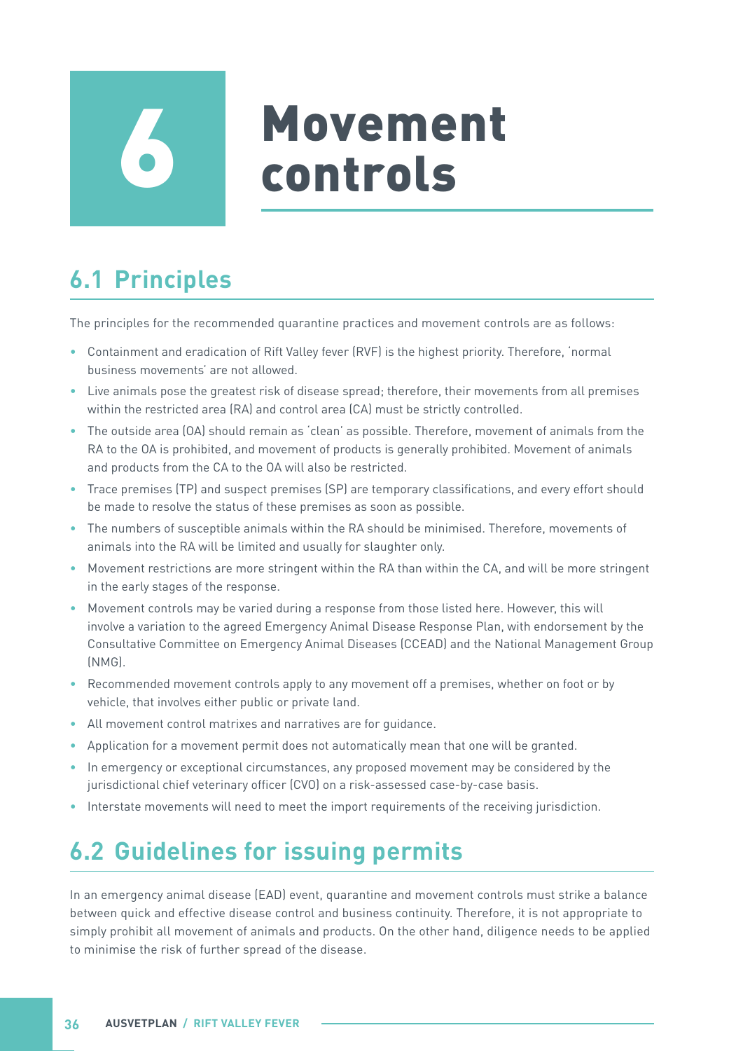# 6 Movement controls

## 6.1 Principles

The principles for the recommended quarantine practices and movement controls are as follows:

- Containment and eradication of Rift Valley fever (RVF) is the highest priority. Therefore, 'normal business movements' are not allowed.
- Live animals pose the greatest risk of disease spread; therefore, their movements from all premises within the restricted area (RA) and control area (CA) must be strictly controlled.
- The outside area (OA) should remain as 'clean' as possible. Therefore, movement of animals from the RA to the OA is prohibited, and movement of products is generally prohibited. Movement of animals and products from the CA to the OA will also be restricted.
- Trace premises (TP) and suspect premises (SP) are temporary classifications, and every effort should be made to resolve the status of these premises as soon as possible.
- The numbers of susceptible animals within the RA should be minimised. Therefore, movements of animals into the RA will be limited and usually for slaughter only.
- Movement restrictions are more stringent within the RA than within the CA, and will be more stringent in the early stages of the response.
- Movement controls may be varied during a response from those listed here. However, this will involve a variation to the agreed Emergency Animal Disease Response Plan, with endorsement by the Consultative Committee on Emergency Animal Diseases (CCEAD) and the National Management Group (NMG).
- Recommended movement controls apply to any movement off a premises, whether on foot or by vehicle, that involves either public or private land.
- All movement control matrixes and narratives are for guidance.
- Application for a movement permit does not automatically mean that one will be granted.
- In emergency or exceptional circumstances, any proposed movement may be considered by the jurisdictional chief veterinary officer (CVO) on a risk-assessed case-by-case basis.
- Interstate movements will need to meet the import requirements of the receiving jurisdiction.

## 6.2 Guidelines for issuing permits

In an emergency animal disease (EAD) event, quarantine and movement controls must strike a balance between quick and effective disease control and business continuity. Therefore, it is not appropriate to simply prohibit all movement of animals and products. On the other hand, diligence needs to be applied to minimise the risk of further spread of the disease.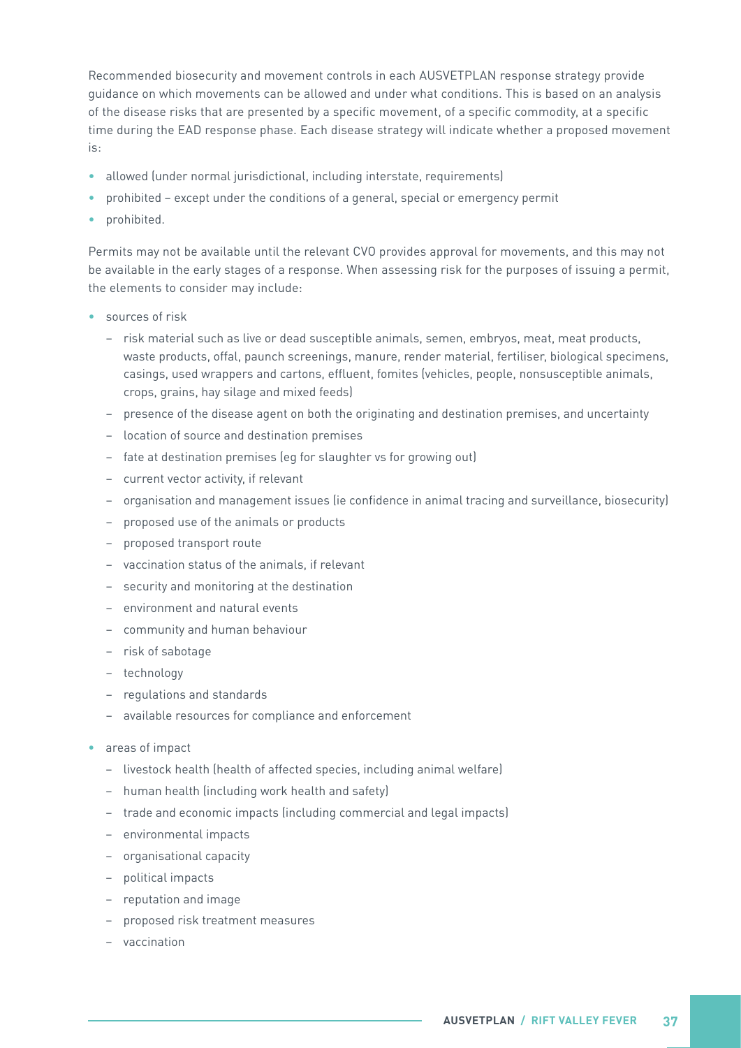Recommended biosecurity and movement controls in each AUSVETPLAN response strategy provide guidance on which movements can be allowed and under what conditions. This is based on an analysis of the disease risks that are presented by a specific movement, of a specific commodity, at a specific time during the EAD response phase. Each disease strategy will indicate whether a proposed movement is:

- allowed (under normal jurisdictional, including interstate, requirements)
- prohibited – except under the conditions of a general, special or emergency permit
- prohibited.

Permits may not be available until the relevant CVO provides approval for movements, and this may not be available in the early stages of a response. When assessing risk for the purposes of issuing a permit, the elements to consider may include:

- sources of risk
  - risk material such as live or dead susceptible animals, semen, embryos, meat, meat products, waste products, offal, paunch screenings, manure, render material, fertiliser, biological specimens, casings, used wrappers and cartons, effluent, fomites (vehicles, people, nonsusceptible animals, crops, grains, hay silage and mixed feeds)
  - presence of the disease agent on both the originating and destination premises, and uncertainty
  - location of source and destination premises
  - fate at destination premises (eg for slaughter vs for growing out)
  - current vector activity, if relevant
  - organisation and management issues (ie confidence in animal tracing and surveillance, biosecurity)
  - proposed use of the animals or products
  - proposed transport route
  - vaccination status of the animals, if relevant
  - security and monitoring at the destination
  - environment and natural events
  - community and human behaviour
  - risk of sabotage
  - technology
  - regulations and standards
  - available resources for compliance and enforcement
- areas of impact
  - livestock health (health of affected species, including animal welfare)
  - human health (including work health and safety)
  - trade and economic impacts (including commercial and legal impacts)
  - environmental impacts
  - organisational capacity
  - political impacts
  - reputation and image
  - proposed risk treatment measures
  - vaccination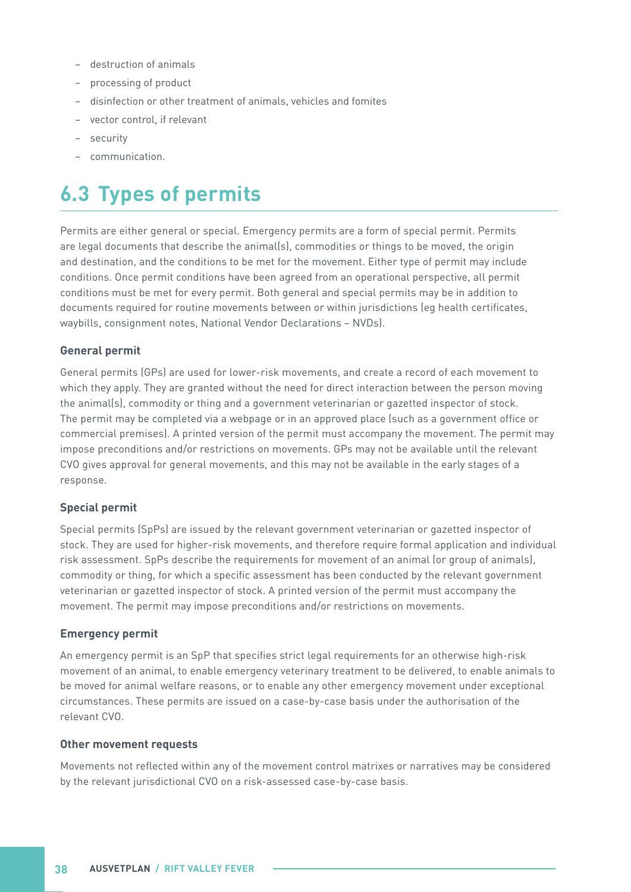- destruction of animals
- processing of product
- disinfection or other treatment of animals, vehicles and fomites
- vector control, if relevant
- security
- communication.

## 6.3 Types of permits

Permits are either general or special. Emergency permits are a form of special permit. Permits are legal documents that describe the animal(s), commodities or things to be moved, the origin and destination, and the conditions to be met for the movement. Either type of permit may include conditions. Once permit conditions have been agreed from an operational perspective, all permit conditions must be met for every permit. Both general and special permits may be in addition to documents required for routine movements between or within jurisdictions (eg health certificates, waybills, consignment notes, National Vendor Declarations – NVDs).

### General permit

General permits (GPs) are used for lower-risk movements, and create a record of each movement to which they apply. They are granted without the need for direct interaction between the person moving the animal(s), commodity or thing and a government veterinarian or gazetted inspector of stock. The permit may be completed via a webpage or in an approved place (such as a government office or commercial premises). A printed version of the permit must accompany the movement. The permit may impose preconditions and/or restrictions on movements. GPs may not be available until the relevant CVO gives approval for general movements, and this may not be available in the early stages of a response.

### Special permit

Special permits (SpPs) are issued by the relevant government veterinarian or gazetted inspector of stock. They are used for higher-risk movements, and therefore require formal application and individual risk assessment. SpPs describe the requirements for movement of an animal (or group of animals), commodity or thing, for which a specific assessment has been conducted by the relevant government veterinarian or gazetted inspector of stock. A printed version of the permit must accompany the movement. The permit may impose preconditions and/or restrictions on movements.

### Emergency permit

An emergency permit is an SpP that specifies strict legal requirements for an otherwise high-risk movement of an animal, to enable emergency veterinary treatment to be delivered, to enable animals to be moved for animal welfare reasons, or to enable any other emergency movement under exceptional circumstances. These permits are issued on a case-by-case basis under the authorisation of the relevant CVO.

### Other movement requests

Movements not reflected within any of the movement control matrixes or narratives may be considered by the relevant jurisdictional CVO on a risk-assessed case-by-case basis.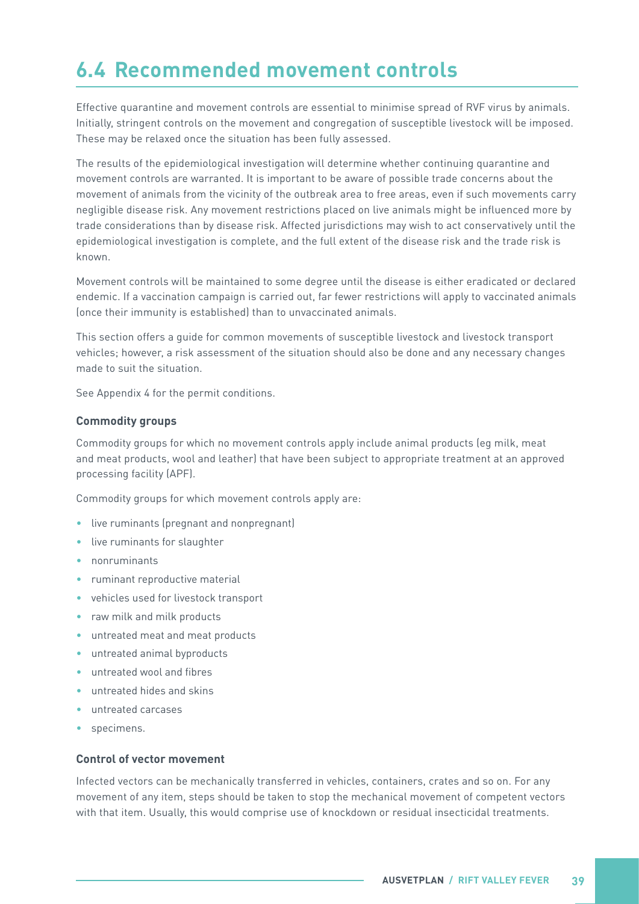## 6.4 Recommended movement controls

Effective quarantine and movement controls are essential to minimise spread of RVF virus by animals. Initially, stringent controls on the movement and congregation of susceptible livestock will be imposed. These may be relaxed once the situation has been fully assessed.

The results of the epidemiological investigation will determine whether continuing quarantine and movement controls are warranted. It is important to be aware of possible trade concerns about the movement of animals from the vicinity of the outbreak area to free areas, even if such movements carry negligible disease risk. Any movement restrictions placed on live animals might be influenced more by trade considerations than by disease risk. Affected jurisdictions may wish to act conservatively until the epidemiological investigation is complete, and the full extent of the disease risk and the trade risk is known.

Movement controls will be maintained to some degree until the disease is either eradicated or declared endemic. If a vaccination campaign is carried out, far fewer restrictions will apply to vaccinated animals (once their immunity is established) than to unvaccinated animals.

This section offers a guide for common movements of susceptible livestock and livestock transport vehicles; however, a risk assessment of the situation should also be done and any necessary changes made to suit the situation.

See Appendix 4 for the permit conditions.

### Commodity groups

Commodity groups for which no movement controls apply include animal products (eg milk, meat and meat products, wool and leather) that have been subject to appropriate treatment at an approved processing facility (APF).

Commodity groups for which movement controls apply are:

- live ruminants (pregnant and nonpregnant)
- live ruminants for slaughter
- nonruminants
- ruminant reproductive material
- vehicles used for livestock transport
- raw milk and milk products
- untreated meat and meat products
- untreated animal byproducts
- untreated wool and fibres
- untreated hides and skins
- untreated carcases
- specimens.

### Control of vector movement

Infected vectors can be mechanically transferred in vehicles, containers, crates and so on. For any movement of any item, steps should be taken to stop the mechanical movement of competent vectors with that item. Usually, this would comprise use of knockdown or residual insecticidal treatments.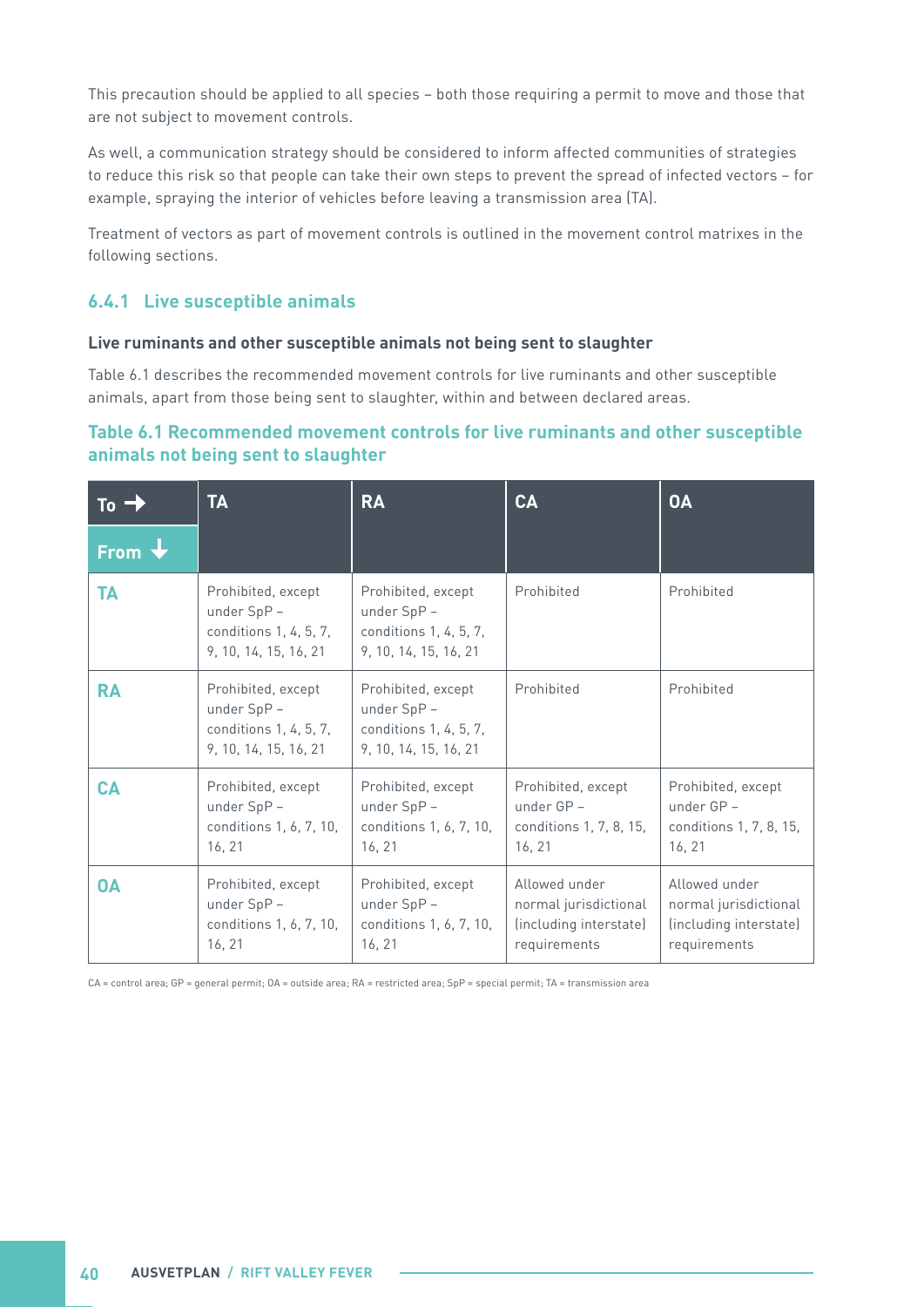This precaution should be applied to all species – both those requiring a permit to move and those that are not subject to movement controls.

As well, a communication strategy should be considered to inform affected communities of strategies to reduce this risk so that people can take their own steps to prevent the spread of infected vectors – for example, spraying the interior of vehicles before leaving a transmission area (TA).

Treatment of vectors as part of movement controls is outlined in the movement control matrixes in the following sections.

### 6.4.1 Live susceptible animals

**Live ruminants and other susceptible animals not being sent to slaughter**

Table 6.1 describes the recommended movement controls for live ruminants and other susceptible animals, apart from those being sent to slaughter, within and between declared areas.

**Table 6.1 Recommended movement controls for live ruminants and other susceptible animals not being sent to slaughter**

| To → / From ↓ | TA | RA | CA | OA |
|---|---|---|---|---|
| **TA** | Prohibited, except under SpP – conditions 1, 4, 5, 7, 9, 10, 14, 15, 16, 21 | Prohibited, except under SpP – conditions 1, 4, 5, 7, 9, 10, 14, 15, 16, 21 | Prohibited | Prohibited |
| **RA** | Prohibited, except under SpP – conditions 1, 4, 5, 7, 9, 10, 14, 15, 16, 21 | Prohibited, except under SpP – conditions 1, 4, 5, 7, 9, 10, 14, 15, 16, 21 | Prohibited | Prohibited |
| **CA** | Prohibited, except under SpP – conditions 1, 6, 7, 10, 16, 21 | Prohibited, except under SpP – conditions 1, 6, 7, 10, 16, 21 | Prohibited, except under GP – conditions 1, 7, 8, 15, 16, 21 | Prohibited, except under GP – conditions 1, 7, 15, 16, 21 |
| **OA** | Prohibited, except under SpP – conditions 1, 6, 7, 10, 16, 21 | Prohibited, except under SpP – conditions 1, 6, 7, 10, 16, 21 | Allowed under normal jurisdictional (including interstate) requirements | Allowed under normal jurisdictional (including interstate) requirements |

CA = control area; GP = general permit; OA = outside area; RA = restricted area; SpP = special permit; TA = transmission area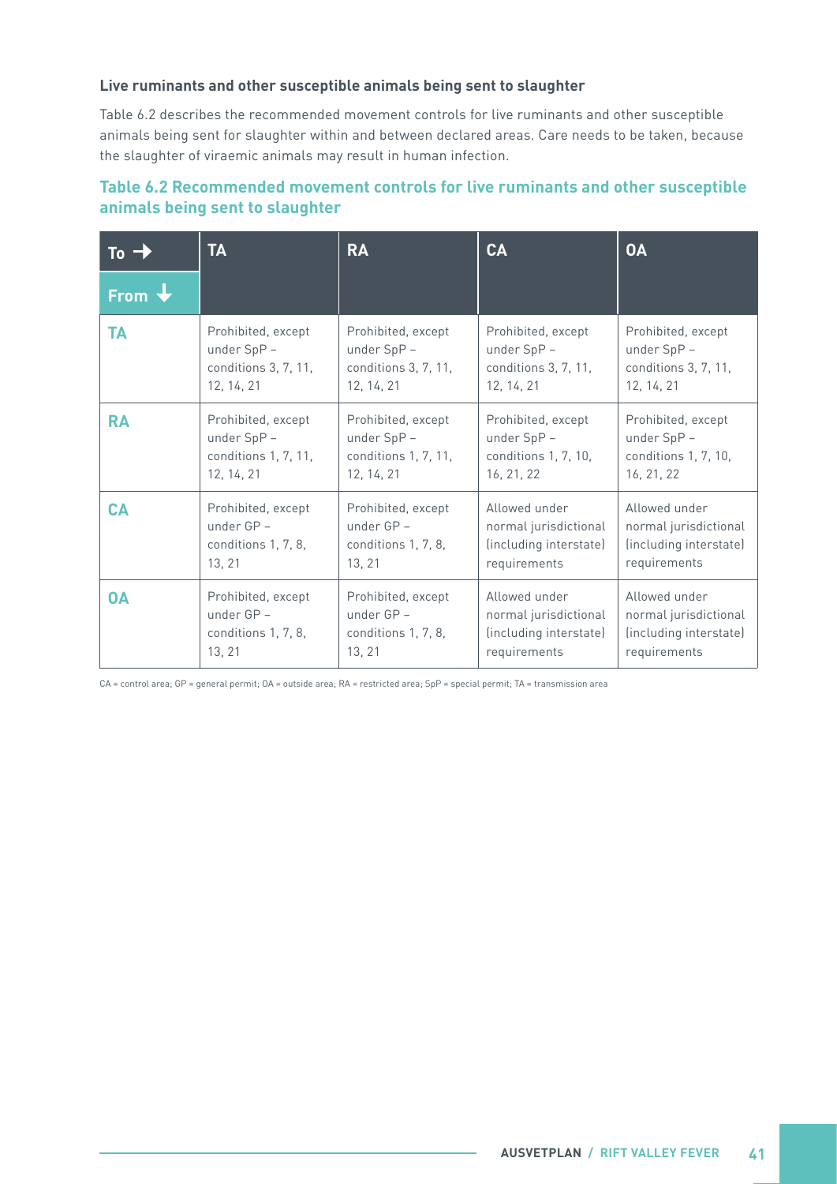### Live ruminants and other susceptible animals being sent to slaughter

Table 6.2 describes the recommended movement controls for live ruminants and other susceptible animals being sent for slaughter within and between declared areas. Care needs to be taken, because the slaughter of viraemic animals may result in human infection.

### Table 6.2 Recommended movement controls for live ruminants and other susceptible animals being sent to slaughter

| To → / From ↓ | TA | RA | CA | OA |
|---|---|---|---|---|
| **TA** | Prohibited, except under SpP – conditions 3, 7, 11, 12, 14, 21 | Prohibited, except under SpP – conditions 3, 7, 11, 12, 14, 21 | Prohibited, except under SpP – conditions 3, 7, 11, 12, 14, 21 | Prohibited, except under SpP – conditions 3, 7, 11, 12, 14, 21 |
| **RA** | Prohibited, except under SpP – conditions 1, 7, 11, 12, 14, 21 | Prohibited, except under SpP – conditions 1, 7, 11, 12, 14, 21 | Prohibited, except under SpP – conditions 1, 7, 10, 16, 21, 22 | Prohibited, except under SpP – conditions 1, 7, 10, 16, 21, 22 |
| **CA** | Prohibited, except under GP – conditions 1, 7, 8, 13, 21 | Prohibited, except under GP – conditions 1, 7, 8, 13, 21 | Allowed under normal jurisdictional (including interstate) requirements | Allowed under normal jurisdictional (including interstate) requirements |
| **OA** | Prohibited, except under GP – conditions 1, 7, 8, 13, 21 | Prohibited, except under GP – conditions 1, 7, 8, 13, 21 | Allowed under normal jurisdictional (including interstate) requirements | Allowed under normal jurisdictional (including interstate) requirements |

CA = control area; GP = general permit; OA = outside area; RA = restricted area; SpP = special permit; TA = transmission area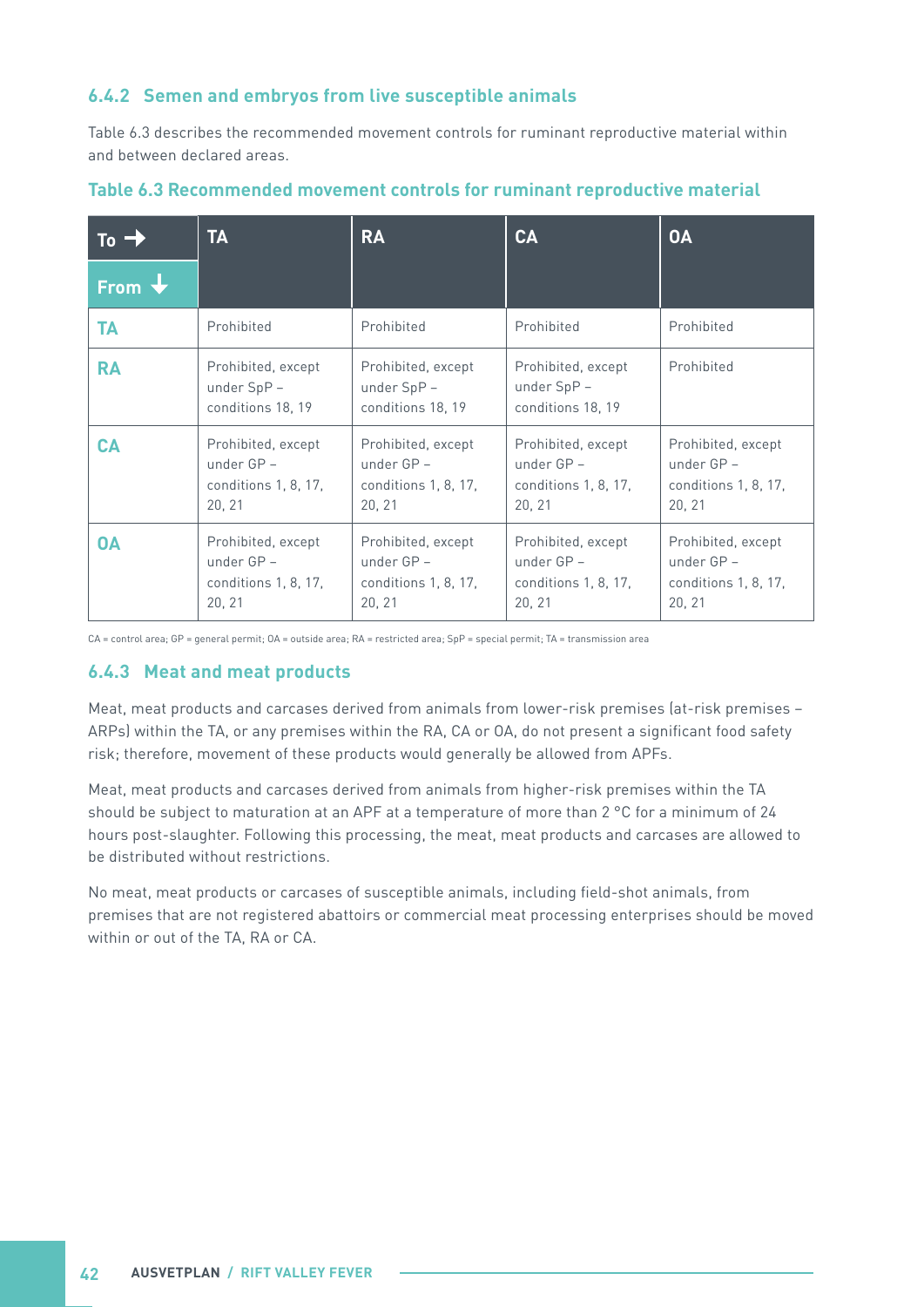### 6.4.2 Semen and embryos from live susceptible animals

Table 6.3 describes the recommended movement controls for ruminant reproductive material within and between declared areas.

**Table 6.3 Recommended movement controls for ruminant reproductive material**

| To → / From ↓ | TA | RA | CA | OA |
|---|---|---|---|---|
| **TA** | Prohibited | Prohibited | Prohibited | Prohibited |
| **RA** | Prohibited, except under SpP – conditions 18, 19 | Prohibited, except under SpP – conditions 18, 19 | Prohibited, except under SpP – conditions 18, 19 | Prohibited |
| **CA** | Prohibited, except under GP – conditions 1, 8, 17, 20, 21 | Prohibited, except under GP – conditions 1, 8, 17, 20, 21 | Prohibited, except under GP – conditions 1, 8, 17, 20, 21 | Prohibited, except under GP – conditions 1, 8, 17, 20, 21 |
| **OA** | Prohibited, except under GP – conditions 1, 8, 17, 20, 21 | Prohibited, except under GP – conditions 1, 8, 17, 20, 21 | Prohibited, except under GP – conditions 1, 8, 17, 20, 21 | Prohibited, except under GP – conditions 1, 8, 17, 20, 21 |

CA = control area; GP = general permit; OA = outside area; RA = restricted area; SpP = special permit; TA = transmission area

### 6.4.3 Meat and meat products

Meat, meat products and carcases derived from animals from lower-risk premises (at-risk premises – ARPs) within the TA, or any premises within the RA, CA or OA, do not present a significant food safety risk; therefore, movement of these products would generally be allowed from APFs.

Meat, meat products and carcases derived from animals from higher-risk premises within the TA should be subject to maturation at an APF at a temperature of more than 2 °C for a minimum of 24 hours post-slaughter. Following this processing, the meat, meat products and carcases are allowed to be distributed without restrictions.

No meat, meat products or carcases of susceptible animals, including field-shot animals, from premises that are not registered abattoirs or commercial meat processing enterprises should be moved within or out of the TA, RA or CA.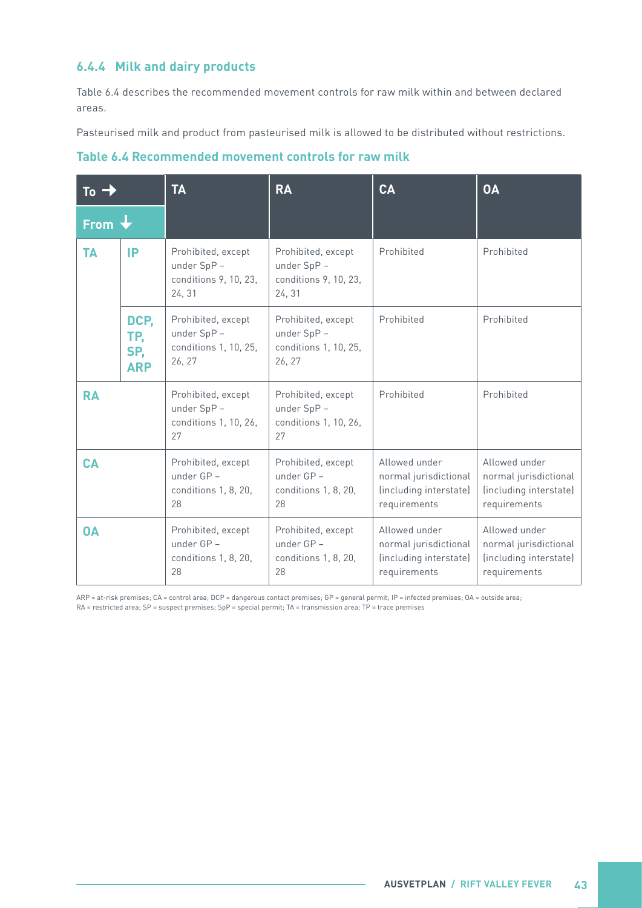### 6.4.4 Milk and dairy products

Table 6.4 describes the recommended movement controls for raw milk within and between declared areas.

Pasteurised milk and product from pasteurised milk is allowed to be distributed without restrictions.

**Table 6.4 Recommended movement controls for raw milk**

| To → / From ↓ | | TA | RA | CA | OA |
|---|---|---|---|---|---|
| TA | IP | Prohibited, except under SpP – conditions 9, 10, 23, 24, 31 | Prohibited, except under SpP – conditions 9, 10, 23, 24, 31 | Prohibited | Prohibited |
| | DCP, TP, SP, ARP | Prohibited, except under SpP – conditions 1, 10, 25, 26, 27 | Prohibited, except under SpP – conditions 1, 10, 25, 26, 27 | Prohibited | Prohibited |
| RA | | Prohibited, except under SpP – conditions 1, 10, 26, 27 | Prohibited, except under SpP – conditions 1, 10, 26, 27 | Prohibited | Prohibited |
| CA | | Prohibited, except under GP – conditions 1, 8, 20, 28 | Prohibited, except under GP – conditions 1, 8, 20, 28 | Allowed under normal jurisdictional (including interstate) requirements | Allowed under normal jurisdictional (including interstate) requirements |
| OA | | Prohibited, except under GP – conditions 1, 8, 20, 28 | Prohibited, except under GP – conditions 1, 8, 20, 28 | Allowed under normal jurisdictional (including interstate) requirements | Allowed under normal jurisdictional (including interstate) requirements |

ARP = at-risk premises; CA = control area; DCP = dangerous contact premises; GP = general permit; IP = infected premises; OA = outside area; RA = restricted area; SP = suspect premises; SpP = special permit; TA = transmission area; TP = trace premises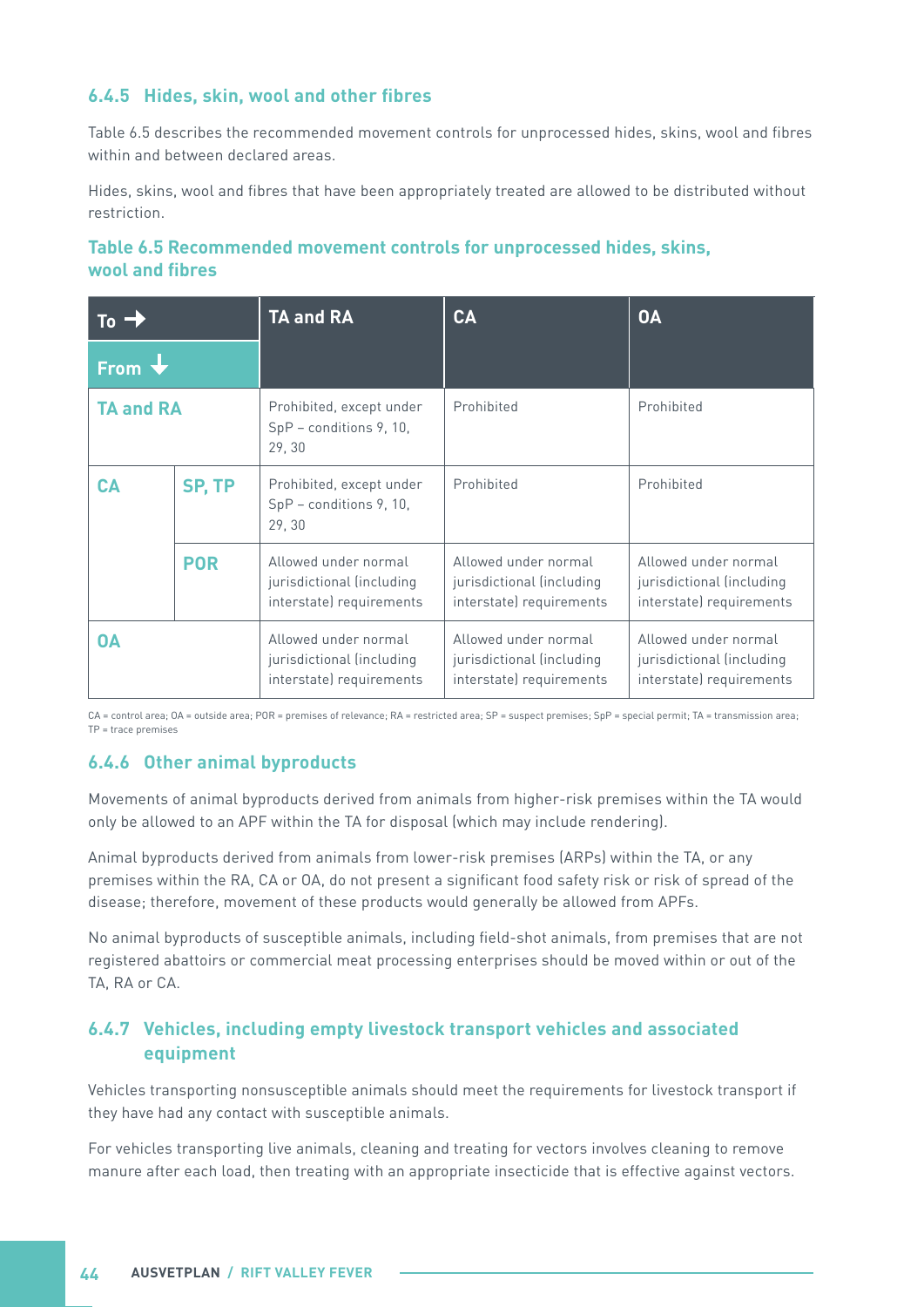### 6.4.5 Hides, skin, wool and other fibres

Table 6.5 describes the recommended movement controls for unprocessed hides, skins, wool and fibres within and between declared areas.

Hides, skins, wool and fibres that have been appropriately treated are allowed to be distributed without restriction.

**Table 6.5 Recommended movement controls for unprocessed hides, skins, wool and fibres**

| To → / From ↓ | | TA and RA | CA | OA |
|---|---|---|---|---|
| TA and RA | | Prohibited, except under SpP – conditions 9, 10, 29, 30 | Prohibited | Prohibited |
| CA | SP, TP | Prohibited, except under SpP – conditions 9, 10, 29, 30 | Prohibited | Prohibited |
| | POR | Allowed under normal jurisdictional (including interstate) requirements | Allowed under normal jurisdictional (including interstate) requirements | Allowed under normal jurisdictional (including interstate) requirements |
| OA | | Allowed under normal jurisdictional (including interstate) requirements | Allowed under normal jurisdictional (including interstate) requirements | Allowed under normal jurisdictional (including interstate) requirements |

CA = control area; OA = outside area; POR = premises of relevance; RA = restricted area; SP = suspect premises; SpP = special permit; TA = transmission area; TP = trace premises

### 6.4.6 Other animal byproducts

Movements of animal byproducts derived from animals from higher-risk premises within the TA would only be allowed to an APF within the TA for disposal (which may include rendering).

Animal byproducts derived from animals from lower-risk premises (ARPs) within the TA, or any premises within the RA, CA or OA, do not present a significant food safety risk or risk of spread of the disease; therefore, movement of these products would generally be allowed from APFs.

No animal byproducts of susceptible animals, including field-shot animals, from premises that are not registered abattoirs or commercial meat processing enterprises should be moved within or out of the TA, RA or CA.

### 6.4.7 Vehicles, including empty livestock transport vehicles and associated equipment

Vehicles transporting nonsusceptible animals should meet the requirements for livestock transport if they have had any contact with susceptible animals.

For vehicles transporting live animals, cleaning and treating for vectors involves cleaning to remove manure after each load, then treating with an appropriate insecticide that is effective against vectors.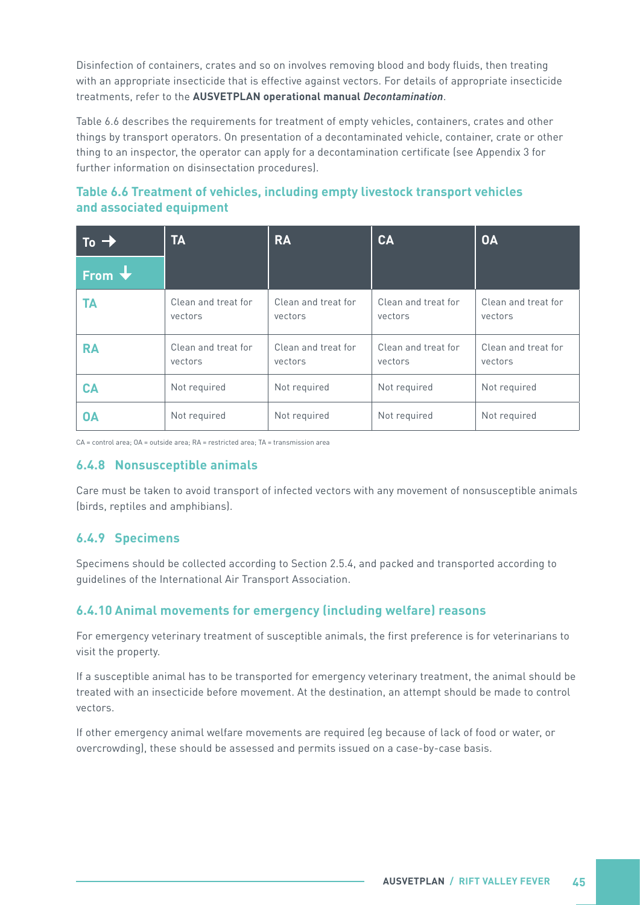Disinfection of containers, crates and so on involves removing blood and body fluids, then treating with an appropriate insecticide that is effective against vectors. For details of appropriate insecticide treatments, refer to the **AUSVETPLAN operational manual *Decontamination***.

Table 6.6 describes the requirements for treatment of empty vehicles, containers, crates and other things by transport operators. On presentation of a decontaminated vehicle, container, crate or other thing to an inspector, the operator can apply for a decontamination certificate (see Appendix 3 for further information on disinsectation procedures).

### Table 6.6 Treatment of vehicles, including empty livestock transport vehicles and associated equipment

| To → / From ↓ | TA | RA | CA | OA |
|---|---|---|---|---|
| **TA** | Clean and treat for vectors | Clean and treat for vectors | Clean and treat for vectors | Clean and treat for vectors |
| **RA** | Clean and treat for vectors | Clean and treat for vectors | Clean and treat for vectors | Clean and treat for vectors |
| **CA** | Not required | Not required | Not required | Not required |
| **OA** | Not required | Not required | Not required | Not required |

CA = control area; OA = outside area; RA = restricted area; TA = transmission area

### 6.4.8 Nonsusceptible animals

Care must be taken to avoid transport of infected vectors with any movement of nonsusceptible animals (birds, reptiles and amphibians).

### 6.4.9 Specimens

Specimens should be collected according to Section 2.5.4, and packed and transported according to guidelines of the International Air Transport Association.

### 6.4.10 Animal movements for emergency (including welfare) reasons

For emergency veterinary treatment of susceptible animals, the first preference is for veterinarians to visit the property.

If a susceptible animal has to be transported for emergency veterinary treatment, the animal should be treated with an insecticide before movement. At the destination, an attempt should be made to control vectors.

If other emergency animal welfare movements are required (eg because of lack of food or water, or overcrowding), these should be assessed and permits issued on a case-by-case basis.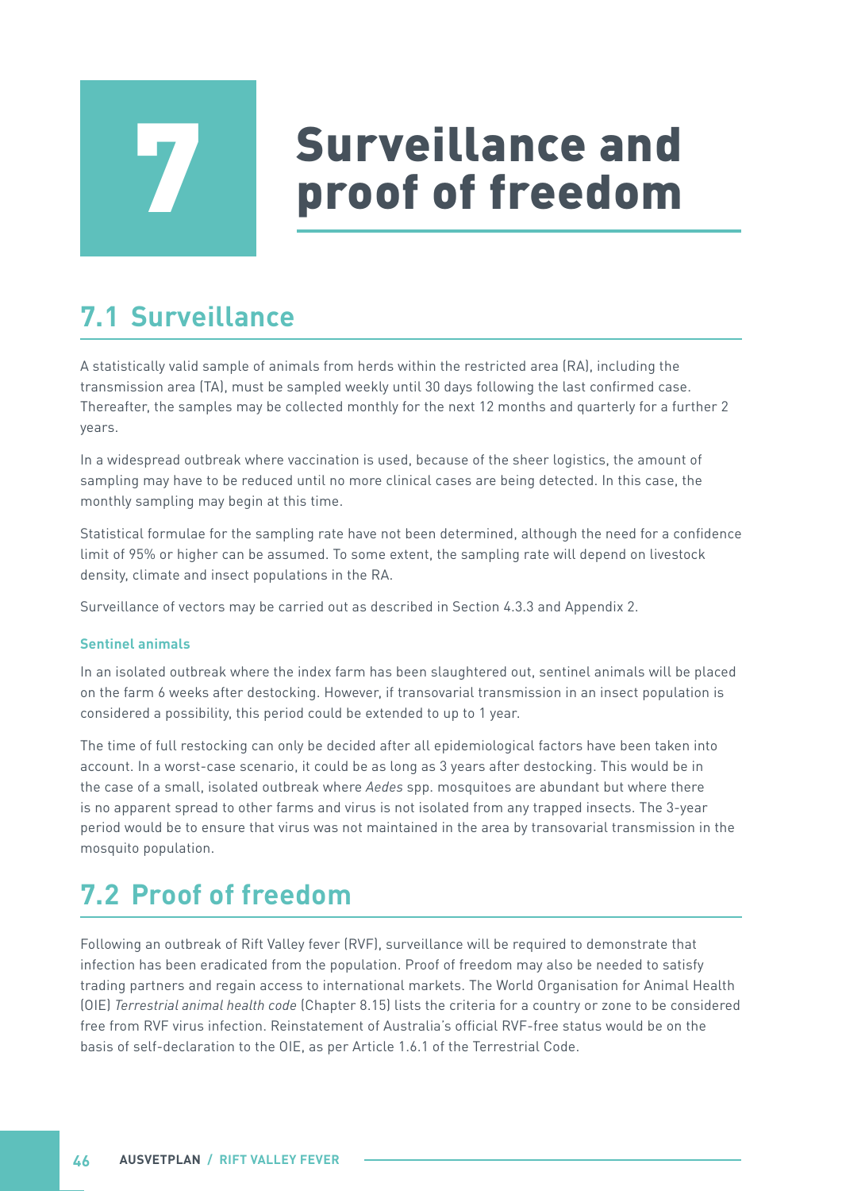# 7 Surveillance and proof of freedom

## 7.1 Surveillance

A statistically valid sample of animals from herds within the restricted area (RA), including the transmission area (TA), must be sampled weekly until 30 days following the last confirmed case. Thereafter, the samples may be collected monthly for the next 12 months and quarterly for a further 2 years.

In a widespread outbreak where vaccination is used, because of the sheer logistics, the amount of sampling may have to be reduced until no more clinical cases are being detected. In this case, the monthly sampling may begin at this time.

Statistical formulae for the sampling rate have not been determined, although the need for a confidence limit of 95% or higher can be assumed. To some extent, the sampling rate will depend on livestock density, climate and insect populations in the RA.

Surveillance of vectors may be carried out as described in Section 4.3.3 and Appendix 2.

### Sentinel animals

In an isolated outbreak where the index farm has been slaughtered out, sentinel animals will be placed on the farm 6 weeks after destocking. However, if transovarial transmission in an insect population is considered a possibility, this period could be extended to up to 1 year.

The time of full restocking can only be decided after all epidemiological factors have been taken into account. In a worst-case scenario, it could be as long as 3 years after destocking. This would be in the case of a small, isolated outbreak where *Aedes* spp. mosquitoes are abundant but where there is no apparent spread to other farms and virus is not isolated from any trapped insects. The 3-year period would be to ensure that virus was not maintained in the area by transovarial transmission in the mosquito population.

## 7.2 Proof of freedom

Following an outbreak of Rift Valley fever (RVF), surveillance will be required to demonstrate that infection has been eradicated from the population. Proof of freedom may also be needed to satisfy trading partners and regain access to international markets. The World Organisation for Animal Health (OIE) *Terrestrial animal health code* (Chapter 8.15) lists the criteria for a country or zone to be considered free from RVF virus infection. Reinstatement of Australia's official RVF-free status would be on the basis of self-declaration to the OIE, as per Article 1.6.1 of the Terrestrial Code.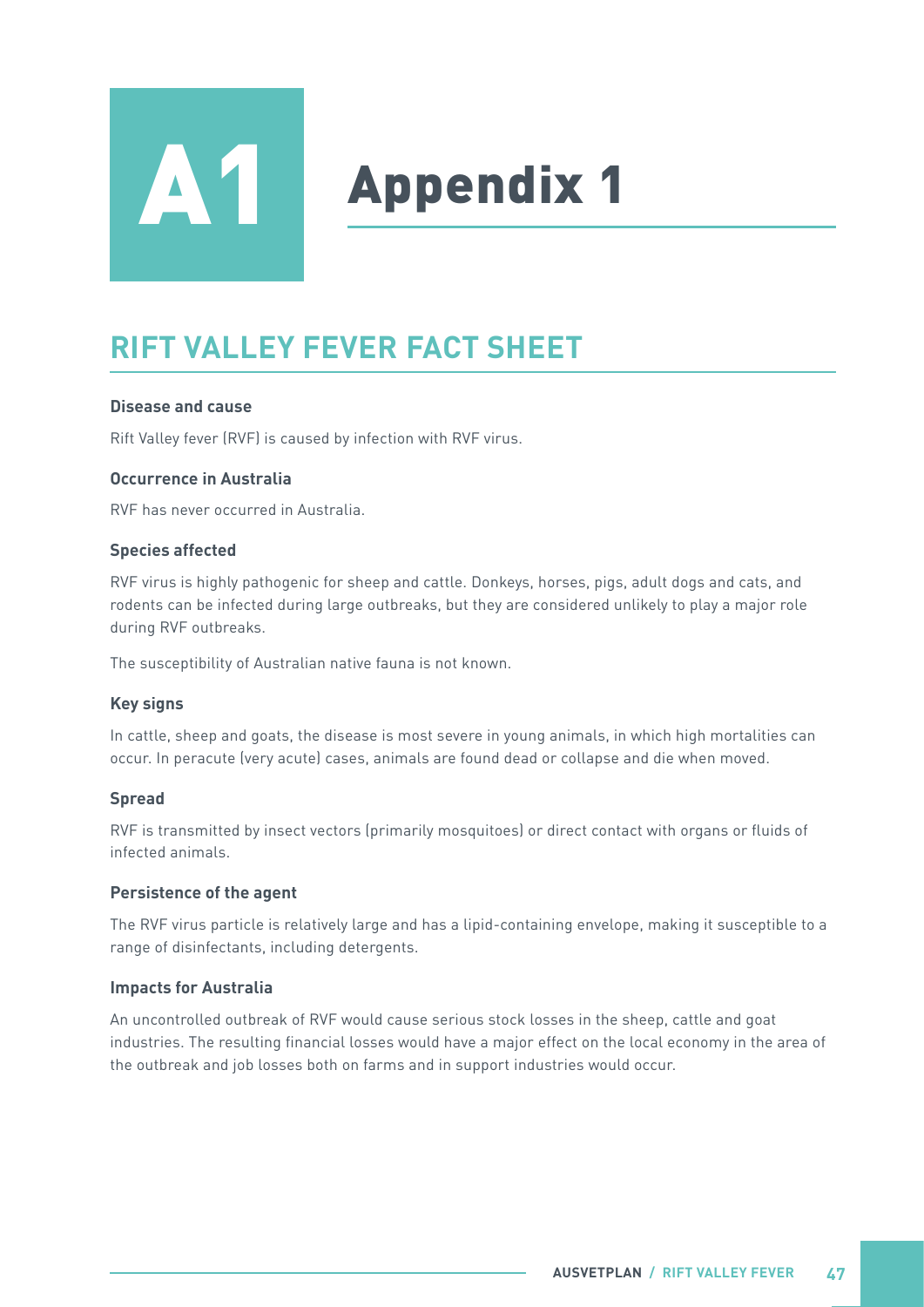# A1 Appendix 1

## RIFT VALLEY FEVER FACT SHEET

**Disease and cause**

Rift Valley fever (RVF) is caused by infection with RVF virus.

**Occurrence in Australia**

RVF has never occurred in Australia.

**Species affected**

RVF virus is highly pathogenic for sheep and cattle. Donkeys, horses, pigs, adult dogs and cats, and rodents can be infected during large outbreaks, but they are considered unlikely to play a major role during RVF outbreaks.

The susceptibility of Australian native fauna is not known.

**Key signs**

In cattle, sheep and goats, the disease is most severe in young animals, in which high mortalities can occur. In peracute (very acute) cases, animals are found dead or collapse and die when moved.

**Spread**

RVF is transmitted by insect vectors (primarily mosquitoes) or direct contact with organs or fluids of infected animals.

**Persistence of the agent**

The RVF virus particle is relatively large and has a lipid-containing envelope, making it susceptible to a range of disinfectants, including detergents.

**Impacts for Australia**

An uncontrolled outbreak of RVF would cause serious stock losses in the sheep, cattle and goat industries. The resulting financial losses would have a major effect on the local economy in the area of the outbreak and job losses both on farms and in support industries would occur.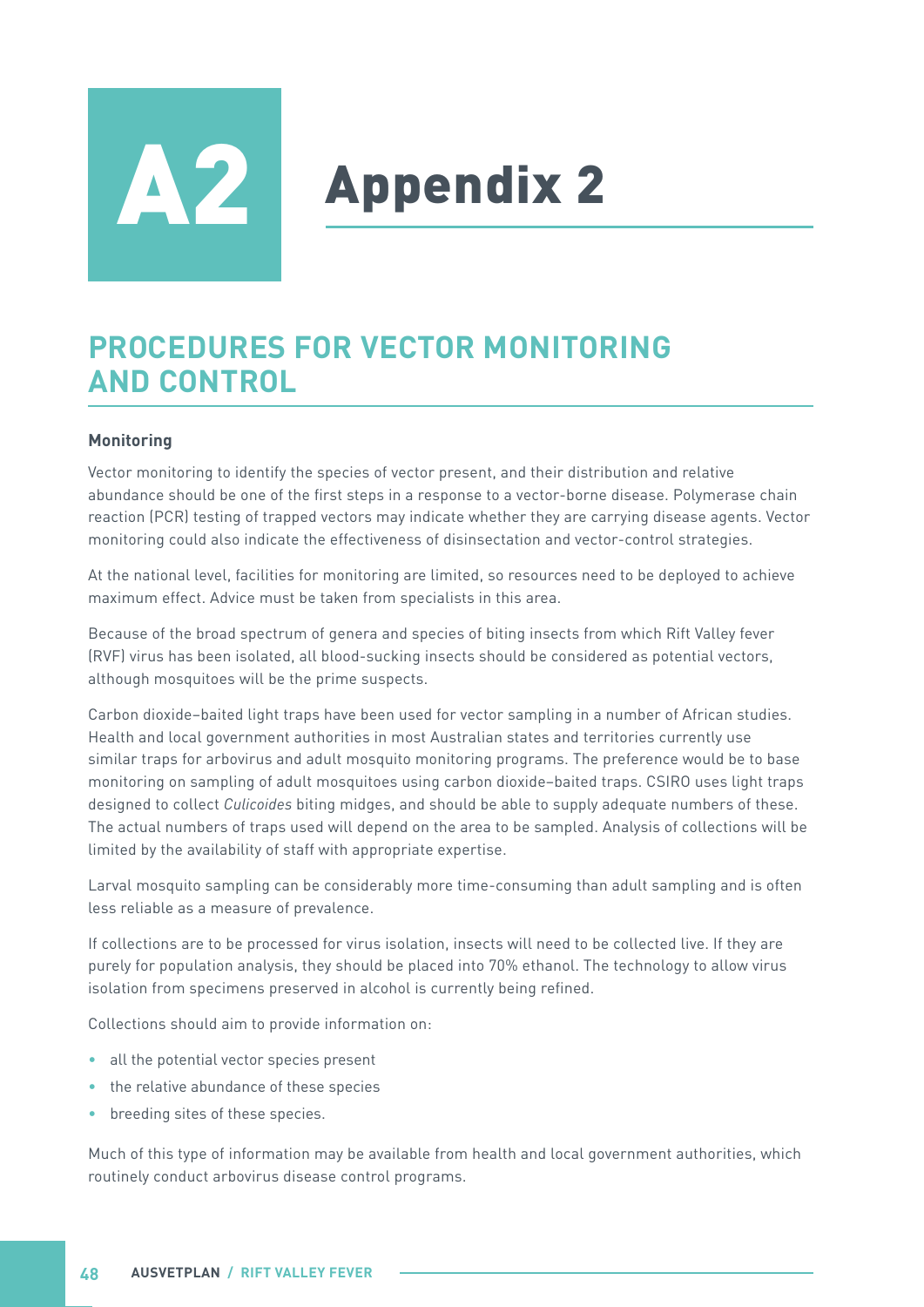# A2 Appendix 2

## PROCEDURES FOR VECTOR MONITORING AND CONTROL

### Monitoring

Vector monitoring to identify the species of vector present, and their distribution and relative abundance should be one of the first steps in a response to a vector-borne disease. Polymerase chain reaction (PCR) testing of trapped vectors may indicate whether they are carrying disease agents. Vector monitoring could also indicate the effectiveness of disinsectation and vector-control strategies.

At the national level, facilities for monitoring are limited, so resources need to be deployed to achieve maximum effect. Advice must be taken from specialists in this area.

Because of the broad spectrum of genera and species of biting insects from which Rift Valley fever (RVF) virus has been isolated, all blood-sucking insects should be considered as potential vectors, although mosquitoes will be the prime suspects.

Carbon dioxide–baited light traps have been used for vector sampling in a number of African studies. Health and local government authorities in most Australian states and territories currently use similar traps for arbovirus and adult mosquito monitoring programs. The preference would be to base monitoring on sampling of adult mosquitoes using carbon dioxide–baited traps. CSIRO uses light traps designed to collect *Culicoides* biting midges, and should be able to supply adequate numbers of these. The actual numbers of traps used will depend on the area to be sampled. Analysis of collections will be limited by the availability of staff with appropriate expertise.

Larval mosquito sampling can be considerably more time-consuming than adult sampling and is often less reliable as a measure of prevalence.

If collections are to be processed for virus isolation, insects will need to be collected live. If they are purely for population analysis, they should be placed into 70% ethanol. The technology to allow virus isolation from specimens preserved in alcohol is currently being refined.

Collections should aim to provide information on:

- all the potential vector species present
- the relative abundance of these species
- breeding sites of these species.

Much of this type of information may be available from health and local government authorities, which routinely conduct arbovirus disease control programs.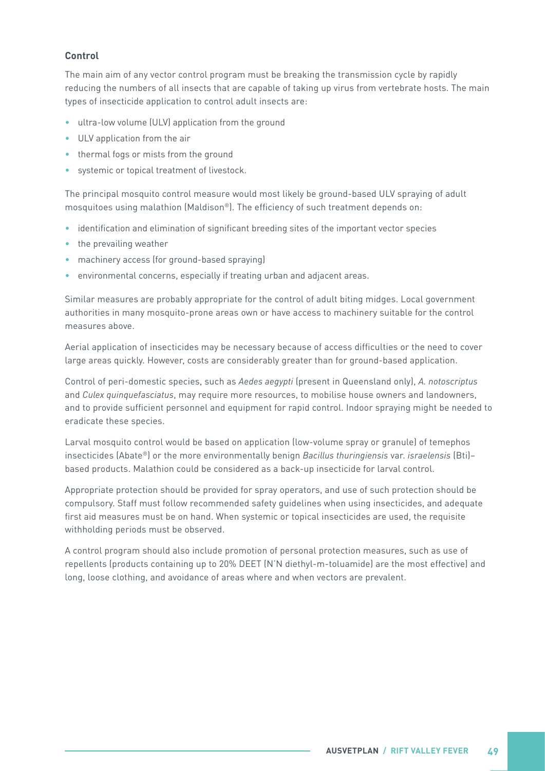### Control

The main aim of any vector control program must be breaking the transmission cycle by rapidly reducing the numbers of all insects that are capable of taking up virus from vertebrate hosts. The main types of insecticide application to control adult insects are:

- ultra-low volume (ULV) application from the ground
- ULV application from the air
- thermal fogs or mists from the ground
- systemic or topical treatment of livestock.

The principal mosquito control measure would most likely be ground-based ULV spraying of adult mosquitoes using malathion (Maldison®). The efficiency of such treatment depends on:

- identification and elimination of significant breeding sites of the important vector species
- the prevailing weather
- machinery access (for ground-based spraying)
- environmental concerns, especially if treating urban and adjacent areas.

Similar measures are probably appropriate for the control of adult biting midges. Local government authorities in many mosquito-prone areas own or have access to machinery suitable for the control measures above.

Aerial application of insecticides may be necessary because of access difficulties or the need to cover large areas quickly. However, costs are considerably greater than for ground-based application.

Control of peri-domestic species, such as *Aedes aegypti* (present in Queensland only), *A. notoscriptus* and *Culex quinquefasciatus*, may require more resources, to mobilise house owners and landowners, and to provide sufficient personnel and equipment for rapid control. Indoor spraying might be needed to eradicate these species.

Larval mosquito control would be based on application (low-volume spray or granule) of temephos insecticides (Abate®) or the more environmentally benign *Bacillus thuringiensis* var. *israelensis* (Bti)–based products. Malathion could be considered as a back-up insecticide for larval control.

Appropriate protection should be provided for spray operators, and use of such protection should be compulsory. Staff must follow recommended safety guidelines when using insecticides, and adequate first aid measures must be on hand. When systemic or topical insecticides are used, the requisite withholding periods must be observed.

A control program should also include promotion of personal protection measures, such as use of repellents (products containing up to 20% DEET (N'N diethyl-m-toluamide) are the most effective) and long, loose clothing, and avoidance of areas where and when vectors are prevalent.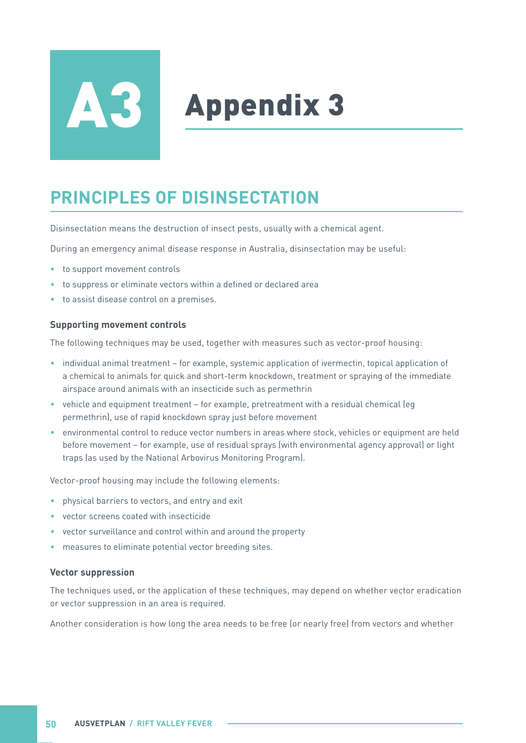# A3 Appendix 3

## PRINCIPLES OF DISINSECTATION

Disinsectation means the destruction of insect pests, usually with a chemical agent.

During an emergency animal disease response in Australia, disinsectation may be useful:

- to support movement controls
- to suppress or eliminate vectors within a defined or declared area
- to assist disease control on a premises.

### Supporting movement controls

The following techniques may be used, together with measures such as vector-proof housing:

- individual animal treatment – for example, systemic application of ivermectin, topical application of a chemical to animals for quick and short-term knockdown, treatment or spraying of the immediate airspace around animals with an insecticide such as permethrin
- vehicle and equipment treatment – for example, pretreatment with a residual chemical (eg permethrin), use of rapid knockdown spray just before movement
- environmental control to reduce vector numbers in areas where stock, vehicles or equipment are held before movement – for example, use of residual sprays (with environmental agency approval) or light traps (as used by the National Arbovirus Monitoring Program).

Vector-proof housing may include the following elements:

- physical barriers to vectors, and entry and exit
- vector screens coated with insecticide
- vector surveillance and control within and around the property
- measures to eliminate potential vector breeding sites.

### Vector suppression

The techniques used, or the application of these techniques, may depend on whether vector eradication or vector suppression in an area is required.

Another consideration is how long the area needs to be free (or nearly free) from vectors and whether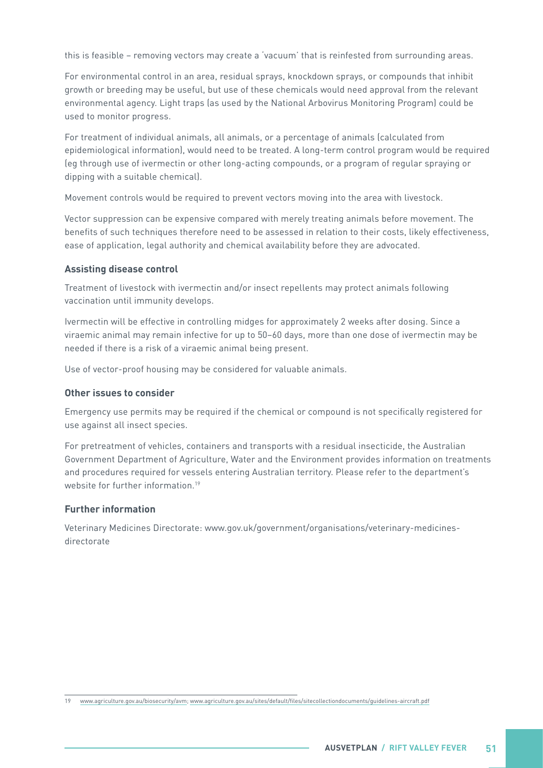this is feasible – removing vectors may create a 'vacuum' that is reinfested from surrounding areas.

For environmental control in an area, residual sprays, knockdown sprays, or compounds that inhibit growth or breeding may be useful, but use of these chemicals would need approval from the relevant environmental agency. Light traps (as used by the National Arbovirus Monitoring Program) could be used to monitor progress.

For treatment of individual animals, all animals, or a percentage of animals (calculated from epidemiological information), would need to be treated. A long-term control program would be required (eg through use of ivermectin or other long-acting compounds, or a program of regular spraying or dipping with a suitable chemical).

Movement controls would be required to prevent vectors moving into the area with livestock.

Vector suppression can be expensive compared with merely treating animals before movement. The benefits of such techniques therefore need to be assessed in relation to their costs, likely effectiveness, ease of application, legal authority and chemical availability before they are advocated.

### Assisting disease control

Treatment of livestock with ivermectin and/or insect repellents may protect animals following vaccination until immunity develops.

Ivermectin will be effective in controlling midges for approximately 2 weeks after dosing. Since a viraemic animal may remain infective for up to 50–60 days, more than one dose of ivermectin may be needed if there is a risk of a viraemic animal being present.

Use of vector-proof housing may be considered for valuable animals.

### Other issues to consider

Emergency use permits may be required if the chemical or compound is not specifically registered for use against all insect species.

For pretreatment of vehicles, containers and transports with a residual insecticide, the Australian Government Department of Agriculture, Water and the Environment provides information on treatments and procedures required for vessels entering Australian territory. Please refer to the department's website for further information.[19]

### Further information

Veterinary Medicines Directorate: www.gov.uk/government/organisations/veterinary-medicines-directorate

---

19 www.agriculture.gov.au/biosecurity/avm; www.agriculture.gov.au/sites/default/files/sitecollectiondocuments/guidelines-aircraft.pdf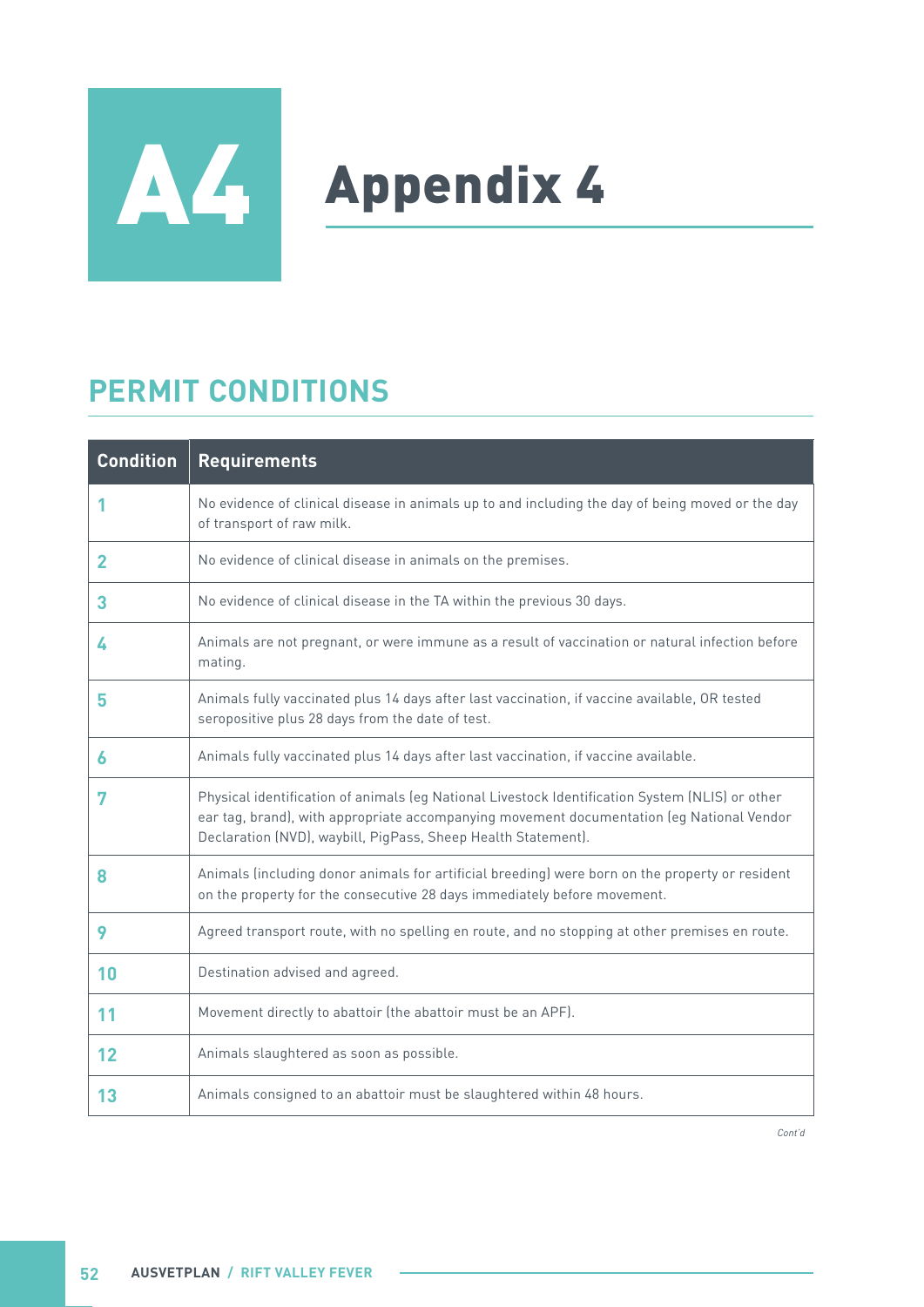# Appendix 4

## PERMIT CONDITIONS

| Condition | Requirements |
|---|---|
| 1 | No evidence of clinical disease in animals up to and including the day of being moved or the day of transport of raw milk. |
| 2 | No evidence of clinical disease in animals on the premises. |
| 3 | No evidence of clinical disease in the TA within the previous 30 days. |
| 4 | Animals are not pregnant, or were immune as a result of vaccination or natural infection before mating. |
| 5 | Animals fully vaccinated plus 14 days after last vaccination, if vaccine available, OR tested seropositive plus 28 days from the date of test. |
| 6 | Animals fully vaccinated plus 14 days after last vaccination, if vaccine available. |
| 7 | Physical identification of animals (eg National Livestock Identification System (NLIS) or other ear tag, brand), with appropriate accompanying movement documentation (eg National Vendor Declaration (NVD), waybill, PigPass, Sheep Health Statement). |
| 8 | Animals (including donor animals for artificial breeding) were born on the property or resident on the property for the consecutive 28 days immediately before movement. |
| 9 | Agreed transport route, with no spelling en route, and no stopping at other premises en route. |
| 10 | Destination advised and agreed. |
| 11 | Movement directly to abattoir (the abattoir must be an APF). |
| 12 | Animals slaughtered as soon as possible. |
| 13 | Animals consigned to an abattoir must be slaughtered within 48 hours. |

*Cont'd*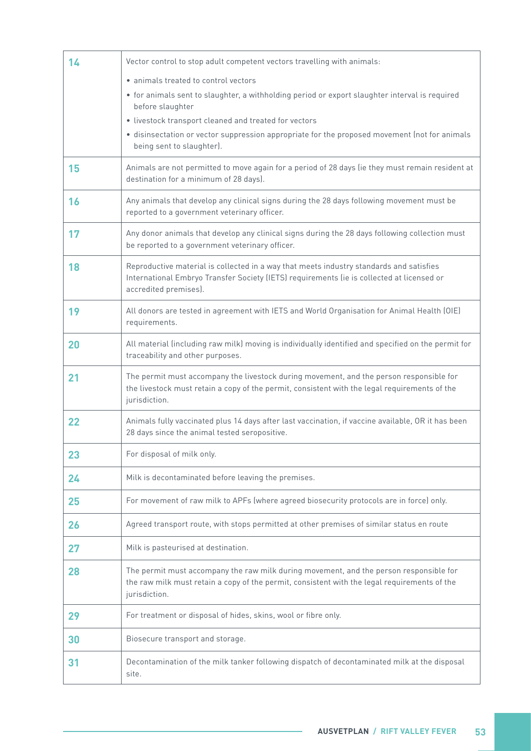| | |
|---|---|
| **14** | Vector control to stop adult competent vectors travelling with animals:<br>• animals treated to control vectors<br>• for animals sent to slaughter, a withholding period or export slaughter interval is required before slaughter<br>• livestock transport cleaned and treated for vectors<br>• disinsectation or vector suppression appropriate for the proposed movement (not for animals being sent to slaughter). |
| **15** | Animals are not permitted to move again for a period of 28 days (ie they must remain resident at destination for a minimum of 28 days). |
| **16** | Any animals that develop any clinical signs during the 28 days following movement must be reported to a government veterinary officer. |
| **17** | Any donor animals that develop any clinical signs during the 28 days following collection must be reported to a government veterinary officer. |
| **18** | Reproductive material is collected in a way that meets industry standards and satisfies International Embryo Transfer Society (IETS) requirements (ie is collected at licensed or accredited premises). |
| **19** | All donors are tested in agreement with IETS and World Organisation for Animal Health (OIE) requirements. |
| **20** | All material (including raw milk) moving is individually identified and specified on the permit for traceability and other purposes. |
| **21** | The permit must accompany the livestock during movement, and the person responsible for the livestock must retain a copy of the permit, consistent with the legal requirements of the jurisdiction. |
| **22** | Animals fully vaccinated plus 14 days after last vaccination, if vaccine available, OR it has been 28 days since the animal tested seropositive. |
| **23** | For disposal of milk only. |
| **24** | Milk is decontaminated before leaving the premises. |
| **25** | For movement of raw milk to APFs (where agreed biosecurity protocols are in force) only. |
| **26** | Agreed transport route, with stops permitted at other premises of similar status en route |
| **27** | Milk is pasteurised at destination. |
| **28** | The permit must accompany the raw milk during movement, and the person responsible for the raw milk must retain a copy of the permit, consistent with the legal requirements of the jurisdiction. |
| **29** | For treatment or disposal of hides, skins, wool or fibre only. |
| **30** | Biosecure transport and storage. |
| **31** | Decontamination of the milk tanker following dispatch of decontaminated milk at the disposal site. |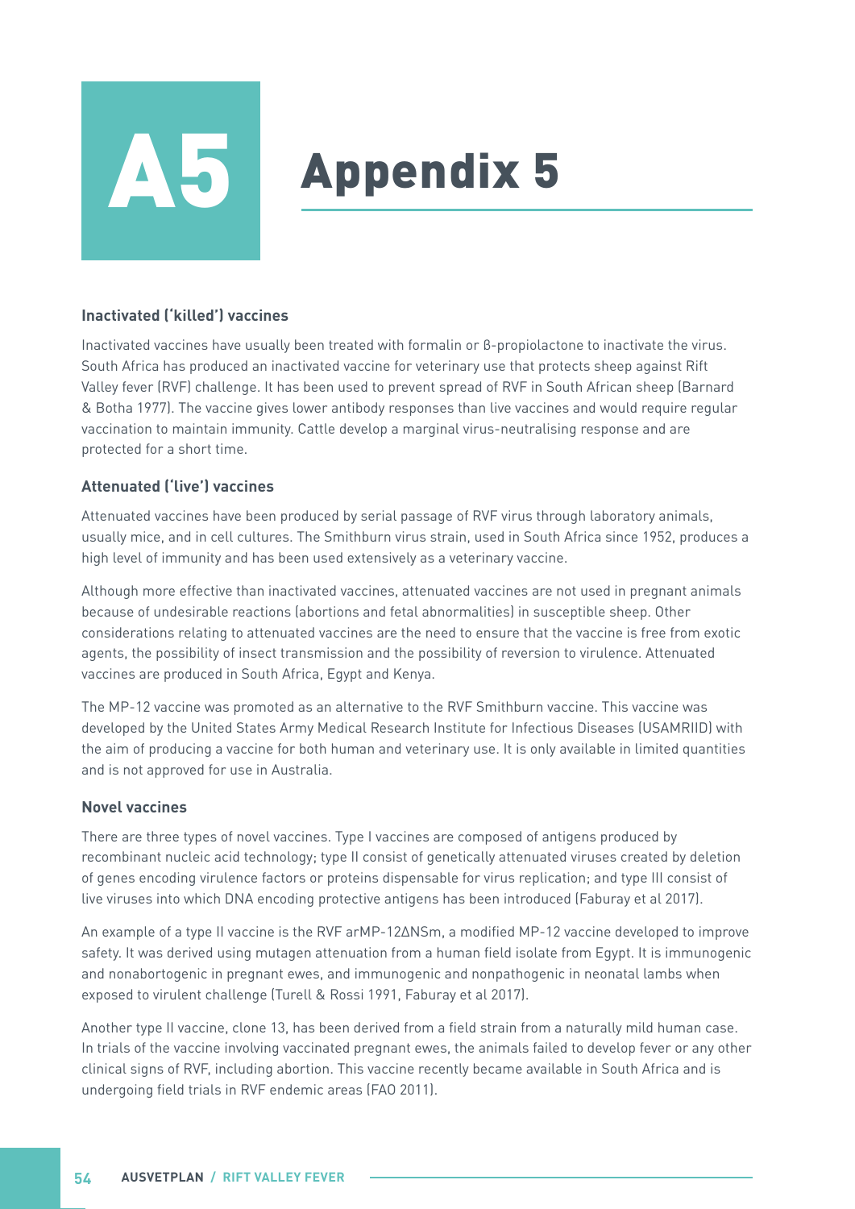# Appendix 5

### Inactivated ('killed') vaccines

Inactivated vaccines have usually been treated with formalin or ß-propiolactone to inactivate the virus. South Africa has produced an inactivated vaccine for veterinary use that protects sheep against Rift Valley fever (RVF) challenge. It has been used to prevent spread of RVF in South African sheep (Barnard & Botha 1977). The vaccine gives lower antibody responses than live vaccines and would require regular vaccination to maintain immunity. Cattle develop a marginal virus-neutralising response and are protected for a short time.

### Attenuated ('live') vaccines

Attenuated vaccines have been produced by serial passage of RVF virus through laboratory animals, usually mice, and in cell cultures. The Smithburn virus strain, used in South Africa since 1952, produces a high level of immunity and has been used extensively as a veterinary vaccine.

Although more effective than inactivated vaccines, attenuated vaccines are not used in pregnant animals because of undesirable reactions (abortions and fetal abnormalities) in susceptible sheep. Other considerations relating to attenuated vaccines are the need to ensure that the vaccine is free from exotic agents, the possibility of insect transmission and the possibility of reversion to virulence. Attenuated vaccines are produced in South Africa, Egypt and Kenya.

The MP-12 vaccine was promoted as an alternative to the RVF Smithburn vaccine. This vaccine was developed by the United States Army Medical Research Institute for Infectious Diseases (USAMRIID) with the aim of producing a vaccine for both human and veterinary use. It is only available in limited quantities and is not approved for use in Australia.

### Novel vaccines

There are three types of novel vaccines. Type I vaccines are composed of antigens produced by recombinant nucleic acid technology; type II consist of genetically attenuated viruses created by deletion of genes encoding virulence factors or proteins dispensable for virus replication; and type III consist of live viruses into which DNA encoding protective antigens has been introduced (Faburay et al 2017).

An example of a type II vaccine is the RVF arMP-12ΔNSm, a modified MP-12 vaccine developed to improve safety. It was derived using mutagen attenuation from a human field isolate from Egypt. It is immunogenic and nonabortogenic in pregnant ewes, and immunogenic and nonpathogenic in neonatal lambs when exposed to virulent challenge (Turell & Rossi 1991, Faburay et al 2017).

Another type II vaccine, clone 13, has been derived from a field strain from a naturally mild human case. In trials of the vaccine involving vaccinated pregnant ewes, the animals failed to develop fever or any other clinical signs of RVF, including abortion. This vaccine recently became available in South Africa and is undergoing field trials in RVF endemic areas (FAO 2011).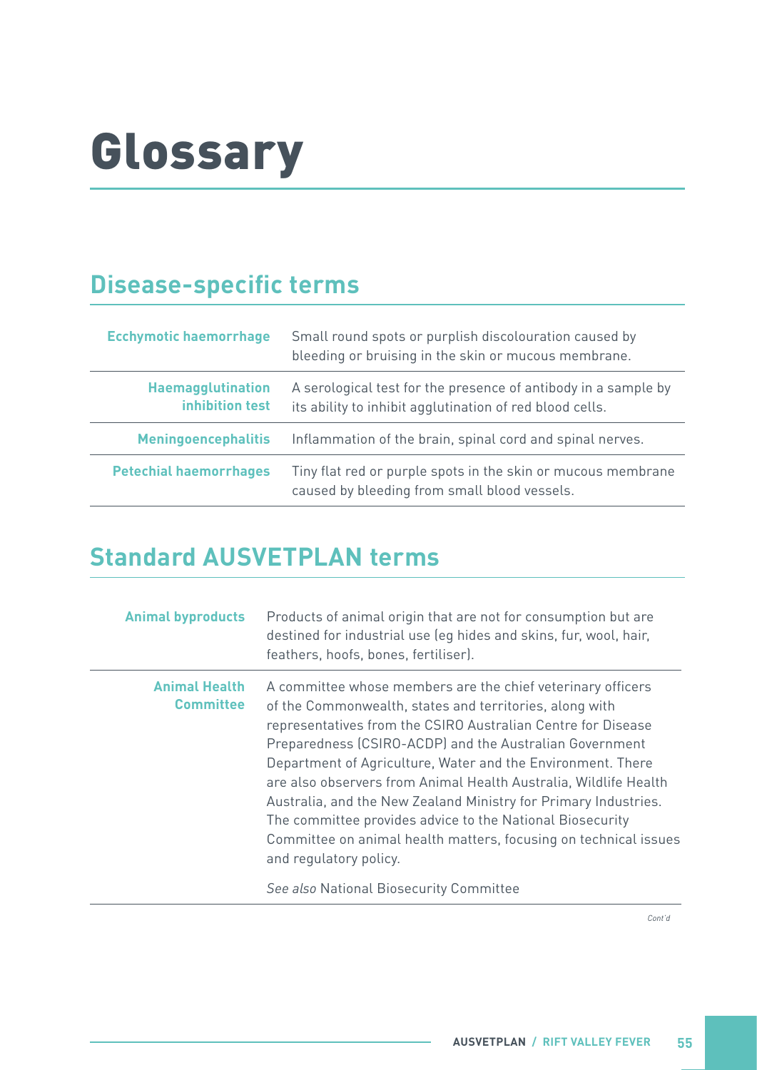# Glossary

## Disease-specific terms

| | |
|---|---|
| **Ecchymotic haemorrhage** | Small round spots or purplish discolouration caused by bleeding or bruising in the skin or mucous membrane. |
| **Haemagglutination inhibition test** | A serological test for the presence of antibody in a sample by its ability to inhibit agglutination of red blood cells. |
| **Meningoencephalitis** | Inflammation of the brain, spinal cord and spinal nerves. |
| **Petechial haemorrhages** | Tiny flat red or purple spots in the skin or mucous membrane caused by bleeding from small blood vessels. |

## Standard AUSVETPLAN terms

| | |
|---|---|
| **Animal byproducts** | Products of animal origin that are not for consumption but are destined for industrial use (eg hides and skins, fur, wool, hair, feathers, hoofs, bones, fertiliser). |
| **Animal Health Committee** | A committee whose members are the chief veterinary officers of the Commonwealth, states and territories, along with representatives from the CSIRO Australian Centre for Disease Preparedness (CSIRO-ACDP) and the Australian Government Department of Agriculture, Water and the Environment. There are also observers from Animal Health Australia, Wildlife Health Australia, and the New Zealand Ministry for Primary Industries. The committee provides advice to the National Biosecurity Committee on animal health matters, focusing on technical issues and regulatory policy.<br><br>*See also* National Biosecurity Committee |

*Cont'd*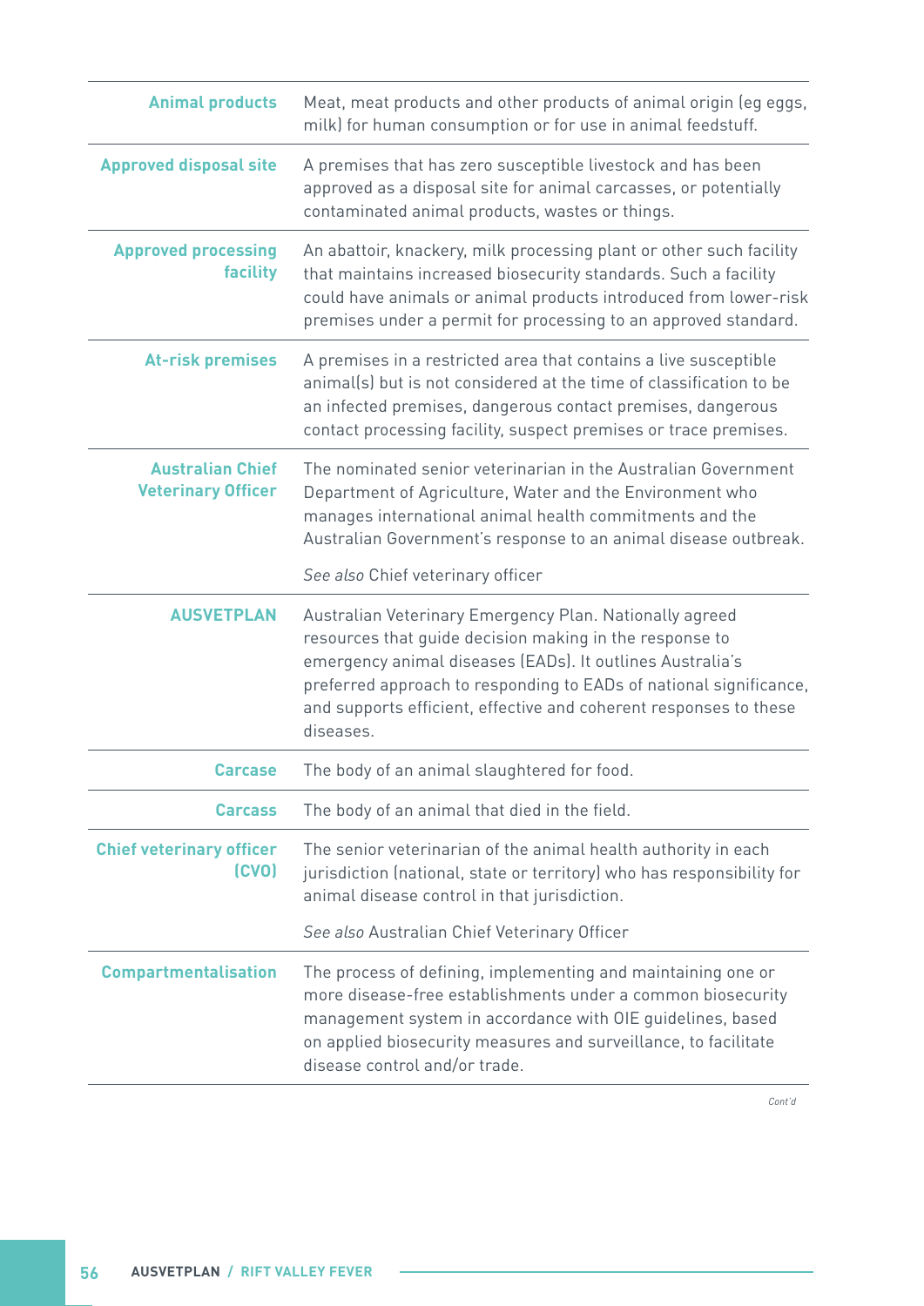| | |
|---|---|
| **Animal products** | Meat, meat products and other products of animal origin (eg eggs, milk) for human consumption or for use in animal feedstuff. |
| **Approved disposal site** | A premises that has zero susceptible livestock and has been approved as a disposal site for animal carcasses, or potentially contaminated animal products, wastes or things. |
| **Approved processing facility** | An abattoir, knackery, milk processing plant or other such facility that maintains increased biosecurity standards. Such a facility could have animals or animal products introduced from lower-risk premises under a permit for processing to an approved standard. |
| **At-risk premises** | A premises in a restricted area that contains a live susceptible animal(s) but is not considered at the time of classification to be an infected premises, dangerous contact premises, dangerous contact processing facility, suspect premises or trace premises. |
| **Australian Chief Veterinary Officer** | The nominated senior veterinarian in the Australian Government Department of Agriculture, Water and the Environment who manages international animal health commitments and the Australian Government's response to an animal disease outbreak.<br><br>*See also* Chief veterinary officer |
| **AUSVETPLAN** | Australian Veterinary Emergency Plan. Nationally agreed resources that guide decision making in the response to emergency animal diseases (EADs). It outlines Australia's preferred approach to responding to EADs of national significance, and supports efficient, effective and coherent responses to these diseases. |
| **Carcase** | The body of an animal slaughtered for food. |
| **Carcass** | The body of an animal that died in the field. |
| **Chief veterinary officer (CVO)** | The senior veterinarian of the animal health authority in each jurisdiction (national, state or territory) who has responsibility for animal disease control in that jurisdiction.<br><br>*See also* Australian Chief Veterinary Officer |
| **Compartmentalisation** | The process of defining, implementing and maintaining one or more disease-free establishments under a common biosecurity management system in accordance with OIE guidelines, based on applied biosecurity measures and surveillance, to facilitate disease control and/or trade. |

*Cont'd*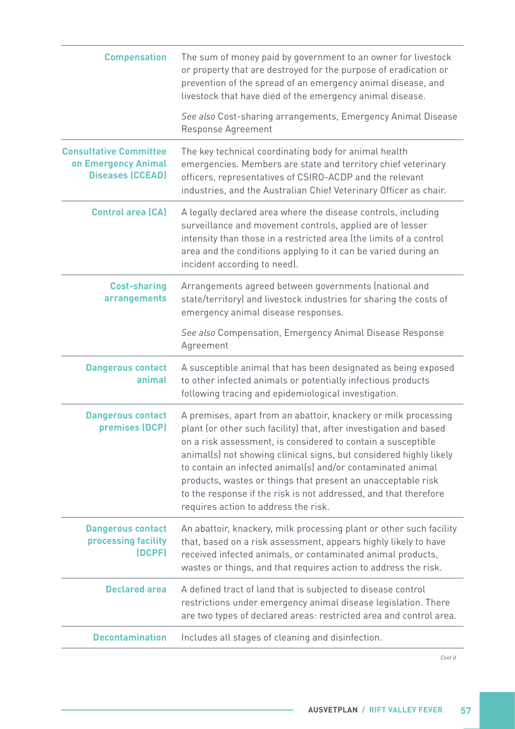| | |
|---|---|
| **Compensation** | The sum of money paid by government to an owner for livestock or property that are destroyed for the purpose of eradication or prevention of the spread of an emergency animal disease, and livestock that have died of the emergency animal disease.<br><br>*See also* Cost-sharing arrangements, Emergency Animal Disease Response Agreement |
| **Consultative Committee on Emergency Animal Diseases (CCEAD)** | The key technical coordinating body for animal health emergencies. Members are state and territory chief veterinary officers, representatives of CSIRO-ACDP and the relevant industries, and the Australian Chief Veterinary Officer as chair. |
| **Control area (CA)** | A legally declared area where the disease controls, including surveillance and movement controls, applied are of lesser intensity than those in a restricted area (the limits of a control area and the conditions applying to it can be varied during an incident according to need). |
| **Cost-sharing arrangements** | Arrangements agreed between governments (national and state/territory) and livestock industries for sharing the costs of emergency animal disease responses.<br><br>*See also* Compensation, Emergency Animal Disease Response Agreement |
| **Dangerous contact animal** | A susceptible animal that has been designated as being exposed to other infected animals or potentially infectious products following tracing and epidemiological investigation. |
| **Dangerous contact premises (DCP)** | A premises, apart from an abattoir, knackery or milk processing plant (or other such facility) that, after investigation and based on a risk assessment, is considered to contain a susceptible animal(s) not showing clinical signs, but considered highly likely to contain an infected animal(s) and/or contaminated animal products, wastes or things that present an unacceptable risk to the response if the risk is not addressed, and that therefore requires action to address the risk. |
| **Dangerous contact processing facility (DCPF)** | An abattoir, knackery, milk processing plant or other such facility that, based on a risk assessment, appears highly likely to have received infected animals, or contaminated animal products, wastes or things, and that requires action to address the risk. |
| **Declared area** | A defined tract of land that is subjected to disease control restrictions under emergency animal disease legislation. There are two types of declared areas: restricted area and control area. |
| **Decontamination** | Includes all stages of cleaning and disinfection. |

*Cont'd*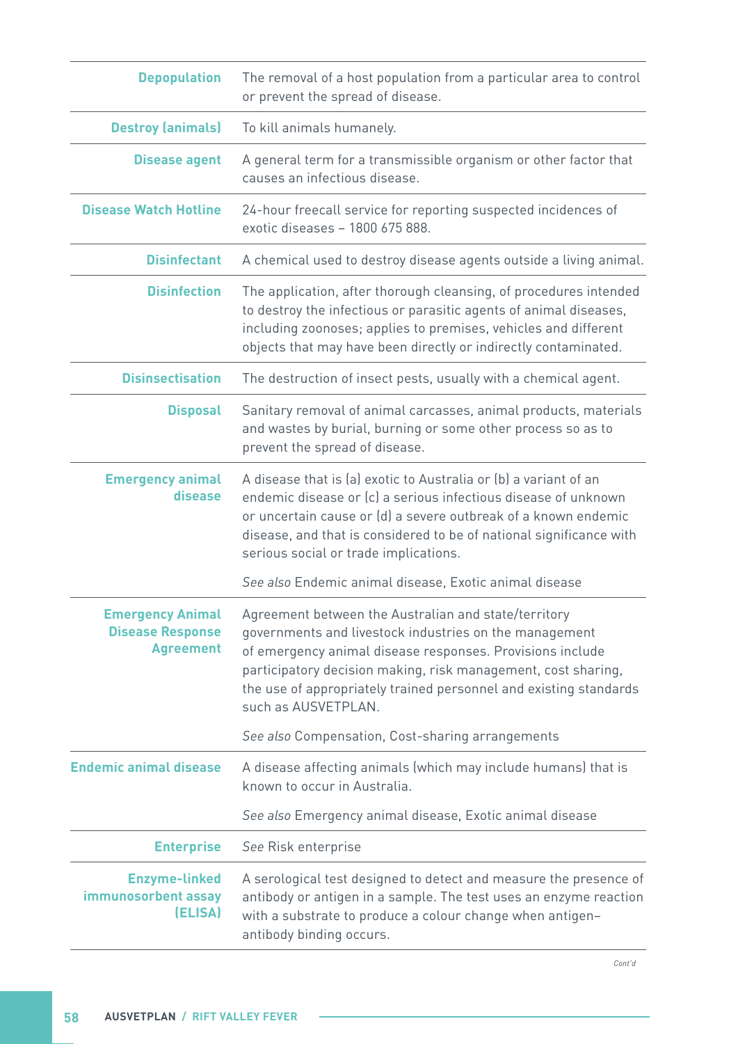| | |
|---|---|
| **Depopulation** | The removal of a host population from a particular area to control or prevent the spread of disease. |
| **Destroy (animals)** | To kill animals humanely. |
| **Disease agent** | A general term for a transmissible organism or other factor that causes an infectious disease. |
| **Disease Watch Hotline** | 24-hour freecall service for reporting suspected incidences of exotic diseases – 1800 675 888. |
| **Disinfectant** | A chemical used to destroy disease agents outside a living animal. |
| **Disinfection** | The application, after thorough cleansing, of procedures intended to destroy the infectious or parasitic agents of animal diseases, including zoonoses; applies to premises, vehicles and different objects that may have been directly or indirectly contaminated. |
| **Disinsectisation** | The destruction of insect pests, usually with a chemical agent. |
| **Disposal** | Sanitary removal of animal carcasses, animal products, materials and wastes by burial, burning or some other process so as to prevent the spread of disease. |
| **Emergency animal disease** | A disease that is (a) exotic to Australia or (b) a variant of an endemic disease or (c) a serious infectious disease of unknown or uncertain cause or (d) a severe outbreak of a known endemic disease, and that is considered to be of national significance with serious social or trade implications.<br><br>*See also* Endemic animal disease, Exotic animal disease |
| **Emergency Animal Disease Response Agreement** | Agreement between the Australian and state/territory governments and livestock industries on the management of emergency animal disease responses. Provisions include participatory decision making, risk management, cost sharing, the use of appropriately trained personnel and existing standards such as AUSVETPLAN.<br><br>*See also* Compensation, Cost-sharing arrangements |
| **Endemic animal disease** | A disease affecting animals (which may include humans) that is known to occur in Australia.<br><br>*See also* Emergency animal disease, Exotic animal disease |
| **Enterprise** | *See* Risk enterprise |
| **Enzyme-linked immunosorbent assay (ELISA)** | A serological test designed to detect and measure the presence of antibody or antigen in a sample. The test uses an enzyme reaction with a substrate to produce a colour change when antigen–antibody binding occurs. |

*Cont'd*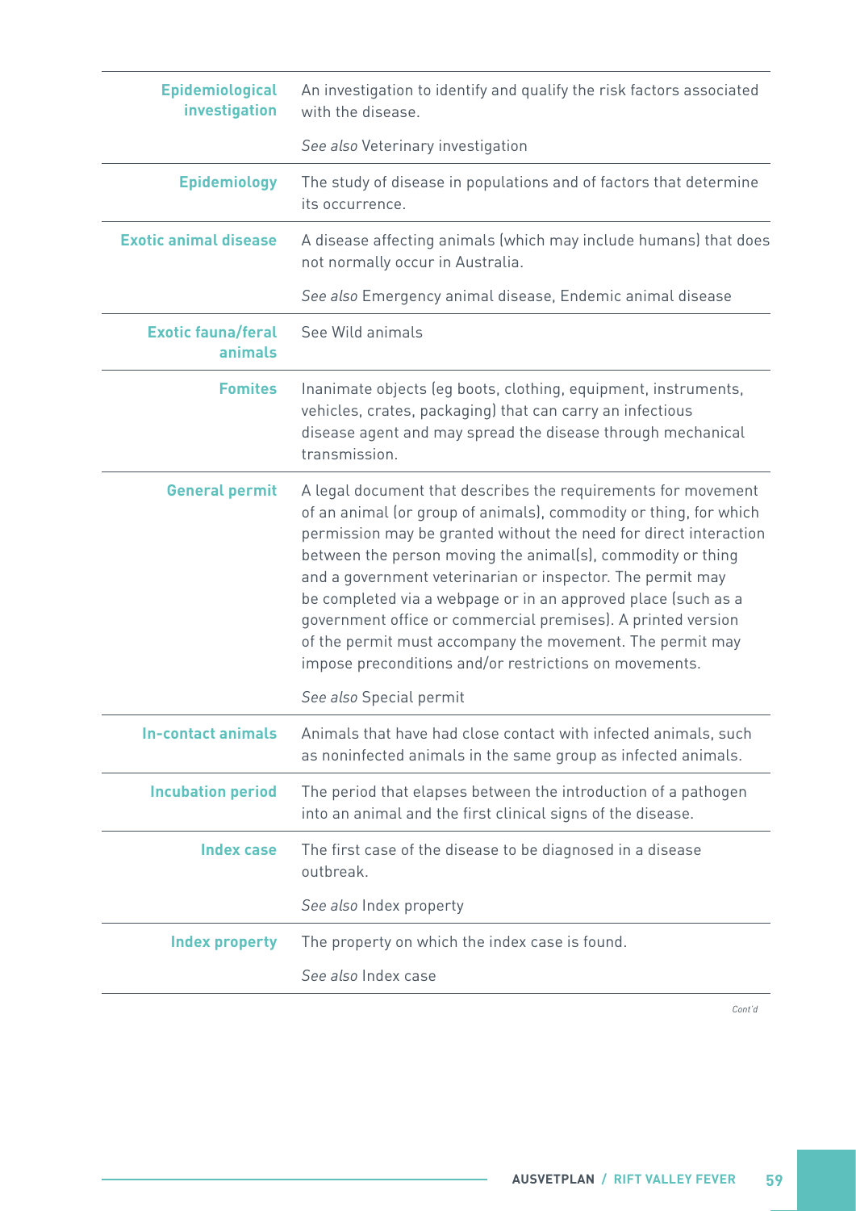| | |
|---|---|
| **Epidemiological investigation** | An investigation to identify and qualify the risk factors associated with the disease.<br><br>*See also* Veterinary investigation |
| **Epidemiology** | The study of disease in populations and of factors that determine its occurrence. |
| **Exotic animal disease** | A disease affecting animals (which may include humans) that does not normally occur in Australia.<br><br>*See also* Emergency animal disease, Endemic animal disease |
| **Exotic fauna/feral animals** | See Wild animals |
| **Fomites** | Inanimate objects (eg boots, clothing, equipment, instruments, vehicles, crates, packaging) that can carry an infectious disease agent and may spread the disease through mechanical transmission. |
| **General permit** | A legal document that describes the requirements for movement of an animal (or group of animals), commodity or thing, for which permission may be granted without the need for direct interaction between the person moving the animal(s), commodity or thing and a government veterinarian or inspector. The permit may be completed via a webpage or in an approved place (such as a government office or commercial premises). A printed version of the permit must accompany the movement. The permit may impose preconditions and/or restrictions on movements.<br><br>*See also* Special permit |
| **In-contact animals** | Animals that have had close contact with infected animals, such as noninfected animals in the same group as infected animals. |
| **Incubation period** | The period that elapses between the introduction of a pathogen into an animal and the first clinical signs of the disease. |
| **Index case** | The first case of the disease to be diagnosed in a disease outbreak.<br><br>*See also* Index property |
| **Index property** | The property on which the index case is found.<br><br>*See also* Index case |

*Cont'd*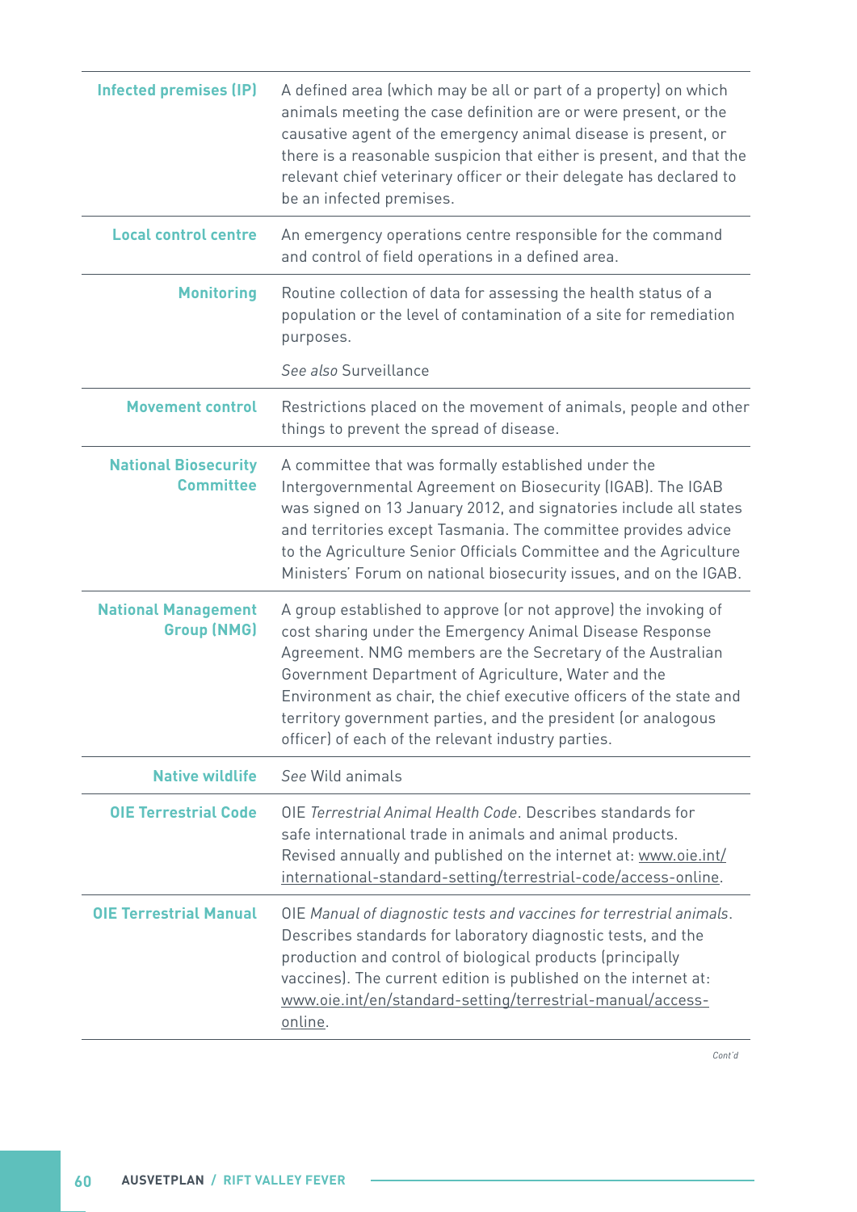| | |
|---|---|
| **Infected premises (IP)** | A defined area (which may be all or part of a property) on which animals meeting the case definition are or were present, or the causative agent of the emergency animal disease is present, or there is a reasonable suspicion that either is present, and that the relevant chief veterinary officer or their delegate has declared to be an infected premises. |
| **Local control centre** | An emergency operations centre responsible for the command and control of field operations in a defined area. |
| **Monitoring** | Routine collection of data for assessing the health status of a population or the level of contamination of a site for remediation purposes.<br><br>*See also* Surveillance |
| **Movement control** | Restrictions placed on the movement of animals, people and other things to prevent the spread of disease. |
| **National Biosecurity Committee** | A committee that was formally established under the Intergovernmental Agreement on Biosecurity (IGAB). The IGAB was signed on 13 January 2012, and signatories include all states and territories except Tasmania. The committee provides advice to the Agriculture Senior Officials Committee and the Agriculture Ministers' Forum on national biosecurity issues, and on the IGAB. |
| **National Management Group (NMG)** | A group established to approve (or not approve) the invoking of cost sharing under the Emergency Animal Disease Response Agreement. NMG members are the Secretary of the Australian Government Department of Agriculture, Water and the Environment as chair, the chief executive officers of the state and territory government parties, and the president (or analogous officer) of each of the relevant industry parties. |
| **Native wildlife** | *See* Wild animals |
| **OIE Terrestrial Code** | OIE *Terrestrial Animal Health Code*. Describes standards for safe international trade in animals and animal products. Revised annually and published on the internet at: www.oie.int/international-standard-setting/terrestrial-code/access-online. |
| **OIE Terrestrial Manual** | OIE *Manual of diagnostic tests and vaccines for terrestrial animals*. Describes standards for laboratory diagnostic tests, and the production and control of biological products (principally vaccines). The current edition is published on the internet at: www.oie.int/en/standard-setting/terrestrial-manual/access-online. |

*Cont'd*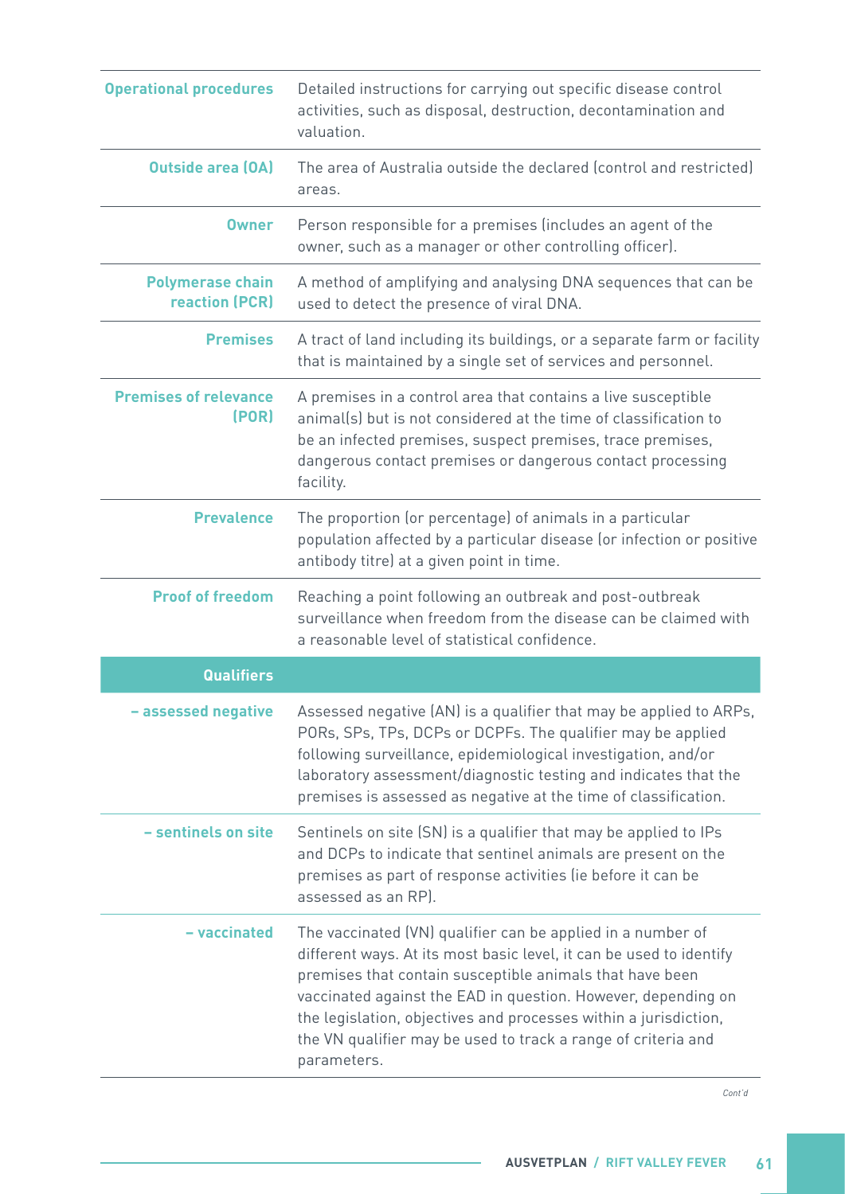| | |
|---|---|
| **Operational procedures** | Detailed instructions for carrying out specific disease control activities, such as disposal, destruction, decontamination and valuation. |
| **Outside area (OA)** | The area of Australia outside the declared (control and restricted) areas. |
| **Owner** | Person responsible for a premises (includes an agent of the owner, such as a manager or other controlling officer). |
| **Polymerase chain reaction (PCR)** | A method of amplifying and analysing DNA sequences that can be used to detect the presence of viral DNA. |
| **Premises** | A tract of land including its buildings, or a separate farm or facility that is maintained by a single set of services and personnel. |
| **Premises of relevance (POR)** | A premises in a control area that contains a live susceptible animal(s) but is not considered at the time of classification to be an infected premises, suspect premises, trace premises, dangerous contact premises or dangerous contact processing facility. |
| **Prevalence** | The proportion (or percentage) of animals in a particular population affected by a particular disease (or infection or positive antibody titre) at a given point in time. |
| **Proof of freedom** | Reaching a point following an outbreak and post-outbreak surveillance when freedom from the disease can be claimed with a reasonable level of statistical confidence. |
| **Qualifiers** | |
| **– assessed negative** | Assessed negative (AN) is a qualifier that may be applied to ARPs, PORs, SPs, TPs, DCPs or DCPFs. The qualifier may be applied following surveillance, epidemiological investigation, and/or laboratory assessment/diagnostic testing and indicates that the premises is assessed as negative at the time of classification. |
| **– sentinels on site** | Sentinels on site (SN) is a qualifier that may be applied to IPs and DCPs to indicate that sentinel animals are present on the premises as part of response activities (ie before it can be assessed as an RP). |
| **– vaccinated** | The vaccinated (VN) qualifier can be applied in a number of different ways. At its most basic level, it can be used to identify premises that contain susceptible animals that have been vaccinated against the EAD in question. However, depending on the legislation, objectives and processes within a jurisdiction, the VN qualifier may be used to track a range of criteria and parameters. |

*Cont'd*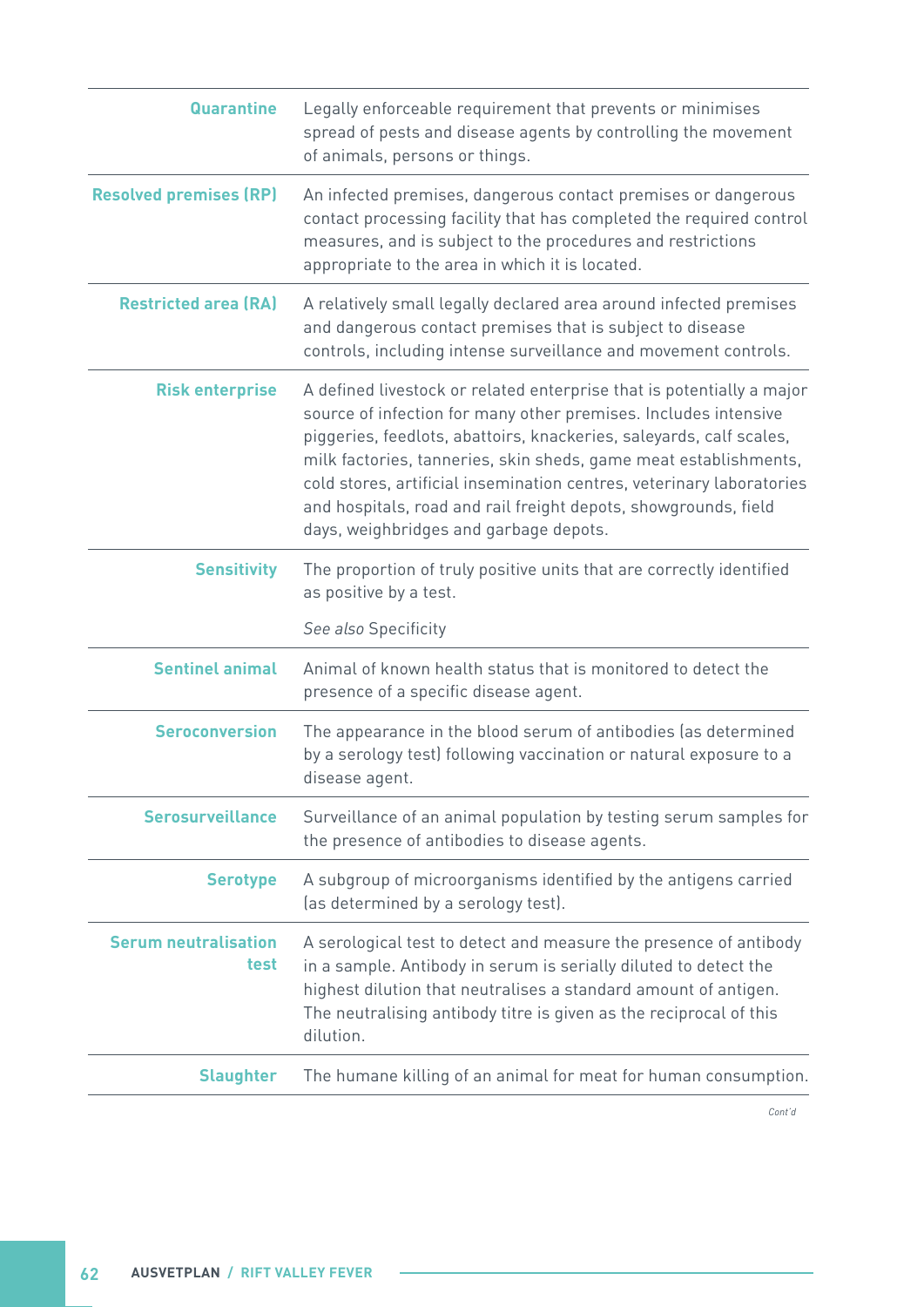| | |
|---|---|
| **Quarantine** | Legally enforceable requirement that prevents or minimises spread of pests and disease agents by controlling the movement of animals, persons or things. |
| **Resolved premises (RP)** | An infected premises, dangerous contact premises or dangerous contact processing facility that has completed the required control measures, and is subject to the procedures and restrictions appropriate to the area in which it is located. |
| **Restricted area (RA)** | A relatively small legally declared area around infected premises and dangerous contact premises that is subject to disease controls, including intense surveillance and movement controls. |
| **Risk enterprise** | A defined livestock or related enterprise that is potentially a major source of infection for many other premises. Includes intensive piggeries, feedlots, abattoirs, knackeries, saleyards, calf scales, milk factories, tanneries, skin sheds, game meat establishments, cold stores, artificial insemination centres, veterinary laboratories and hospitals, road and rail freight depots, showgrounds, field days, weighbridges and garbage depots. |
| **Sensitivity** | The proportion of truly positive units that are correctly identified as positive by a test.<br><br>*See also* Specificity |
| **Sentinel animal** | Animal of known health status that is monitored to detect the presence of a specific disease agent. |
| **Seroconversion** | The appearance in the blood serum of antibodies (as determined by a serology test) following vaccination or natural exposure to a disease agent. |
| **Serosurveillance** | Surveillance of an animal population by testing serum samples for the presence of antibodies to disease agents. |
| **Serotype** | A subgroup of microorganisms identified by the antigens carried (as determined by a serology test). |
| **Serum neutralisation test** | A serological test to detect and measure the presence of antibody in a sample. Antibody in serum is serially diluted to detect the highest dilution that neutralises a standard amount of antigen. The neutralising antibody titre is given as the reciprocal of this dilution. |
| **Slaughter** | The humane killing of an animal for meat for human consumption. |

*Cont'd*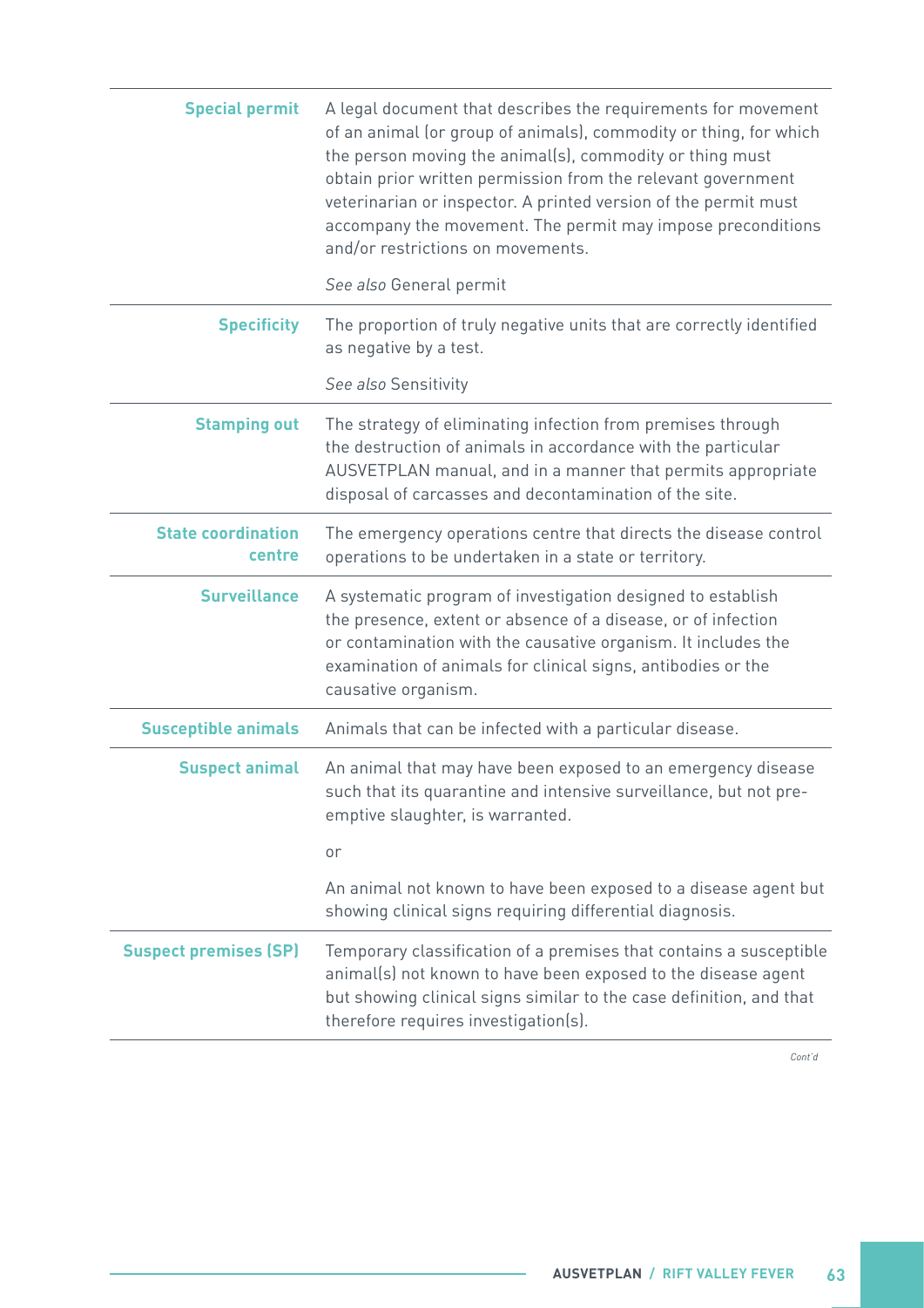| | |
|---|---|
| **Special permit** | A legal document that describes the requirements for movement of an animal (or group of animals), commodity or thing, for which the person moving the animal(s), commodity or thing must obtain prior written permission from the relevant government veterinarian or inspector. A printed version of the permit must accompany the movement. The permit may impose preconditions and/or restrictions on movements.<br><br>*See also* General permit |
| **Specificity** | The proportion of truly negative units that are correctly identified as negative by a test.<br><br>*See also* Sensitivity |
| **Stamping out** | The strategy of eliminating infection from premises through the destruction of animals in accordance with the particular AUSVETPLAN manual, and in a manner that permits appropriate disposal of carcasses and decontamination of the site. |
| **State coordination centre** | The emergency operations centre that directs the disease control operations to be undertaken in a state or territory. |
| **Surveillance** | A systematic program of investigation designed to establish the presence, extent or absence of a disease, or of infection or contamination with the causative organism. It includes the examination of animals for clinical signs, antibodies or the causative organism. |
| **Susceptible animals** | Animals that can be infected with a particular disease. |
| **Suspect animal** | An animal that may have been exposed to an emergency disease such that its quarantine and intensive surveillance, but not pre-emptive slaughter, is warranted.<br><br>or<br><br>An animal not known to have been exposed to a disease agent but showing clinical signs requiring differential diagnosis. |
| **Suspect premises (SP)** | Temporary classification of a premises that contains a susceptible animal(s) not known to have been exposed to the disease agent but showing clinical signs similar to the case definition, and that therefore requires investigation(s). |

*Cont'd*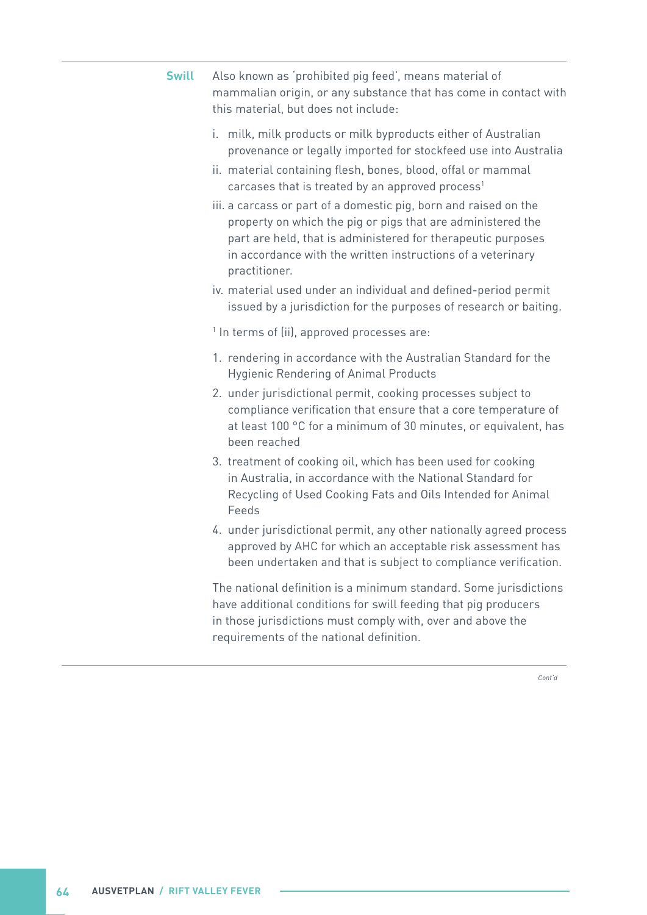**Swill** Also known as 'prohibited pig feed', means material of mammalian origin, or any substance that has come in contact with this material, but does not include:

i. milk, milk products or milk byproducts either of Australian provenance or legally imported for stockfeed use into Australia

ii. material containing flesh, bones, blood, offal or mammal carcases that is treated by an approved process[1]

iii. a carcass or part of a domestic pig, born and raised on the property on which the pig or pigs that are administered the part are held, that is administered for therapeutic purposes in accordance with the written instructions of a veterinary practitioner.

iv. material used under an individual and defined-period permit issued by a jurisdiction for the purposes of research or baiting.

[1] In terms of (ii), approved processes are:

1. rendering in accordance with the Australian Standard for the Hygienic Rendering of Animal Products
2. under jurisdictional permit, cooking processes subject to compliance verification that ensure that a core temperature of at least 100 °C for a minimum of 30 minutes, or equivalent, has been reached
3. treatment of cooking oil, which has been used for cooking in Australia, in accordance with the National Standard for Recycling of Used Cooking Fats and Oils Intended for Animal Feeds
4. under jurisdictional permit, any other nationally agreed process approved by AHC for which an acceptable risk assessment has been undertaken and that is subject to compliance verification.

The national definition is a minimum standard. Some jurisdictions have additional conditions for swill feeding that pig producers in those jurisdictions must comply with, over and above the requirements of the national definition.

*Cont'd*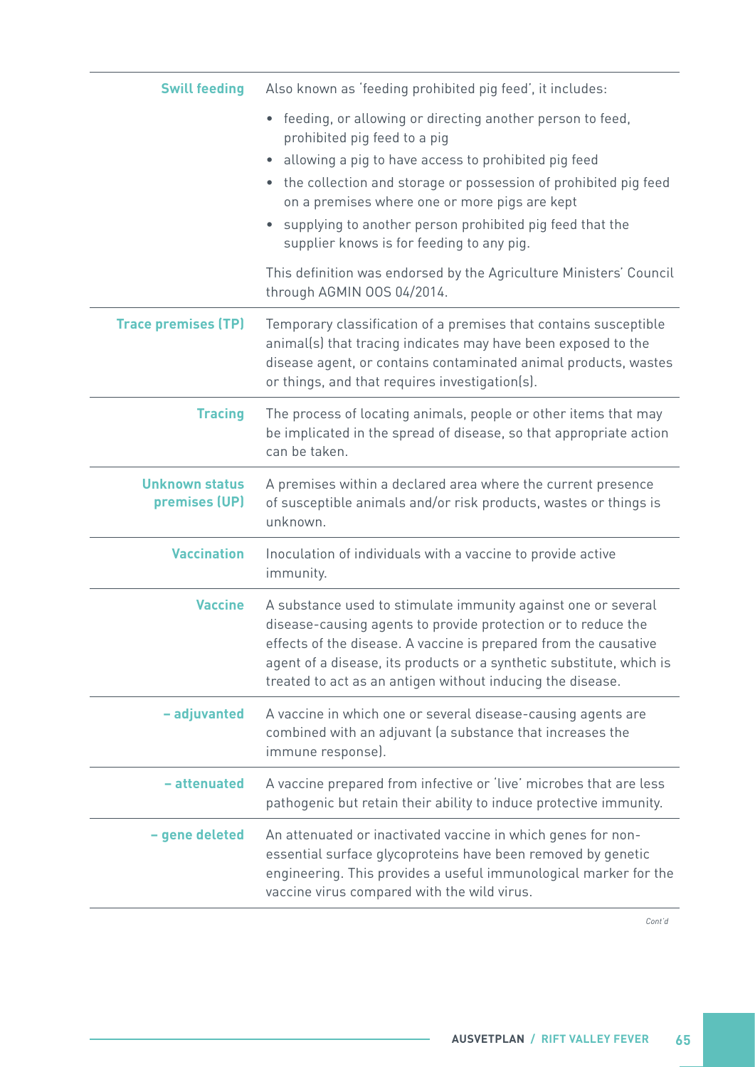| | |
|---|---|
| **Swill feeding** | Also known as 'feeding prohibited pig feed', it includes:<br>• feeding, or allowing or directing another person to feed, prohibited pig feed to a pig<br>• allowing a pig to have access to prohibited pig feed<br>• the collection and storage or possession of prohibited pig feed on a premises where one or more pigs are kept<br>• supplying to another person prohibited pig feed that the supplier knows is for feeding to any pig.<br><br>This definition was endorsed by the Agriculture Ministers' Council through AGMIN OOS 04/2014. |
| **Trace premises (TP)** | Temporary classification of a premises that contains susceptible animal(s) that tracing indicates may have been exposed to the disease agent, or contains contaminated animal products, wastes or things, and that requires investigation(s). |
| **Tracing** | The process of locating animals, people or other items that may be implicated in the spread of disease, so that appropriate action can be taken. |
| **Unknown status premises (UP)** | A premises within a declared area where the current presence of susceptible animals and/or risk products, wastes or things is unknown. |
| **Vaccination** | Inoculation of individuals with a vaccine to provide active immunity. |
| **Vaccine** | A substance used to stimulate immunity against one or several disease-causing agents to provide protection or to reduce the effects of the disease. A vaccine is prepared from the causative agent of a disease, its products or a synthetic substitute, which is treated to act as an antigen without inducing the disease. |
| **– adjuvanted** | A vaccine in which one or several disease-causing agents are combined with an adjuvant (a substance that increases the immune response). |
| **– attenuated** | A vaccine prepared from infective or 'live' microbes that are less pathogenic but retain their ability to induce protective immunity. |
| **– gene deleted** | An attenuated or inactivated vaccine in which genes for non-essential surface glycoproteins have been removed by genetic engineering. This provides a useful immunological marker for the vaccine virus compared with the wild virus. |

*Cont'd*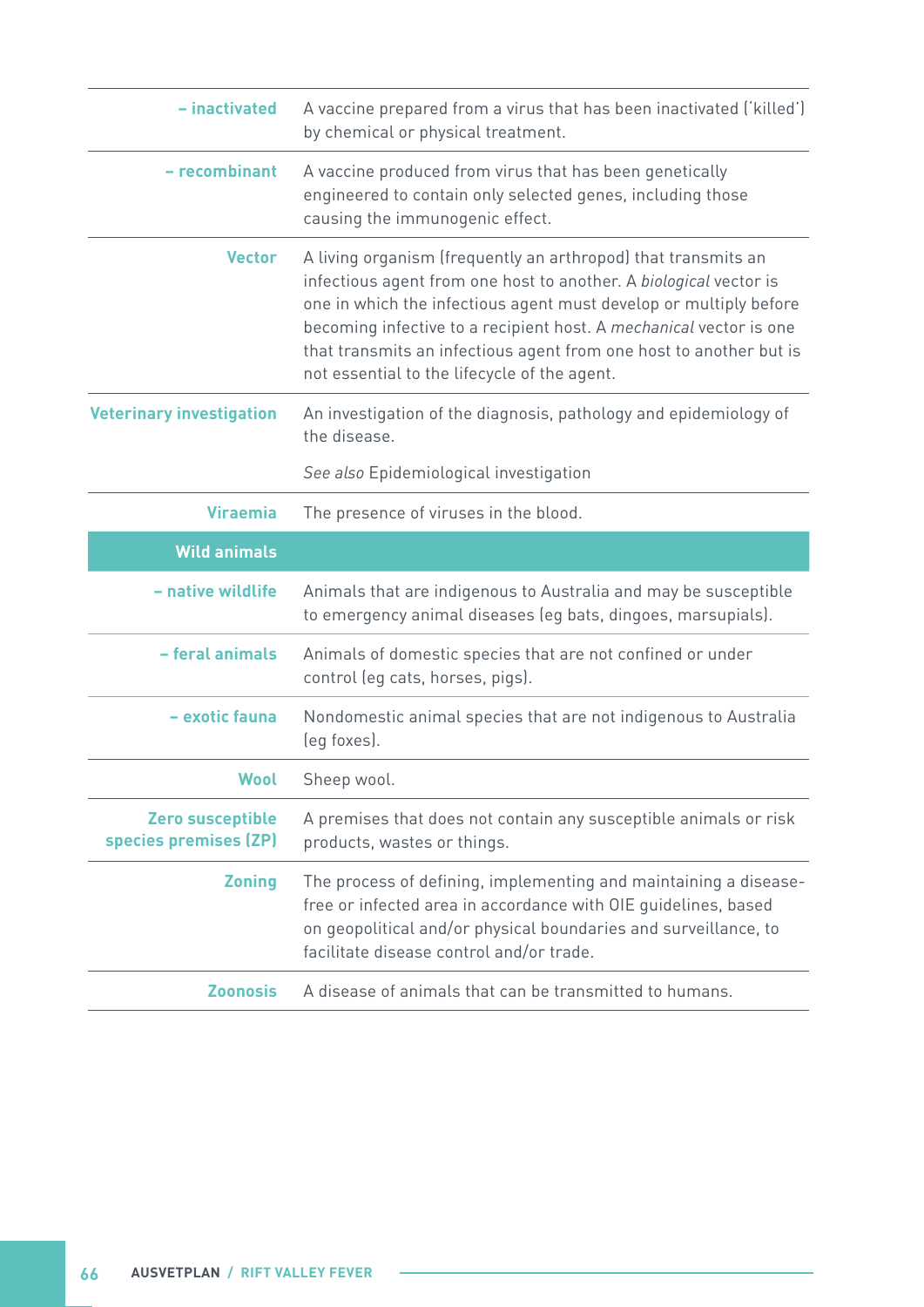| | |
|---|---|
| **– inactivated** | A vaccine prepared from a virus that has been inactivated ('killed') by chemical or physical treatment. |
| **– recombinant** | A vaccine produced from virus that has been genetically engineered to contain only selected genes, including those causing the immunogenic effect. |
| **Vector** | A living organism (frequently an arthropod) that transmits an infectious agent from one host to another. A *biological* vector is one in which the infectious agent must develop or multiply before becoming infective to a recipient host. A *mechanical* vector is one that transmits an infectious agent from one host to another but is not essential to the lifecycle of the agent. |
| **Veterinary investigation** | An investigation of the diagnosis, pathology and epidemiology of the disease.<br><br>*See also* Epidemiological investigation |
| **Viraemia** | The presence of viruses in the blood. |
| **Wild animals** | |
| **– native wildlife** | Animals that are indigenous to Australia and may be susceptible to emergency animal diseases (eg bats, dingoes, marsupials). |
| **– feral animals** | Animals of domestic species that are not confined or under control (eg cats, horses, pigs). |
| **– exotic fauna** | Nondomestic animal species that are not indigenous to Australia (eg foxes). |
| **Wool** | Sheep wool. |
| **Zero susceptible species premises (ZP)** | A premises that does not contain any susceptible animals or risk products, wastes or things. |
| **Zoning** | The process of defining, implementing and maintaining a disease-free or infected area in accordance with OIE guidelines, based on geopolitical and/or physical boundaries and surveillance, to facilitate disease control and/or trade. |
| **Zoonosis** | A disease of animals that can be transmitted to humans. |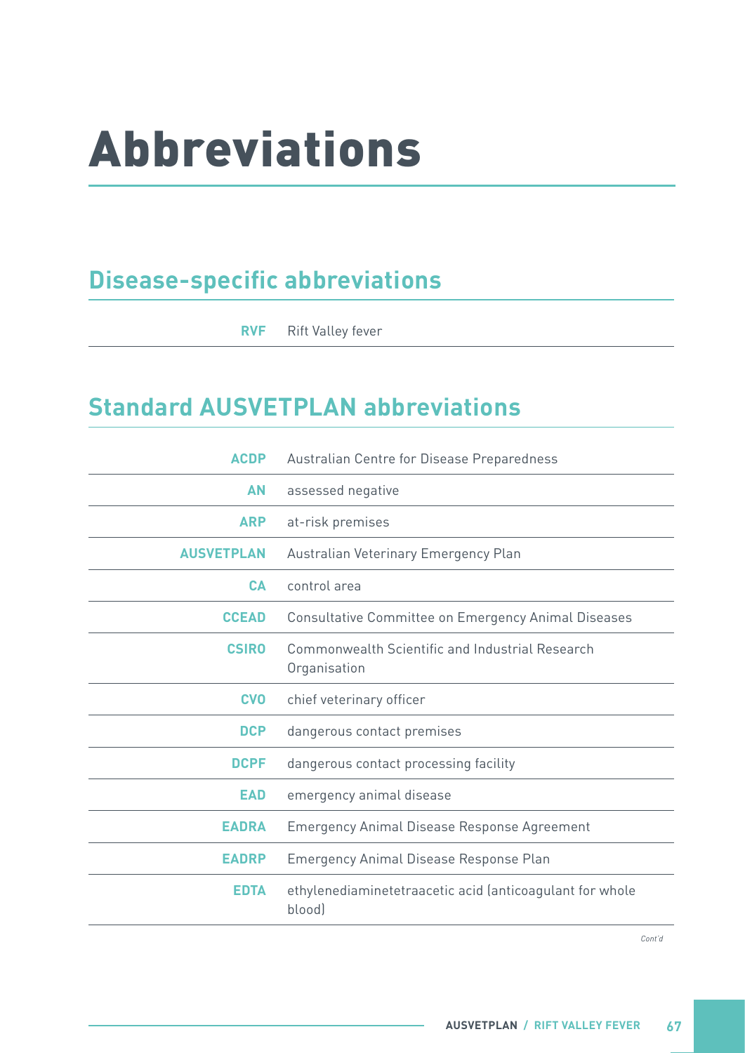# Abbreviations

## Disease-specific abbreviations

| | |
|---|---|
| **RVF** | Rift Valley fever |

## Standard AUSVETPLAN abbreviations

| | |
|---|---|
| **ACDP** | Australian Centre for Disease Preparedness |
| **AN** | assessed negative |
| **ARP** | at-risk premises |
| **AUSVETPLAN** | Australian Veterinary Emergency Plan |
| **CA** | control area |
| **CCEAD** | Consultative Committee on Emergency Animal Diseases |
| **CSIRO** | Commonwealth Scientific and Industrial Research Organisation |
| **CVO** | chief veterinary officer |
| **DCP** | dangerous contact premises |
| **DCPF** | dangerous contact processing facility |
| **EAD** | emergency animal disease |
| **EADRA** | Emergency Animal Disease Response Agreement |
| **EADRP** | Emergency Animal Disease Response Plan |
| **EDTA** | ethylenediaminetetraacetic acid (anticoagulant for whole blood) |

*Cont'd*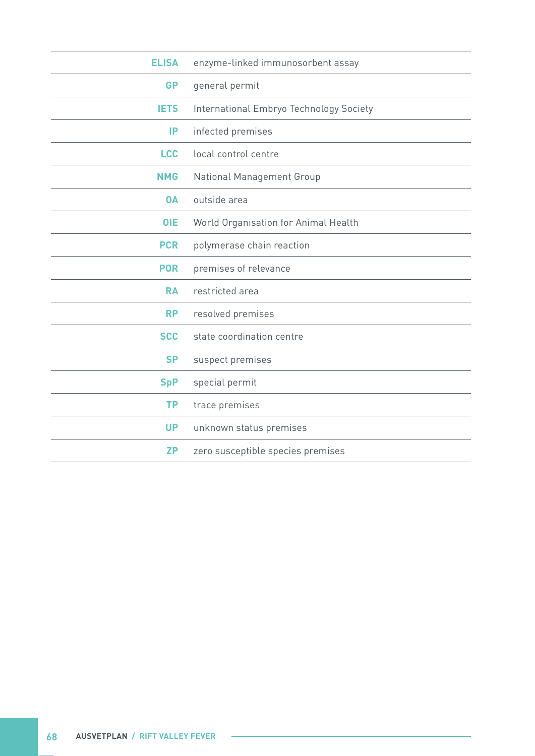| | |
|---|---|
| **ELISA** | enzyme-linked immunosorbent assay |
| **GP** | general permit |
| **IETS** | International Embryo Technology Society |
| **IP** | infected premises |
| **LCC** | local control centre |
| **NMG** | National Management Group |
| **OA** | outside area |
| **OIE** | World Organisation for Animal Health |
| **PCR** | polymerase chain reaction |
| **POR** | premises of relevance |
| **RA** | restricted area |
| **RP** | resolved premises |
| **SCC** | state coordination centre |
| **SP** | suspect premises |
| **SpP** | special permit |
| **TP** | trace premises |
| **UP** | unknown status premises |
| **ZP** | zero susceptible species premises |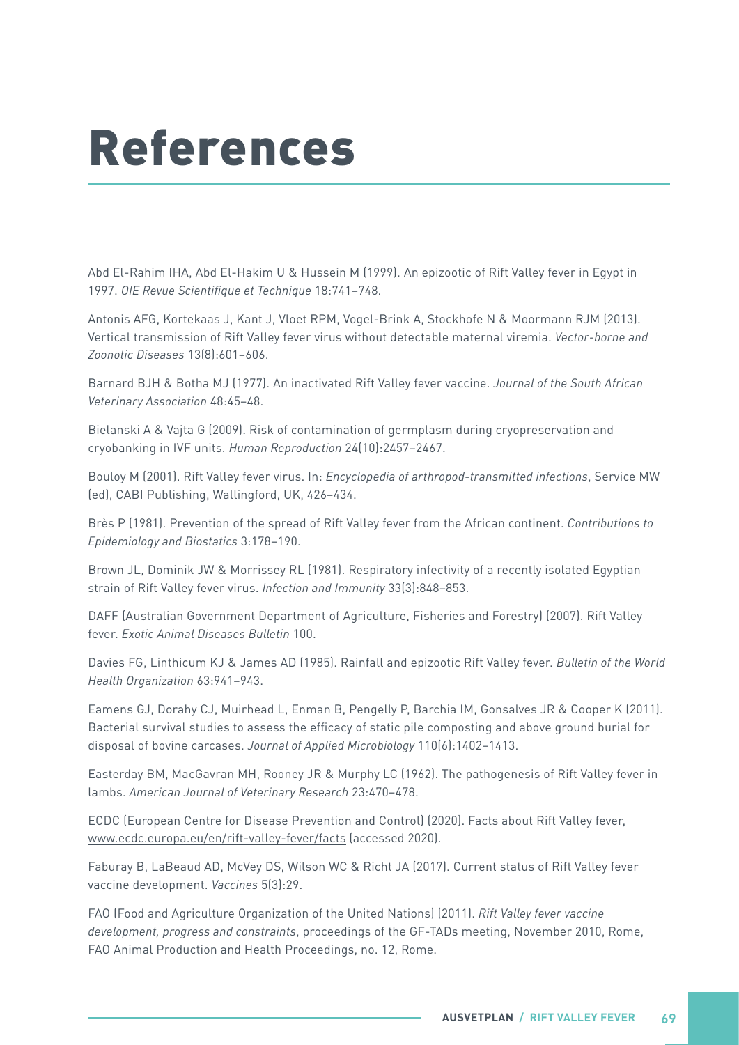# References

Abd El-Rahim IHA, Abd El-Hakim U & Hussein M (1999). An epizootic of Rift Valley fever in Egypt in 1997. *OIE Revue Scientifique et Technique* 18:741–748.

Antonis AFG, Kortekaas J, Kant J, Vloet RPM, Vogel-Brink A, Stockhofe N & Moormann RJM (2013). Vertical transmission of Rift Valley fever virus without detectable maternal viremia. *Vector-borne and Zoonotic Diseases* 13(8):601–606.

Barnard BJH & Botha MJ (1977). An inactivated Rift Valley fever vaccine. *Journal of the South African Veterinary Association* 48:45–48.

Bielanski A & Vajta G (2009). Risk of contamination of germplasm during cryopreservation and cryobanking in IVF units. *Human Reproduction* 24(10):2457–2467.

Bouloy M (2001). Rift Valley fever virus. In: *Encyclopedia of arthropod-transmitted infections*, Service MW (ed), CABI Publishing, Wallingford, UK, 426–434.

Brès P (1981). Prevention of the spread of Rift Valley fever from the African continent. *Contributions to Epidemiology and Biostatistics* 3:178–190.

Brown JL, Dominik JW & Morrissey RL (1981). Respiratory infectivity of a recently isolated Egyptian strain of Rift Valley fever virus. *Infection and Immunity* 33(3):848–853.

DAFF (Australian Government Department of Agriculture, Fisheries and Forestry) (2007). Rift Valley fever. *Exotic Animal Diseases Bulletin* 100.

Davies FG, Linthicum KJ & James AD (1985). Rainfall and epizootic Rift Valley fever. *Bulletin of the World Health Organization* 63:941–943.

Eamens GJ, Dorahy CJ, Muirhead L, Enman B, Pengelly P, Barchia IM, Gonsalves JR & Cooper K (2011). Bacterial survival studies to assess the efficacy of static pile composting and above ground burial for disposal of bovine carcases. *Journal of Applied Microbiology* 110(6):1402–1413.

Easterday BM, MacGavran MH, Rooney JR & Murphy LC (1962). The pathogenesis of Rift Valley fever in lambs. *American Journal of Veterinary Research* 23:470–478.

ECDC (European Centre for Disease Prevention and Control) (2020). Facts about Rift Valley fever, www.ecdc.europa.eu/en/rift-valley-fever/facts (accessed 2020).

Faburay B, LaBeaud AD, McVey DS, Wilson WC & Richt JA (2017). Current status of Rift Valley fever vaccine development. *Vaccines* 5(3):29.

FAO (Food and Agriculture Organization of the United Nations) (2011). *Rift Valley fever vaccine development, progress and constraints*, proceedings of the GF-TADs meeting, November 2010, Rome, FAO Animal Production and Health Proceedings, no. 12, Rome.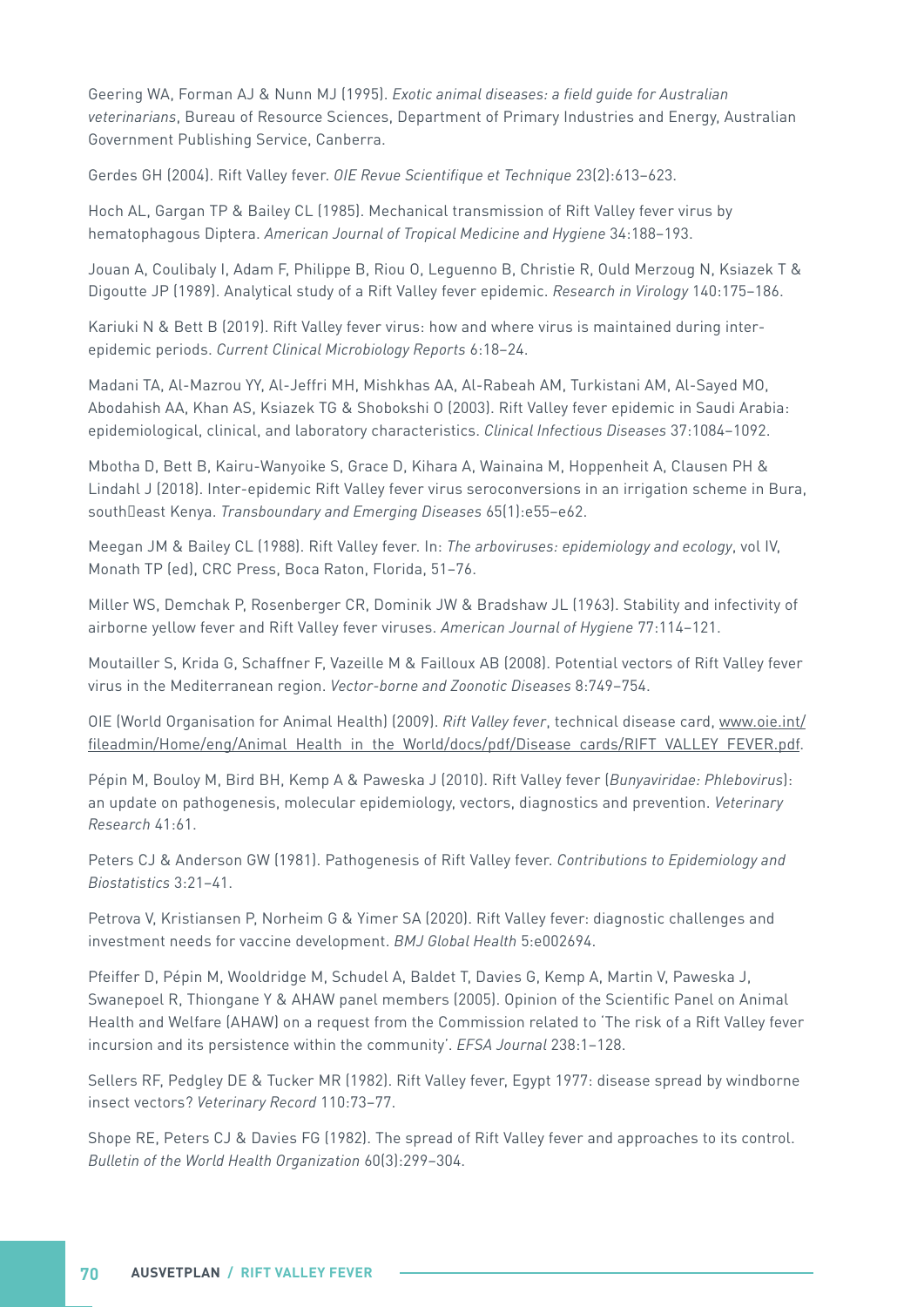Geering WA, Forman AJ & Nunn MJ (1995). *Exotic animal diseases: a field guide for Australian veterinarians*, Bureau of Resource Sciences, Department of Primary Industries and Energy, Australian Government Publishing Service, Canberra.

Gerdes GH (2004). Rift Valley fever. *OIE Revue Scientifique et Technique* 23(2):613–623.

Hoch AL, Gargan TP & Bailey CL (1985). Mechanical transmission of Rift Valley fever virus by hematophagous Diptera. *American Journal of Tropical Medicine and Hygiene* 34:188–193.

Jouan A, Coulibaly I, Adam F, Philippe B, Riou O, Leguenno B, Christie R, Ould Merzoug N, Ksiazek T & Digoutte JP (1989). Analytical study of a Rift Valley fever epidemic. *Research in Virology* 140:175–186.

Kariuki N & Bett B (2019). Rift Valley fever virus: how and where virus is maintained during inter-epidemic periods. *Current Clinical Microbiology Reports* 6:18–24.

Madani TA, Al-Mazrou YY, Al-Jeffri MH, Mishkhas AA, Al-Rabeah AM, Turkistani AM, Al-Sayed MO, Abodahish AA, Khan AS, Ksiazek TG & Shobokshi O (2003). Rift Valley fever epidemic in Saudi Arabia: epidemiological, clinical, and laboratory characteristics. *Clinical Infectious Diseases* 37:1084–1092.

Mbotha D, Bett B, Kairu-Wanyoike S, Grace D, Kihara A, Wainaina M, Hoppenheit A, Clausen PH & Lindahl J (2018). Inter-epidemic Rift Valley fever virus seroconversions in an irrigation scheme in Bura, south-east Kenya. *Transboundary and Emerging Diseases* 65(1):e55–e62.

Meegan JM & Bailey CL (1988). Rift Valley fever. In: *The arboviruses: epidemiology and ecology*, vol IV, Monath TP (ed), CRC Press, Boca Raton, Florida, 51–76.

Miller WS, Demchak P, Rosenberger CR, Dominik JW & Bradshaw JL (1963). Stability and infectivity of airborne yellow fever and Rift Valley fever viruses. *American Journal of Hygiene* 77:114–121.

Moutailler S, Krida G, Schaffner F, Vazeille M & Failloux AB (2008). Potential vectors of Rift Valley fever virus in the Mediterranean region. *Vector-borne and Zoonotic Diseases* 8:749–754.

OIE (World Organisation for Animal Health) (2009). *Rift Valley fever*, technical disease card, www.oie.int/fileadmin/Home/eng/Animal_Health_in_the_World/docs/pdf/Disease_cards/RIFT_VALLEY_FEVER.pdf.

Pépin M, Bouloy M, Bird BH, Kemp A & Paweska J (2010). Rift Valley fever (*Bunyaviridae: Phlebovirus*): an update on pathogenesis, molecular epidemiology, vectors, diagnostics and prevention. *Veterinary Research* 41:61.

Peters CJ & Anderson GW (1981). Pathogenesis of Rift Valley fever. *Contributions to Epidemiology and Biostatistics* 3:21–41.

Petrova V, Kristiansen P, Norheim G & Yimer SA (2020). Rift Valley fever: diagnostic challenges and investment needs for vaccine development. *BMJ Global Health* 5:e002694.

Pfeiffer D, Pépin M, Wooldridge M, Schudel A, Baldet T, Davies G, Kemp A, Martin V, Paweska J, Swanepoel R, Thiongane Y & AHAW panel members (2005). Opinion of the Scientific Panel on Animal Health and Welfare (AHAW) on a request from the Commission related to 'The risk of a Rift Valley fever incursion and its persistence within the community'. *EFSA Journal* 238:1–128.

Sellers RF, Pedgley DE & Tucker MR (1982). Rift Valley fever, Egypt 1977: disease spread by windborne insect vectors? *Veterinary Record* 110:73–77.

Shope RE, Peters CJ & Davies FG (1982). The spread of Rift Valley fever and approaches to its control. *Bulletin of the World Health Organization* 60(3):299–304.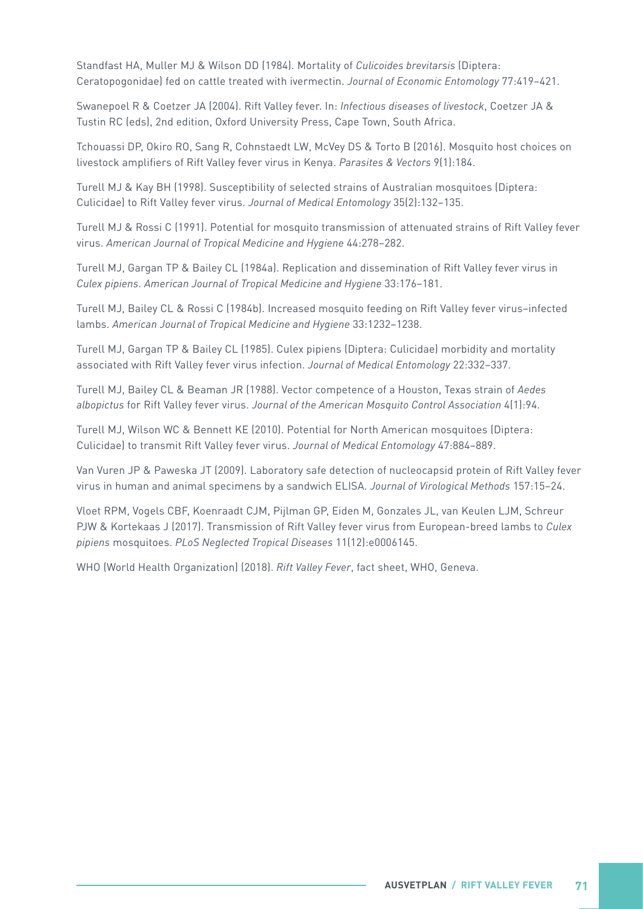Standfast HA, Muller MJ & Wilson DD (1984). Mortality of *Culicoides brevitarsis* (Diptera: Ceratopogonidae) fed on cattle treated with ivermectin. *Journal of Economic Entomology* 77:419–421.

Swanepoel R & Coetzer JA (2004). Rift Valley fever. In: *Infectious diseases of livestock*, Coetzer JA & Tustin RC (eds), 2nd edition, Oxford University Press, Cape Town, South Africa.

Tchouassi DP, Okiro RO, Sang R, Cohnstaedt LW, McVey DS & Torto B (2016). Mosquito host choices on livestock amplifiers of Rift Valley fever virus in Kenya. *Parasites & Vectors* 9(1):184.

Turell MJ & Kay BH (1998). Susceptibility of selected strains of Australian mosquitoes (Diptera: Culicidae) to Rift Valley fever virus. *Journal of Medical Entomology* 35(2):132–135.

Turell MJ & Rossi C (1991). Potential for mosquito transmission of attenuated strains of Rift Valley fever virus. *American Journal of Tropical Medicine and Hygiene* 44:278–282.

Turell MJ, Gargan TP & Bailey CL (1984a). Replication and dissemination of Rift Valley fever virus in *Culex pipiens*. *American Journal of Tropical Medicine and Hygiene* 33:176–181.

Turell MJ, Bailey CL & Rossi C (1984b). Increased mosquito feeding on Rift Valley fever virus–infected lambs. *American Journal of Tropical Medicine and Hygiene* 33:1232–1238.

Turell MJ, Gargan TP & Bailey CL (1985). Culex pipiens (Diptera: Culicidae) morbidity and mortality associated with Rift Valley fever virus infection. *Journal of Medical Entomology* 22:332–337.

Turell MJ, Bailey CL & Beaman JR (1988). Vector competence of a Houston, Texas strain of *Aedes albopictus* for Rift Valley fever virus. *Journal of the American Mosquito Control Association* 4(1):94.

Turell MJ, Wilson WC & Bennett KE (2010). Potential for North American mosquitoes (Diptera: Culicidae) to transmit Rift Valley fever virus. *Journal of Medical Entomology* 47:884–889.

Van Vuren JP & Paweska JT (2009). Laboratory safe detection of nucleocapsid protein of Rift Valley fever virus in human and animal specimens by a sandwich ELISA. *Journal of Virological Methods* 157:15–24.

Vloet RPM, Vogels CBF, Koenraadt CJM, Pijlman GP, Eiden M, Gonzales JL, van Keulen LJM, Schreur PJW & Kortekaas J (2017). Transmission of Rift Valley fever virus from European-breed lambs to *Culex pipiens* mosquitoes. *PLoS Neglected Tropical Diseases* 11(12):e0006145.

WHO (World Health Organization) (2018). *Rift Valley Fever*, fact sheet, WHO, Geneva.